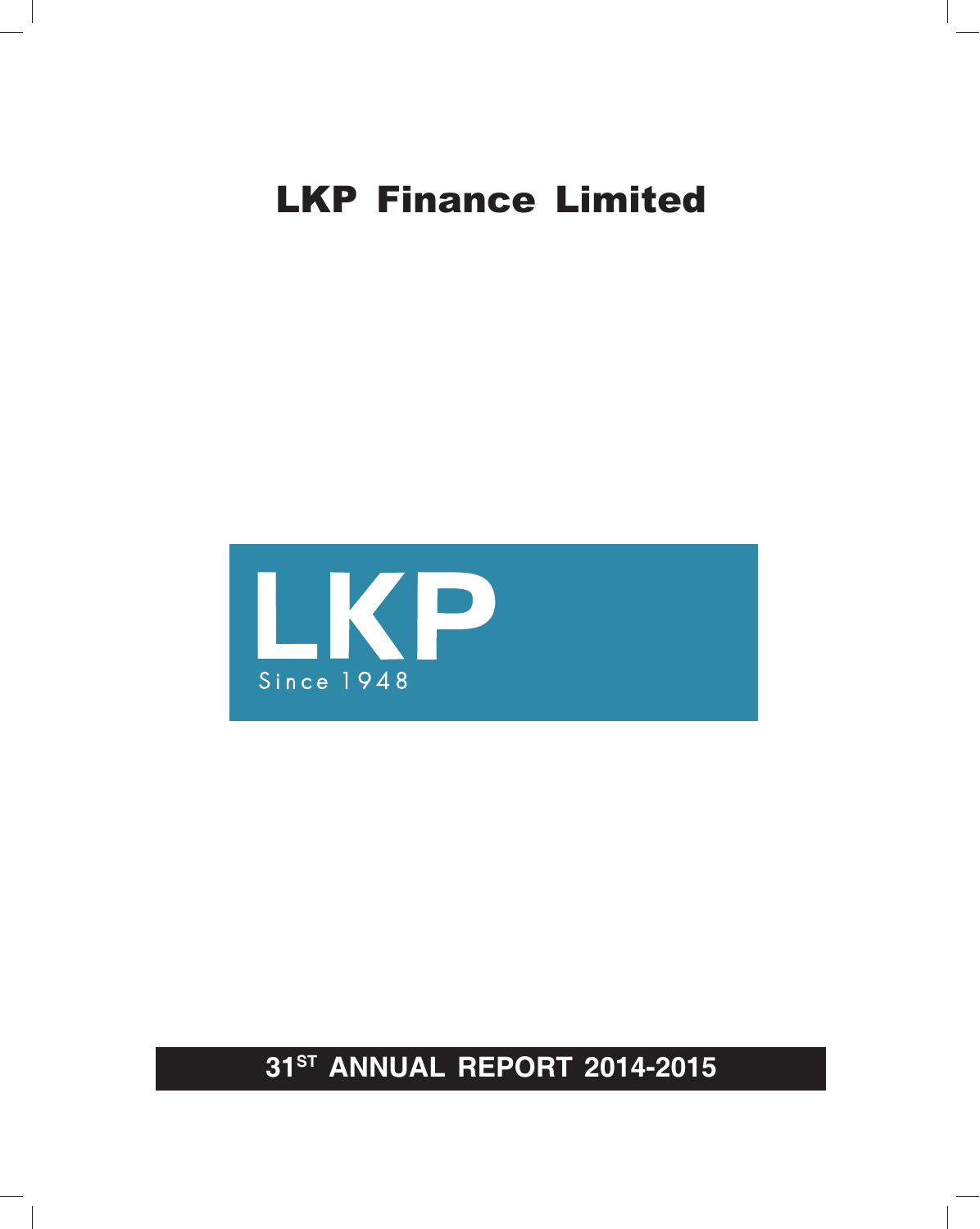# LKP Finance Limited

LKP

Since 1948

## 31ST ANNUAL REPORT 2014-2015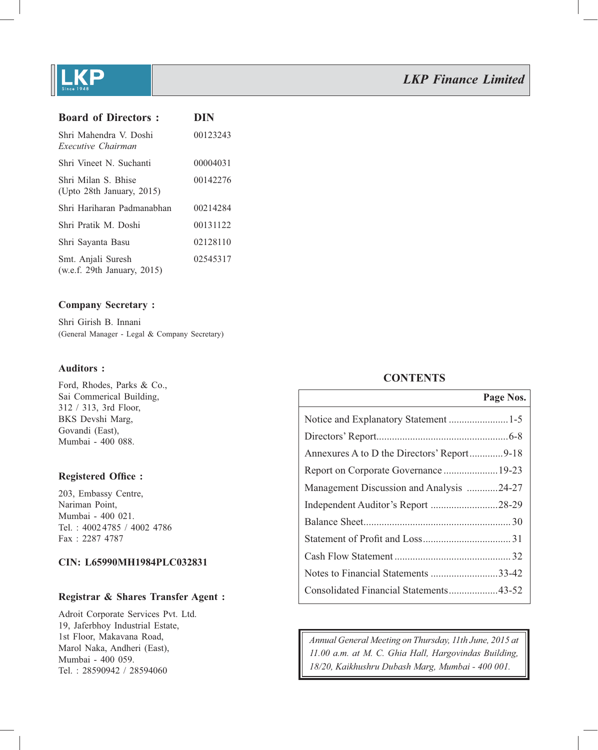# LKP Finance Limited

## Board of Directors :

| Board of Directors | DIN |
|---|---|
| Shri Mahendra V. Doshi *Executive Chairman* | 00123243 |
| Shri Vineet N. Suchanti | 00004031 |
| Shri Milan S. Bhise (Upto 28th January, 2015) | 00142276 |
| Shri Hariharan Padmanabhan | 00214284 |
| Shri Pratik M. Doshi | 00131122 |
| Shri Sayanta Basu | 02128110 |
| Smt. Anjali Suresh (w.e.f. 29th January, 2015) | 02545317 |

### Company Secretary :

Shri Girish B. Innani
(General Manager - Legal & Company Secretary)

### Auditors :

Ford, Rhodes, Parks & Co.,
Sai Commerical Building,
312 / 313, 3rd Floor,
BKS Devshi Marg,
Govandi (East),
Mumbai - 400 088.

### Registered Office :

203, Embassy Centre,
Nariman Point,
Mumbai - 400 021.
Tel. : 4002 4785 / 4002 4786
Fax : 2287 4787

### CIN: L65990MH1984PLC032831

### Registrar & Shares Transfer Agent :

Adroit Corporate Services Pvt. Ltd.
19, Jaferbhoy Industrial Estate,
1st Floor, Makavana Road,
Marol Naka, Andheri (East),
Mumbai - 400 059.
Tel. : 28590942 / 28594060

## CONTENTS

| | Page Nos. |
|---|---|
| Notice and Explanatory Statement | 1-5 |
| Directors' Report | 6-8 |
| Annexures A to D the Directors' Report | 9-18 |
| Report on Corporate Governance | 19-23 |
| Management Discussion and Analysis | 24-27 |
| Independent Auditor's Report | 28-29 |
| Balance Sheet | 30 |
| Statement of Profit and Loss | 31 |
| Cash Flow Statement | 32 |
| Notes to Financial Statements | 33-42 |
| Consolidated Financial Statements | 43-52 |

*Annual General Meeting on Thursday, 11th June, 2015 at 11.00 a.m. at M. C. Ghia Hall, Hargovindas Building, 18/20, Kaikhushru Dubash Marg, Mumbai - 400 001.*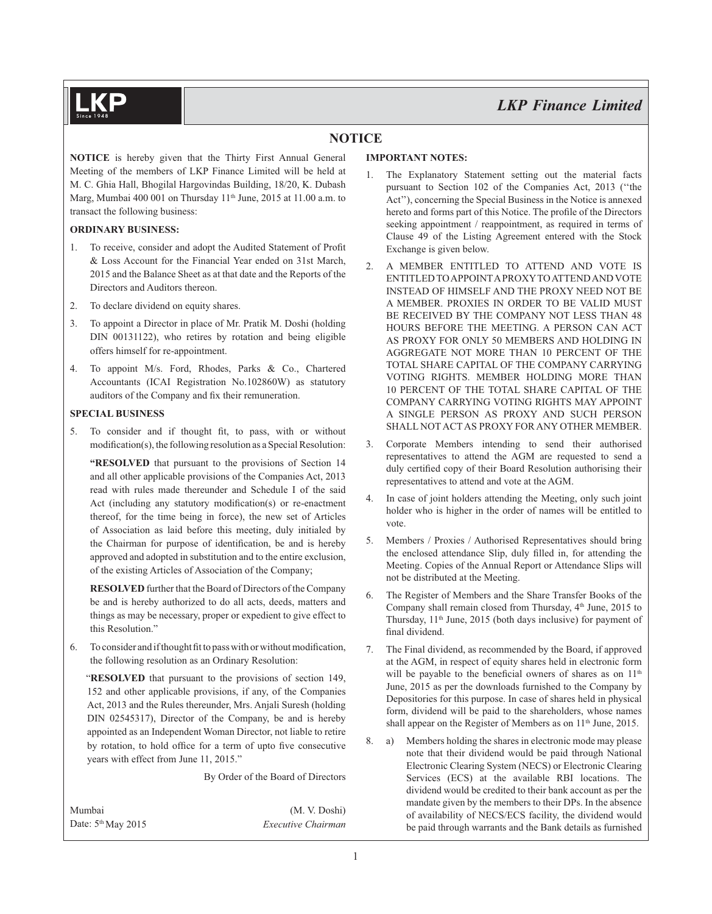# NOTICE

**NOTICE** is hereby given that the Thirty First Annual General Meeting of the members of LKP Finance Limited will be held at M. C. Ghia Hall, Bhogilal Hargovindas Building, 18/20, K. Dubash Marg, Mumbai 400 001 on Thursday 11th June, 2015 at 11.00 a.m. to transact the following business:

**ORDINARY BUSINESS:**

1. To receive, consider and adopt the Audited Statement of Profit & Loss Account for the Financial Year ended on 31st March, 2015 and the Balance Sheet as at that date and the Reports of the Directors and Auditors thereon.
2. To declare dividend on equity shares.
3. To appoint a Director in place of Mr. Pratik M. Doshi (holding DIN 00131122), who retires by rotation and being eligible offers himself for re-appointment.
4. To appoint M/s. Ford, Rhodes, Parks & Co., Chartered Accountants (ICAI Registration No.102860W) as statutory auditors of the Company and fix their remuneration.

**SPECIAL BUSINESS**

5. To consider and if thought fit, to pass, with or without modification(s), the following resolution as a Special Resolution:

   **"RESOLVED** that pursuant to the provisions of Section 14 and all other applicable provisions of the Companies Act, 2013 read with rules made thereunder and Schedule I of the said Act (including any statutory modification(s) or re-enactment thereof, for the time being in force), the new set of Articles of Association as laid before this meeting, duly initialed by the Chairman for purpose of identification, be and is hereby approved and adopted in substitution and to the entire exclusion, of the existing Articles of Association of the Company;

   **RESOLVED** further that the Board of Directors of the Company be and is hereby authorized to do all acts, deeds, matters and things as may be necessary, proper or expedient to give effect to this Resolution."

6. To consider and if thought fit to pass with or without modification, the following resolution as an Ordinary Resolution:

   "**RESOLVED** that pursuant to the provisions of section 149, 152 and other applicable provisions, if any, of the Companies Act, 2013 and the Rules thereunder, Mrs. Anjali Suresh (holding DIN 02545317), Director of the Company, be and is hereby appointed as an Independent Woman Director, not liable to retire by rotation, to hold office for a term of upto five consecutive years with effect from June 11, 2015."

By Order of the Board of Directors

Mumbai
Date: 5th May 2015

(M. V. Doshi)
*Executive Chairman*

**IMPORTANT NOTES:**

1. The Explanatory Statement setting out the material facts pursuant to Section 102 of the Companies Act, 2013 (''the Act''), concerning the Special Business in the Notice is annexed hereto and forms part of this Notice. The profile of the Directors seeking appointment / reappointment, as required in terms of Clause 49 of the Listing Agreement entered with the Stock Exchange is given below.
2. A MEMBER ENTITLED TO ATTEND AND VOTE IS ENTITLED TO APPOINT A PROXY TO ATTEND AND VOTE INSTEAD OF HIMSELF AND THE PROXY NEED NOT BE A MEMBER. PROXIES IN ORDER TO BE VALID MUST BE RECEIVED BY THE COMPANY NOT LESS THAN 48 HOURS BEFORE THE MEETING. A PERSON CAN ACT AS PROXY FOR ONLY 50 MEMBERS AND HOLDING IN AGGREGATE NOT MORE THAN 10 PERCENT OF THE TOTAL SHARE CAPITAL OF THE COMPANY CARRYING VOTING RIGHTS. MEMBER HOLDING MORE THAN 10 PERCENT OF THE TOTAL SHARE CAPITAL OF THE COMPANY CARRYING VOTING RIGHTS MAY APPOINT A SINGLE PERSON AS PROXY AND SUCH PERSON SHALL NOT ACT AS PROXY FOR ANY OTHER MEMBER.
3. Corporate Members intending to send their authorised representatives to attend the AGM are requested to send a duly certified copy of their Board Resolution authorising their representatives to attend and vote at the AGM.
4. In case of joint holders attending the Meeting, only such joint holder who is higher in the order of names will be entitled to vote.
5. Members / Proxies / Authorised Representatives should bring the enclosed attendance Slip, duly filled in, for attending the Meeting. Copies of the Annual Report or Attendance Slips will not be distributed at the Meeting.
6. The Register of Members and the Share Transfer Books of the Company shall remain closed from Thursday, 4th June, 2015 to Thursday, 11th June, 2015 (both days inclusive) for payment of final dividend.
7. The Final dividend, as recommended by the Board, if approved at the AGM, in respect of equity shares held in electronic form will be payable to the beneficial owners of shares as on 11th June, 2015 as per the downloads furnished to the Company by Depositories for this purpose. In case of shares held in physical form, dividend will be paid to the shareholders, whose names shall appear on the Register of Members as on 11th June, 2015.
8. a) Members holding the shares in electronic mode may please note that their dividend would be paid through National Electronic Clearing System (NECS) or Electronic Clearing Services (ECS) at the available RBI locations. The dividend would be credited to their bank account as per the mandate given by the members to their DPs. In the absence of availability of NECS/ECS facility, the dividend would be paid through warrants and the Bank details as furnished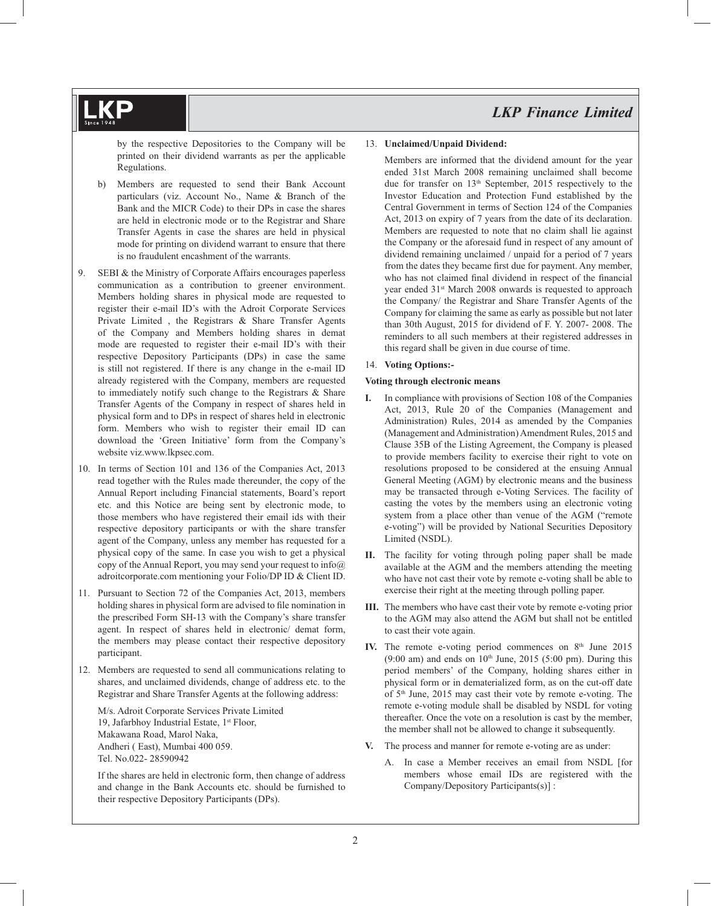by the respective Depositories to the Company will be printed on their dividend warrants as per the applicable Regulations.

b) Members are requested to send their Bank Account particulars (viz. Account No., Name & Branch of the Bank and the MICR Code) to their DPs in case the shares are held in electronic mode or to the Registrar and Share Transfer Agents in case the shares are held in physical mode for printing on dividend warrant to ensure that there is no fraudulent encashment of the warrants.

9. SEBI & the Ministry of Corporate Affairs encourages paperless communication as a contribution to greener environment. Members holding shares in physical mode are requested to register their e-mail ID's with the Adroit Corporate Services Private Limited , the Registrars & Share Transfer Agents of the Company and Members holding shares in demat mode are requested to register their e-mail ID's with their respective Depository Participants (DPs) in case the same is still not registered. If there is any change in the e-mail ID already registered with the Company, members are requested to immediately notify such change to the Registrars & Share Transfer Agents of the Company in respect of shares held in physical form and to DPs in respect of shares held in electronic form. Members who wish to register their email ID can download the 'Green Initiative' form from the Company's website viz.www.lkpsec.com.

10. In terms of Section 101 and 136 of the Companies Act, 2013 read together with the Rules made thereunder, the copy of the Annual Report including Financial statements, Board's report etc. and this Notice are being sent by electronic mode, to those members who have registered their email ids with their respective depository participants or with the share transfer agent of the Company, unless any member has requested for a physical copy of the same. In case you wish to get a physical copy of the Annual Report, you may send your request to info@adroitcorporate.com mentioning your Folio/DP ID & Client ID.

11. Pursuant to Section 72 of the Companies Act, 2013, members holding shares in physical form are advised to file nomination in the prescribed Form SH-13 with the Company's share transfer agent. In respect of shares held in electronic/ demat form, the members may please contact their respective depository participant.

12. Members are requested to send all communications relating to shares, and unclaimed dividends, change of address etc. to the Registrar and Share Transfer Agents at the following address:

M/s. Adroit Corporate Services Private Limited
19, Jafarbhoy Industrial Estate, 1st Floor,
Makawana Road, Marol Naka,
Andheri ( East), Mumbai 400 059.
Tel. No.022- 28590942

If the shares are held in electronic form, then change of address and change in the Bank Accounts etc. should be furnished to their respective Depository Participants (DPs).

13. **Unclaimed/Unpaid Dividend:**

Members are informed that the dividend amount for the year ended 31st March 2008 remaining unclaimed shall become due for transfer on 13th September, 2015 respectively to the Investor Education and Protection Fund established by the Central Government in terms of Section 124 of the Companies Act, 2013 on expiry of 7 years from the date of its declaration. Members are requested to note that no claim shall lie against the Company or the aforesaid fund in respect of any amount of dividend remaining unclaimed / unpaid for a period of 7 years from the dates they became first due for payment. Any member, who has not claimed final dividend in respect of the financial year ended 31st March 2008 onwards is requested to approach the Company/ the Registrar and Share Transfer Agents of the Company for claiming the same as early as possible but not later than 30th August, 2015 for dividend of F. Y. 2007- 2008. The reminders to all such members at their registered addresses in this regard shall be given in due course of time.

14. **Voting Options:-**

**Voting through electronic means**

**I.** In compliance with provisions of Section 108 of the Companies Act, 2013, Rule 20 of the Companies (Management and Administration) Rules, 2014 as amended by the Companies (Management and Administration) Amendment Rules, 2015 and Clause 35B of the Listing Agreement, the Company is pleased to provide members facility to exercise their right to vote on resolutions proposed to be considered at the ensuing Annual General Meeting (AGM) by electronic means and the business may be transacted through e-Voting Services. The facility of casting the votes by the members using an electronic voting system from a place other than venue of the AGM ("remote e-voting") will be provided by National Securities Depository Limited (NSDL).

**II.** The facility for voting through poling paper shall be made available at the AGM and the members attending the meeting who have not cast their vote by remote e-voting shall be able to exercise their right at the meeting through polling paper.

**III.** The members who have cast their vote by remote e-voting prior to the AGM may also attend the AGM but shall not be entitled to cast their vote again.

**IV.** The remote e-voting period commences on 8th June 2015 (9:00 am) and ends on 10th June, 2015 (5:00 pm). During this period members' of the Company, holding shares either in physical form or in dematerialized form, as on the cut-off date of 5th June, 2015 may cast their vote by remote e-voting. The remote e-voting module shall be disabled by NSDL for voting thereafter. Once the vote on a resolution is cast by the member, the member shall not be allowed to change it subsequently.

**V.** The process and manner for remote e-voting are as under:

A. In case a Member receives an email from NSDL [for members whose email IDs are registered with the Company/Depository Participants(s)] :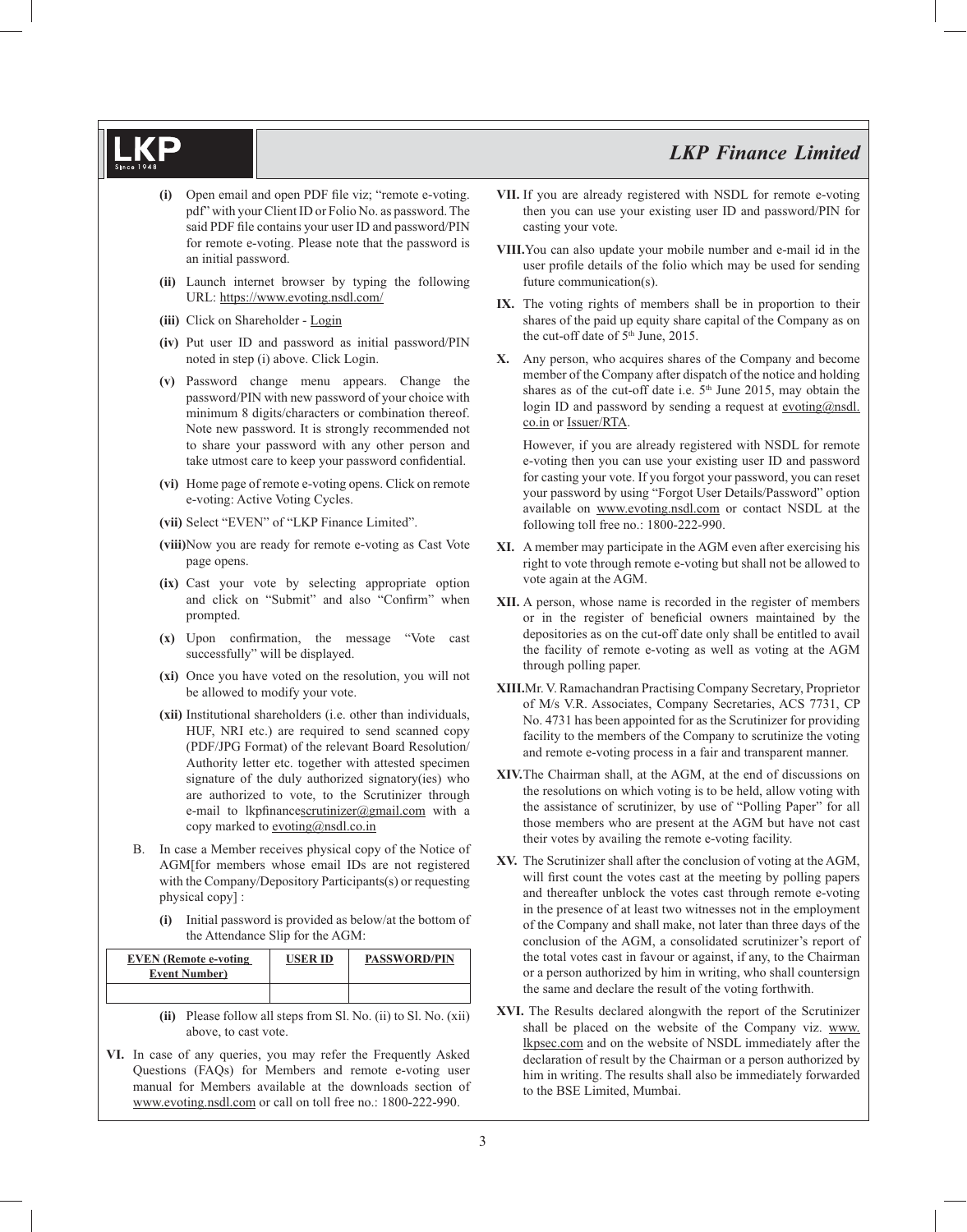(i) Open email and open PDF file viz; "remote e-voting. pdf" with your Client ID or Folio No. as password. The said PDF file contains your user ID and password/PIN for remote e-voting. Please note that the password is an initial password.

(ii) Launch internet browser by typing the following URL: https://www.evoting.nsdl.com/

(iii) Click on Shareholder - Login

(iv) Put user ID and password as initial password/PIN noted in step (i) above. Click Login.

(v) Password change menu appears. Change the password/PIN with new password of your choice with minimum 8 digits/characters or combination thereof. Note new password. It is strongly recommended not to share your password with any other person and take utmost care to keep your password confidential.

(vi) Home page of remote e-voting opens. Click on remote e-voting: Active Voting Cycles.

(vii) Select "EVEN" of "LKP Finance Limited".

(viii) Now you are ready for remote e-voting as Cast Vote page opens.

(ix) Cast your vote by selecting appropriate option and click on "Submit" and also "Confirm" when prompted.

(x) Upon confirmation, the message "Vote cast successfully" will be displayed.

(xi) Once you have voted on the resolution, you will not be allowed to modify your vote.

(xii) Institutional shareholders (i.e. other than individuals, HUF, NRI etc.) are required to send scanned copy (PDF/JPG Format) of the relevant Board Resolution/ Authority letter etc. together with attested specimen signature of the duly authorized signatory(ies) who are authorized to vote, to the Scrutinizer through e-mail to lkpfinancescrutinizer@gmail.com with a copy marked to evoting@nsdl.co.in

B. In case a Member receives physical copy of the Notice of AGM[for members whose email IDs are not registered with the Company/Depository Participants(s) or requesting physical copy] :

(i) Initial password is provided as below/at the bottom of the Attendance Slip for the AGM:

| EVEN (Remote e-voting Event Number) | USER ID | PASSWORD/PIN |
|---|---|---|
| | | |

(ii) Please follow all steps from Sl. No. (ii) to Sl. No. (xii) above, to cast vote.

VI. In case of any queries, you may refer the Frequently Asked Questions (FAQs) for Members and remote e-voting user manual for Members available at the downloads section of www.evoting.nsdl.com or call on toll free no.: 1800-222-990.

VII. If you are already registered with NSDL for remote e-voting then you can use your existing user ID and password/PIN for casting your vote.

VIII. You can also update your mobile number and e-mail id in the user profile details of the folio which may be used for sending future communication(s).

IX. The voting rights of members shall be in proportion to their shares of the paid up equity share capital of the Company as on the cut-off date of 5th June, 2015.

X. Any person, who acquires shares of the Company and become member of the Company after dispatch of the notice and holding shares as of the cut-off date i.e. 5th June 2015, may obtain the login ID and password by sending a request at evoting@nsdl.co.in or Issuer/RTA.

However, if you are already registered with NSDL for remote e-voting then you can use your existing user ID and password for casting your vote. If you forgot your password, you can reset your password by using "Forgot User Details/Password" option available on www.evoting.nsdl.com or contact NSDL at the following toll free no.: 1800-222-990.

XI. A member may participate in the AGM even after exercising his right to vote through remote e-voting but shall not be allowed to vote again at the AGM.

XII. A person, whose name is recorded in the register of members or in the register of beneficial owners maintained by the depositories as on the cut-off date only shall be entitled to avail the facility of remote e-voting as well as voting at the AGM through polling paper.

XIII. Mr. V. Ramachandran Practising Company Secretary, Proprietor of M/s V.R. Associates, Company Secretaries, ACS 7731, CP No. 4731 has been appointed for as the Scrutinizer for providing facility to the members of the Company to scrutinize the voting and remote e-voting process in a fair and transparent manner.

XIV. The Chairman shall, at the AGM, at the end of discussions on the resolutions on which voting is to be held, allow voting with the assistance of scrutinizer, by use of "Polling Paper" for all those members who are present at the AGM but have not cast their votes by availing the remote e-voting facility.

XV. The Scrutinizer shall after the conclusion of voting at the AGM, will first count the votes cast at the meeting by polling papers and thereafter unblock the votes cast through remote e-voting in the presence of at least two witnesses not in the employment of the Company and shall make, not later than three days of the conclusion of the AGM, a consolidated scrutinizer's report of the total votes cast in favour or against, if any, to the Chairman or a person authorized by him in writing, who shall countersign the same and declare the result of the voting forthwith.

XVI. The Results declared alongwith the report of the Scrutinizer shall be placed on the website of the Company viz. www.lkpsec.com and on the website of NSDL immediately after the declaration of result by the Chairman or a person authorized by him in writing. The results shall also be immediately forwarded to the BSE Limited, Mumbai.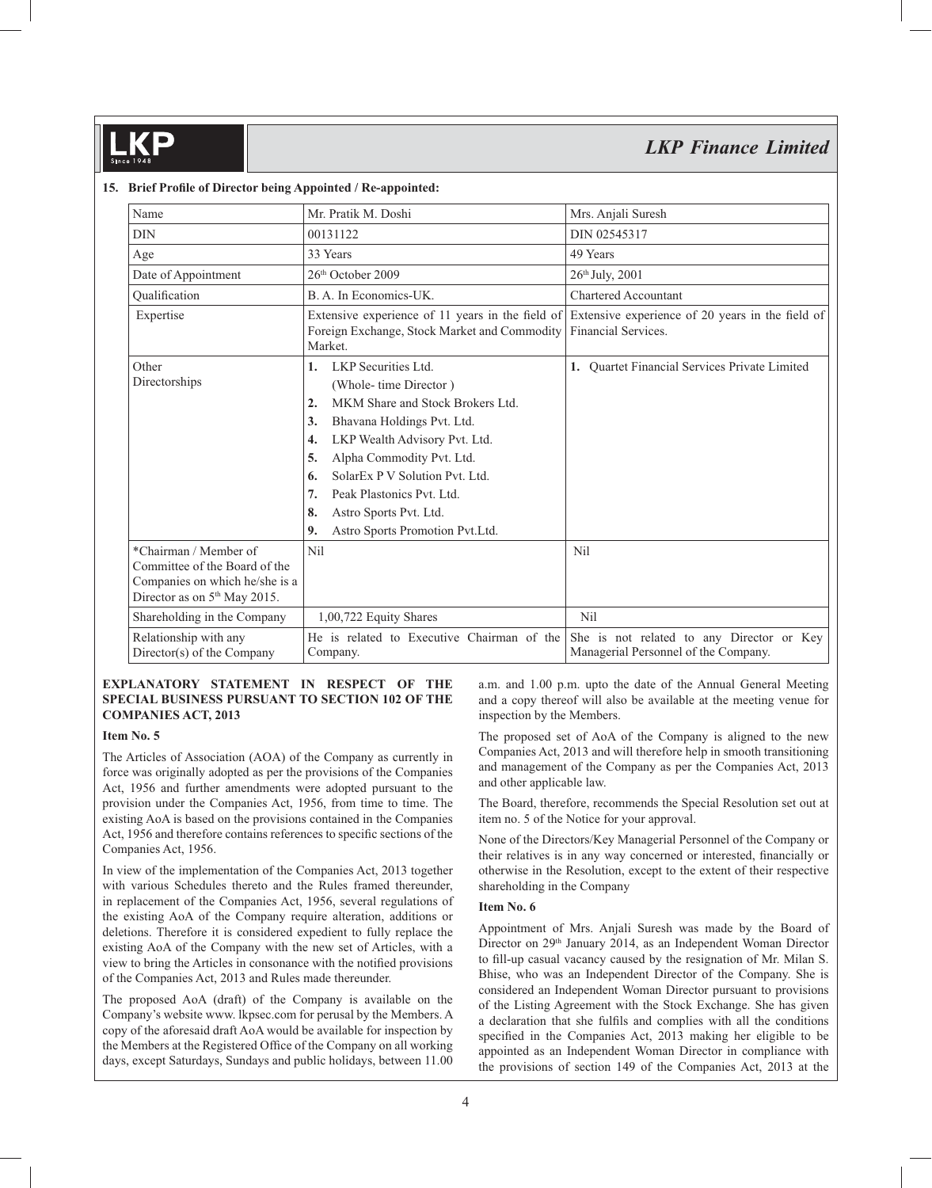### 15. Brief Profile of Director being Appointed / Re-appointed:

| Name | Mr. Pratik M. Doshi | Mrs. Anjali Suresh |
|---|---|---|
| DIN | 00131122 | DIN 02545317 |
| Age | 33 Years | 49 Years |
| Date of Appointment | 26th October 2009 | 26th July, 2001 |
| Qualification | B. A. In Economics-UK. | Chartered Accountant |
| Expertise | Extensive experience of 11 years in the field of Foreign Exchange, Stock Market and Commodity Market. | Extensive experience of 20 years in the field of Financial Services. |
| Other Directorships | 1. LKP Securities Ltd. (Whole- time Director ) 2. MKM Share and Stock Brokers Ltd. 3. Bhavana Holdings Pvt. Ltd. 4. LKP Wealth Advisory Pvt. Ltd. 5. Alpha Commodity Pvt. Ltd. 6. SolarEx P V Solution Pvt. Ltd. 7. Peak Plastonics Pvt. Ltd. 8. Astro Sports Pvt. Ltd. 9. Astro Sports Promotion Pvt.Ltd. | 1. Quartet Financial Services Private Limited |
| *Chairman / Member of Committee of the Board of the Companies on which he/she is a Director as on 5th May 2015. | Nil | Nil |
| Shareholding in the Company | 1,00,722 Equity Shares | Nil |
| Relationship with any Director(s) of the Company | He is related to Executive Chairman of the Company. | She is not related to any Director or Key Managerial Personnel of the Company. |

**EXPLANATORY STATEMENT IN RESPECT OF THE SPECIAL BUSINESS PURSUANT TO SECTION 102 OF THE COMPANIES ACT, 2013**

**Item No. 5**

The Articles of Association (AOA) of the Company as currently in force was originally adopted as per the provisions of the Companies Act, 1956 and further amendments were adopted pursuant to the provision under the Companies Act, 1956, from time to time. The existing AoA is based on the provisions contained in the Companies Act, 1956 and therefore contains references to specific sections of the Companies Act, 1956.

In view of the implementation of the Companies Act, 2013 together with various Schedules thereto and the Rules framed thereunder, in replacement of the Companies Act, 1956, several regulations of the existing AoA of the Company require alteration, additions or deletions. Therefore it is considered expedient to fully replace the existing AoA of the Company with the new set of Articles, with a view to bring the Articles in consonance with the notified provisions of the Companies Act, 2013 and Rules made thereunder.

The proposed AoA (draft) of the Company is available on the Company's website www. lkpsec.com for perusal by the Members. A copy of the aforesaid draft AoA would be available for inspection by the Members at the Registered Office of the Company on all working days, except Saturdays, Sundays and public holidays, between 11.00 a.m. and 1.00 p.m. upto the date of the Annual General Meeting and a copy thereof will also be available at the meeting venue for inspection by the Members.

The proposed set of AoA of the Company is aligned to the new Companies Act, 2013 and will therefore help in smooth transitioning and management of the Company as per the Companies Act, 2013 and other applicable law.

The Board, therefore, recommends the Special Resolution set out at item no. 5 of the Notice for your approval.

None of the Directors/Key Managerial Personnel of the Company or their relatives is in any way concerned or interested, financially or otherwise in the Resolution, except to the extent of their respective shareholding in the Company

**Item No. 6**

Appointment of Mrs. Anjali Suresh was made by the Board of Director on 29th January 2014, as an Independent Woman Director to fill-up casual vacancy caused by the resignation of Mr. Milan S. Bhise, who was an Independent Director of the Company. She is considered an Independent Woman Director pursuant to provisions of the Listing Agreement with the Stock Exchange. She has given a declaration that she fulfils and complies with all the conditions specified in the Companies Act, 2013 making her eligible to be appointed as an Independent Woman Director in compliance with the provisions of section 149 of the Companies Act, 2013 at the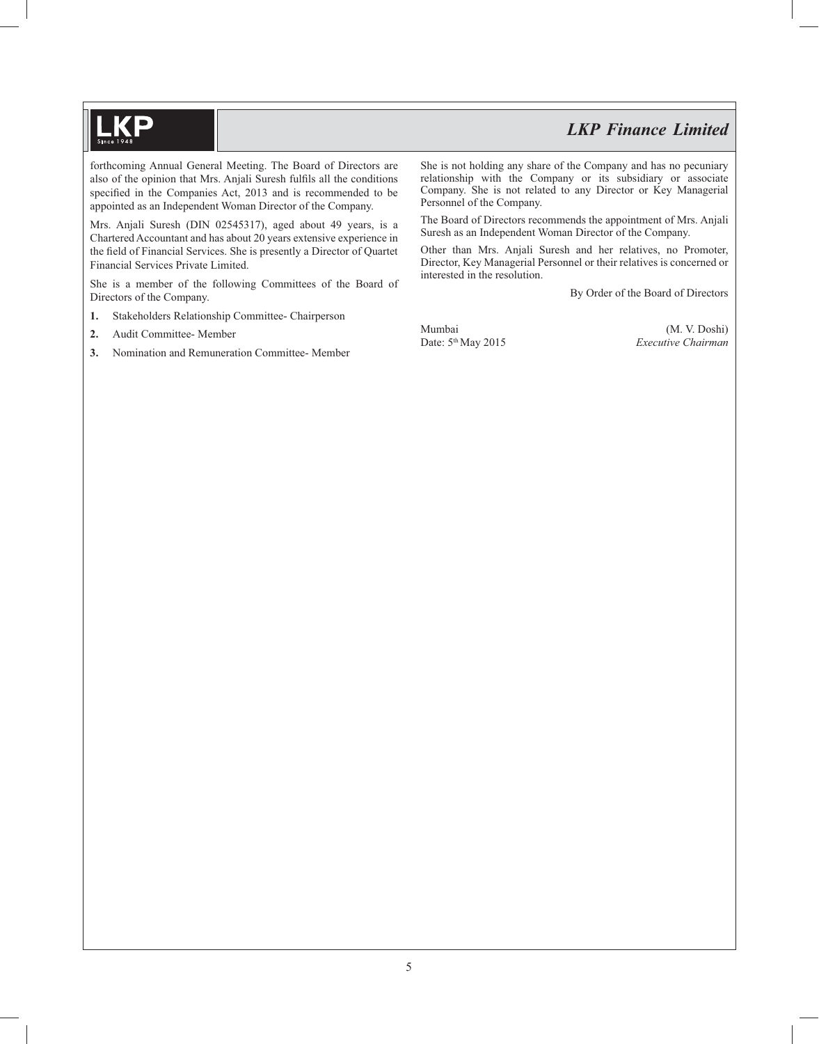forthcoming Annual General Meeting. The Board of Directors are also of the opinion that Mrs. Anjali Suresh fulfils all the conditions specified in the Companies Act, 2013 and is recommended to be appointed as an Independent Woman Director of the Company.

Mrs. Anjali Suresh (DIN 02545317), aged about 49 years, is a Chartered Accountant and has about 20 years extensive experience in the field of Financial Services. She is presently a Director of Quartet Financial Services Private Limited.

She is a member of the following Committees of the Board of Directors of the Company.

1. Stakeholders Relationship Committee- Chairperson
2. Audit Committee- Member
3. Nomination and Remuneration Committee- Member

She is not holding any share of the Company and has no pecuniary relationship with the Company or its subsidiary or associate Company. She is not related to any Director or Key Managerial Personnel of the Company.

The Board of Directors recommends the appointment of Mrs. Anjali Suresh as an Independent Woman Director of the Company.

Other than Mrs. Anjali Suresh and her relatives, no Promoter, Director, Key Managerial Personnel or their relatives is concerned or interested in the resolution.

By Order of the Board of Directors

Mumbai
Date: 5th May 2015

(M. V. Doshi)
*Executive Chairman*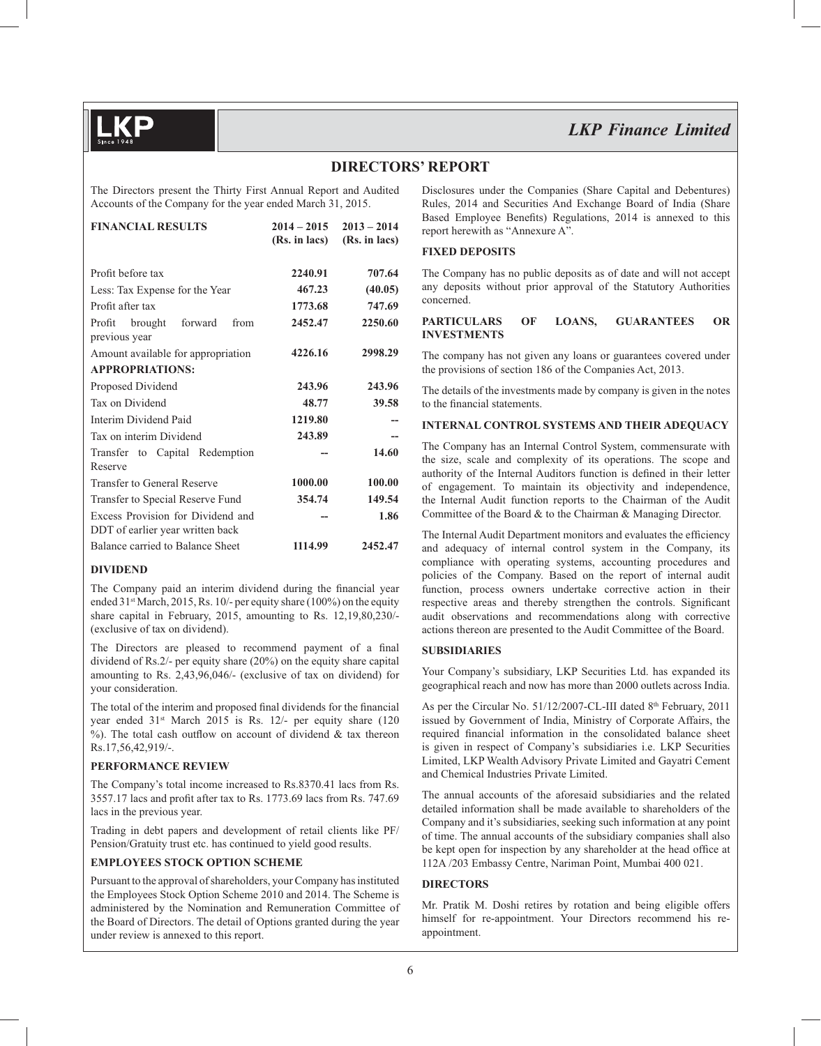## DIRECTORS' REPORT

The Directors present the Thirty First Annual Report and Audited Accounts of the Company for the year ended March 31, 2015.

| FINANCIAL RESULTS | 2014 – 2015 (Rs. in lacs) | 2013 – 2014 (Rs. in lacs) |
|---|---|---|
| Profit before tax | 2240.91 | 707.64 |
| Less: Tax Expense for the Year | 467.23 | (40.05) |
| Profit after tax | 1773.68 | 747.69 |
| Profit brought forward from previous year | 2452.47 | 2250.60 |
| Amount available for appropriation | 4226.16 | 2998.29 |
| **APPROPRIATIONS:** | | |
| Proposed Dividend | 243.96 | 243.96 |
| Tax on Dividend | 48.77 | 39.58 |
| Interim Dividend Paid | 1219.80 | -- |
| Tax on interim Dividend | 243.89 | -- |
| Transfer to Capital Redemption Reserve | -- | 14.60 |
| Transfer to General Reserve | 1000.00 | 100.00 |
| Transfer to Special Reserve Fund | 354.74 | 149.54 |
| Excess Provision for Dividend and DDT of earlier year written back | -- | 1.86 |
| Balance carried to Balance Sheet | 1114.99 | 2452.47 |

### DIVIDEND

The Company paid an interim dividend during the financial year ended 31st March, 2015, Rs. 10/- per equity share (100%) on the equity share capital in February, 2015, amounting to Rs. 12,19,80,230/- (exclusive of tax on dividend).

The Directors are pleased to recommend payment of a final dividend of Rs.2/- per equity share (20%) on the equity share capital amounting to Rs. 2,43,96,046/- (exclusive of tax on dividend) for your consideration.

The total of the interim and proposed final dividends for the financial year ended 31st March 2015 is Rs. 12/- per equity share (120 %). The total cash outflow on account of dividend & tax thereon Rs.17,56,42,919/-.

### PERFORMANCE REVIEW

The Company's total income increased to Rs.8370.41 lacs from Rs. 3557.17 lacs and profit after tax to Rs. 1773.69 lacs from Rs. 747.69 lacs in the previous year.

Trading in debt papers and development of retail clients like PF/ Pension/Gratuity trust etc. has continued to yield good results.

### EMPLOYEES STOCK OPTION SCHEME

Pursuant to the approval of shareholders, your Company has instituted the Employees Stock Option Scheme 2010 and 2014. The Scheme is administered by the Nomination and Remuneration Committee of the Board of Directors. The detail of Options granted during the year under review is annexed to this report.

Disclosures under the Companies (Share Capital and Debentures) Rules, 2014 and Securities And Exchange Board of India (Share Based Employee Benefits) Regulations, 2014 is annexed to this report herewith as "Annexure A".

### FIXED DEPOSITS

The Company has no public deposits as of date and will not accept any deposits without prior approval of the Statutory Authorities concerned.

### PARTICULARS OF LOANS, GUARANTEES OR INVESTMENTS

The company has not given any loans or guarantees covered under the provisions of section 186 of the Companies Act, 2013.

The details of the investments made by company is given in the notes to the financial statements.

### INTERNAL CONTROL SYSTEMS AND THEIR ADEQUACY

The Company has an Internal Control System, commensurate with the size, scale and complexity of its operations. The scope and authority of the Internal Auditors function is defined in their letter of engagement. To maintain its objectivity and independence, the Internal Audit function reports to the Chairman of the Audit Committee of the Board & to the Chairman & Managing Director.

The Internal Audit Department monitors and evaluates the efficiency and adequacy of internal control system in the Company, its compliance with operating systems, accounting procedures and policies of the Company. Based on the report of internal audit function, process owners undertake corrective action in their respective areas and thereby strengthen the controls. Significant audit observations and recommendations along with corrective actions thereon are presented to the Audit Committee of the Board.

### SUBSIDIARIES

Your Company's subsidiary, LKP Securities Ltd. has expanded its geographical reach and now has more than 2000 outlets across India.

As per the Circular No. 51/12/2007-CL-III dated 8th February, 2011 issued by Government of India, Ministry of Corporate Affairs, the required financial information in the consolidated balance sheet is given in respect of Company's subsidiaries i.e. LKP Securities Limited, LKP Wealth Advisory Private Limited and Gayatri Cement and Chemical Industries Private Limited.

The annual accounts of the aforesaid subsidiaries and the related detailed information shall be made available to shareholders of the Company and it's subsidiaries, seeking such information at any point of time. The annual accounts of the subsidiary companies shall also be kept open for inspection by any shareholder at the head office at 112A /203 Embassy Centre, Nariman Point, Mumbai 400 021.

### DIRECTORS

Mr. Pratik M. Doshi retires by rotation and being eligible offers himself for re-appointment. Your Directors recommend his re-appointment.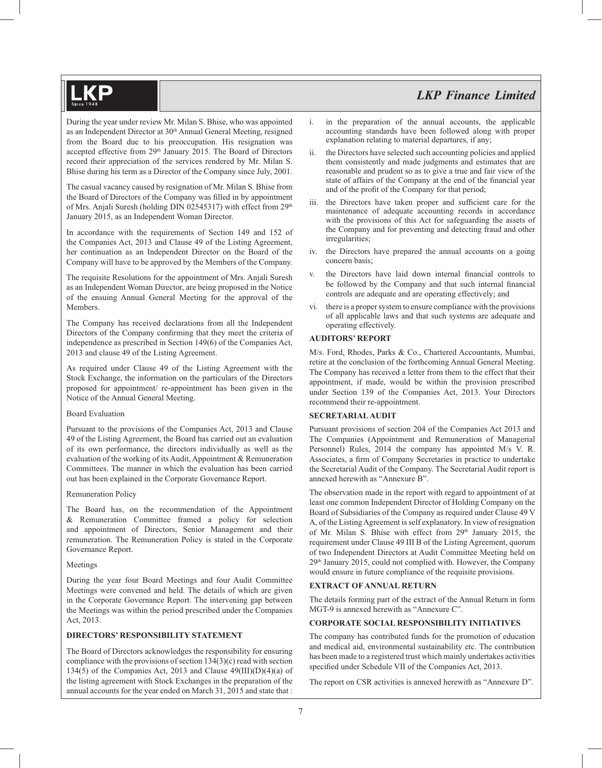During the year under review Mr. Milan S. Bhise, who was appointed as an Independent Director at 30th Annual General Meeting, resigned from the Board due to his preoccupation. His resignation was accepted effective from 29th January 2015. The Board of Directors record their appreciation of the services rendered by Mr. Milan S. Bhise during his term as a Director of the Company since July, 2001.

The casual vacancy caused by resignation of Mr. Milan S. Bhise from the Board of Directors of the Company was filled in by appointment of Mrs. Anjali Suresh (holding DIN 02545317) with effect from 29th January 2015, as an Independent Woman Director.

In accordance with the requirements of Section 149 and 152 of the Companies Act, 2013 and Clause 49 of the Listing Agreement, her continuation as an Independent Director on the Board of the Company will have to be approved by the Members of the Company.

The requisite Resolutions for the appointment of Mrs. Anjali Suresh as an Independent Woman Director, are being proposed in the Notice of the ensuing Annual General Meeting for the approval of the Members.

The Company has received declarations from all the Independent Directors of the Company confirming that they meet the criteria of independence as prescribed in Section 149(6) of the Companies Act, 2013 and clause 49 of the Listing Agreement.

As required under Clause 49 of the Listing Agreement with the Stock Exchange, the information on the particulars of the Directors proposed for appointment/ re-appointment has been given in the Notice of the Annual General Meeting.

Board Evaluation

Pursuant to the provisions of the Companies Act, 2013 and Clause 49 of the Listing Agreement, the Board has carried out an evaluation of its own performance, the directors individually as well as the evaluation of the working of its Audit, Appointment & Remuneration Committees. The manner in which the evaluation has been carried out has been explained in the Corporate Governance Report.

Remuneration Policy

The Board has, on the recommendation of the Appointment & Remuneration Committee framed a policy for selection and appointment of Directors, Senior Management and their remuneration. The Remuneration Policy is stated in the Corporate Governance Report.

Meetings

During the year four Board Meetings and four Audit Committee Meetings were convened and held. The details of which are given in the Corporate Governance Report. The intervening gap between the Meetings was within the period prescribed under the Companies Act, 2013.

## DIRECTORS' RESPONSIBILITY STATEMENT

The Board of Directors acknowledges the responsibility for ensuring compliance with the provisions of section 134(3)(c) read with section 134(5) of the Companies Act, 2013 and Clause 49(III)(D)(4)(a) of the listing agreement with Stock Exchanges in the preparation of the annual accounts for the year ended on March 31, 2015 and state that :

i. in the preparation of the annual accounts, the applicable accounting standards have been followed along with proper explanation relating to material departures, if any;

ii. the Directors have selected such accounting policies and applied them consistently and made judgments and estimates that are reasonable and prudent so as to give a true and fair view of the state of affairs of the Company at the end of the financial year and of the profit of the Company for that period;

iii. the Directors have taken proper and sufficient care for the maintenance of adequate accounting records in accordance with the provisions of this Act for safeguarding the assets of the Company and for preventing and detecting fraud and other irregularities;

iv. the Directors have prepared the annual accounts on a going concern basis;

v. the Directors have laid down internal financial controls to be followed by the Company and that such internal financial controls are adequate and are operating effectively; and

vi. there is a proper system to ensure compliance with the provisions of all applicable laws and that such systems are adequate and operating effectively.

## AUDITORS' REPORT

M/s. Ford, Rhodes, Parks & Co., Chartered Accountants, Mumbai, retire at the conclusion of the forthcoming Annual General Meeting. The Company has received a letter from them to the effect that their appointment, if made, would be within the provision prescribed under Section 139 of the Companies Act, 2013. Your Directors recommend their re-appointment.

## SECRETARIAL AUDIT

Pursuant provisions of section 204 of the Companies Act 2013 and The Companies (Appointment and Remuneration of Managerial Personnel) Rules, 2014 the company has appointed M/s V. R. Associates, a firm of Company Secretaries in practice to undertake the Secretarial Audit of the Company. The Secretarial Audit report is annexed herewith as "Annexure B".

The observation made in the report with regard to appointment of at least one common Independent Director of Holding Company on the Board of Subsidiaries of the Company as required under Clause 49 V A, of the Listing Agreement is self explanatory. In view of resignation of Mr. Milan S. Bhise with effect from 29th January 2015, the requirement under Clause 49 III B of the Listing Agreement, quorum of two Independent Directors at Audit Committee Meeting held on 29th January 2015, could not complied with. However, the Company would ensure in future compliance of the requisite provisions.

## EXTRACT OF ANNUAL RETURN

The details forming part of the extract of the Annual Return in form MGT-9 is annexed herewith as "Annexure C".

## CORPORATE SOCIAL RESPONSIBILITY INITIATIVES

The company has contributed funds for the promotion of education and medical aid, environmental sustainability etc. The contribution has been made to a registered trust which mainly undertakes activities specified under Schedule VII of the Companies Act, 2013.

The report on CSR activities is annexed herewith as "Annexure D".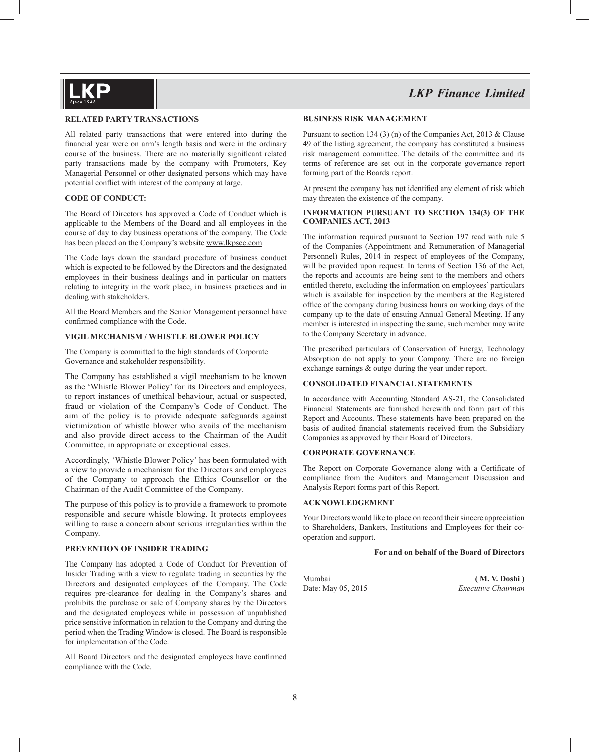## RELATED PARTY TRANSACTIONS

All related party transactions that were entered into during the financial year were on arm's length basis and were in the ordinary course of the business. There are no materially significant related party transactions made by the company with Promoters, Key Managerial Personnel or other designated persons which may have potential conflict with interest of the company at large.

## CODE OF CONDUCT:

The Board of Directors has approved a Code of Conduct which is applicable to the Members of the Board and all employees in the course of day to day business operations of the company. The Code has been placed on the Company's website www.lkpsec.com

The Code lays down the standard procedure of business conduct which is expected to be followed by the Directors and the designated employees in their business dealings and in particular on matters relating to integrity in the work place, in business practices and in dealing with stakeholders.

All the Board Members and the Senior Management personnel have confirmed compliance with the Code.

## VIGIL MECHANISM / WHISTLE BLOWER POLICY

The Company is committed to the high standards of Corporate Governance and stakeholder responsibility.

The Company has established a vigil mechanism to be known as the 'Whistle Blower Policy' for its Directors and employees, to report instances of unethical behaviour, actual or suspected, fraud or violation of the Company's Code of Conduct. The aim of the policy is to provide adequate safeguards against victimization of whistle blower who avails of the mechanism and also provide direct access to the Chairman of the Audit Committee, in appropriate or exceptional cases.

Accordingly, 'Whistle Blower Policy' has been formulated with a view to provide a mechanism for the Directors and employees of the Company to approach the Ethics Counsellor or the Chairman of the Audit Committee of the Company.

The purpose of this policy is to provide a framework to promote responsible and secure whistle blowing. It protects employees willing to raise a concern about serious irregularities within the Company.

## PREVENTION OF INSIDER TRADING

The Company has adopted a Code of Conduct for Prevention of Insider Trading with a view to regulate trading in securities by the Directors and designated employees of the Company. The Code requires pre-clearance for dealing in the Company's shares and prohibits the purchase or sale of Company shares by the Directors and the designated employees while in possession of unpublished price sensitive information in relation to the Company and during the period when the Trading Window is closed. The Board is responsible for implementation of the Code.

All Board Directors and the designated employees have confirmed compliance with the Code.

## BUSINESS RISK MANAGEMENT

Pursuant to section 134 (3) (n) of the Companies Act, 2013 & Clause 49 of the listing agreement, the company has constituted a business risk management committee. The details of the committee and its terms of reference are set out in the corporate governance report forming part of the Boards report.

At present the company has not identified any element of risk which may threaten the existence of the company.

## INFORMATION PURSUANT TO SECTION 134(3) OF THE COMPANIES ACT, 2013

The information required pursuant to Section 197 read with rule 5 of the Companies (Appointment and Remuneration of Managerial Personnel) Rules, 2014 in respect of employees of the Company, will be provided upon request. In terms of Section 136 of the Act, the reports and accounts are being sent to the members and others entitled thereto, excluding the information on employees' particulars which is available for inspection by the members at the Registered office of the company during business hours on working days of the company up to the date of ensuing Annual General Meeting. If any member is interested in inspecting the same, such member may write to the Company Secretary in advance.

The prescribed particulars of Conservation of Energy, Technology Absorption do not apply to your Company. There are no foreign exchange earnings & outgo during the year under report.

## CONSOLIDATED FINANCIAL STATEMENTS

In accordance with Accounting Standard AS-21, the Consolidated Financial Statements are furnished herewith and form part of this Report and Accounts. These statements have been prepared on the basis of audited financial statements received from the Subsidiary Companies as approved by their Board of Directors.

## CORPORATE GOVERNANCE

The Report on Corporate Governance along with a Certificate of compliance from the Auditors and Management Discussion and Analysis Report forms part of this Report.

## ACKNOWLEDGEMENT

Your Directors would like to place on record their sincere appreciation to Shareholders, Bankers, Institutions and Employees for their co-operation and support.

**For and on behalf of the Board of Directors**

Mumbai
Date: May 05, 2015

**( M. V. Doshi )**
*Executive Chairman*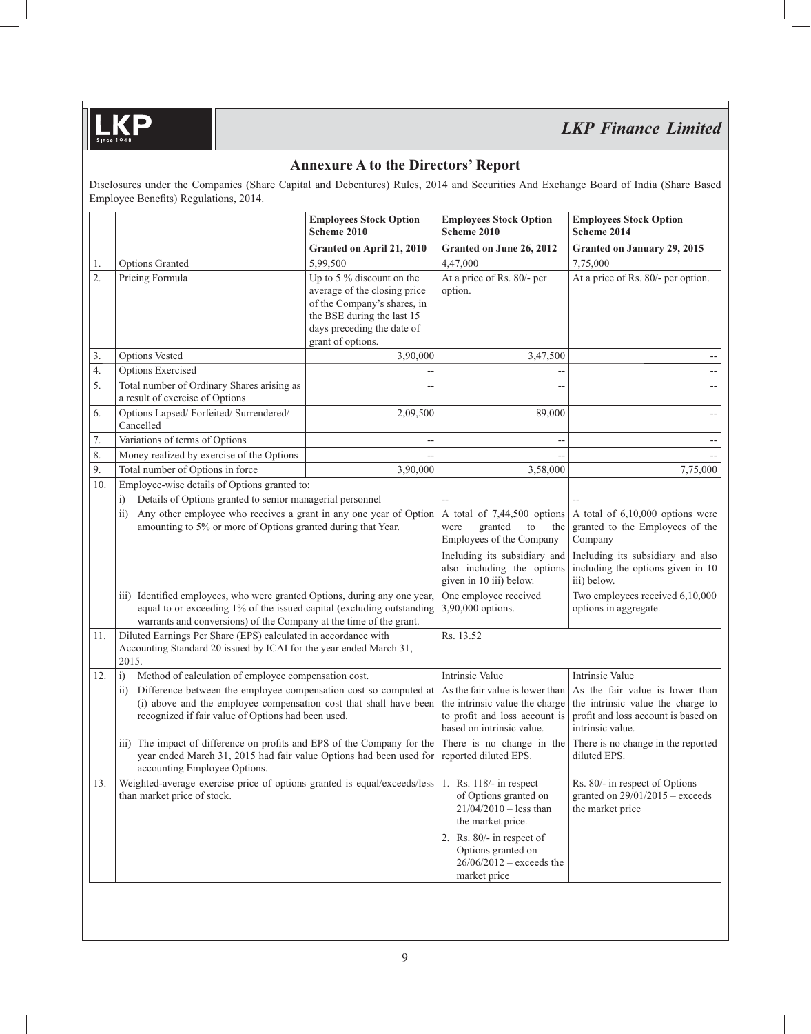## Annexure A to the Directors' Report

Disclosures under the Companies (Share Capital and Debentures) Rules, 2014 and Securities And Exchange Board of India (Share Based Employee Benefits) Regulations, 2014.

| | | Employees Stock Option Scheme 2010 | Employees Stock Option Scheme 2010 | Employees Stock Option Scheme 2014 |
|---|---|---|---|---|
| | | **Granted on April 21, 2010** | **Granted on June 26, 2012** | **Granted on January 29, 2015** |
| 1. | Options Granted | 5,99,500 | 4,47,000 | 7,75,000 |
| 2. | Pricing Formula | Up to 5 % discount on the average of the closing price of the Company's shares, in the BSE during the last 15 days preceding the date of grant of options. | At a price of Rs. 80/- per option. | At a price of Rs. 80/- per option. |
| 3. | Options Vested | 3,90,000 | 3,47,500 | -- |
| 4. | Options Exercised | -- | -- | -- |
| 5. | Total number of Ordinary Shares arising as a result of exercise of Options | -- | -- | -- |
| 6. | Options Lapsed/ Forfeited/ Surrendered/ Cancelled | 2,09,500 | 89,000 | -- |
| 7. | Variations of terms of Options | -- | -- | -- |
| 8. | Money realized by exercise of the Options | -- | -- | -- |
| 9. | Total number of Options in force | 3,90,000 | 3,58,000 | 7,75,000 |
| 10. | Employee-wise details of Options granted to: | | | |
| | i) Details of Options granted to senior managerial personnel | | -- | -- |
| | ii) Any other employee who receives a grant in any one year of Option amounting to 5% or more of Options granted during that Year. | | A total of 7,44,500 options were granted to the Employees of the Company Including its subsidiary and also including the options given in 10 iii) below. | A total of 6,10,000 options were granted to the Employees of the Company Including its subsidiary and also including the options given in 10 iii) below. |
| | iii) Identified employees, who were granted Options, during any one year, equal to or exceeding 1% of the issued capital (excluding outstanding warrants and conversions) of the Company at the time of the grant. | | One employee received 3,90,000 options. | Two employees received 6,10,000 options in aggregate. |
| 11. | Diluted Earnings Per Share (EPS) calculated in accordance with Accounting Standard 20 issued by ICAI for the year ended March 31, 2015. | | Rs. 13.52 | |
| 12. | i) Method of calculation of employee compensation cost. | | Intrinsic Value | Intrinsic Value |
| | ii) Difference between the employee compensation cost so computed at (i) above and the employee compensation cost that shall have been recognized if fair value of Options had been used. | | As the fair value is lower than the intrinsic value the charge to profit and loss account is based on intrinsic value. | As the fair value is lower than the intrinsic value the charge to profit and loss account is based on intrinsic value. |
| | iii) The impact of difference on profits and EPS of the Company for the year ended March 31, 2015 had fair value Options had been used for accounting Employee Options. | | There is no change in the reported diluted EPS. | There is no change in the reported diluted EPS. |
| 13. | Weighted-average exercise price of options granted is equal/exceeds/less than market price of stock. | | 1. Rs. 118/- in respect of Options granted on 21/04/2010 – less than the market price. 2. Rs. 80/- in respect of Options granted on 26/06/2012 – exceeds the market price | Rs. 80/- in respect of Options granted on 29/01/2015 – exceeds the market price |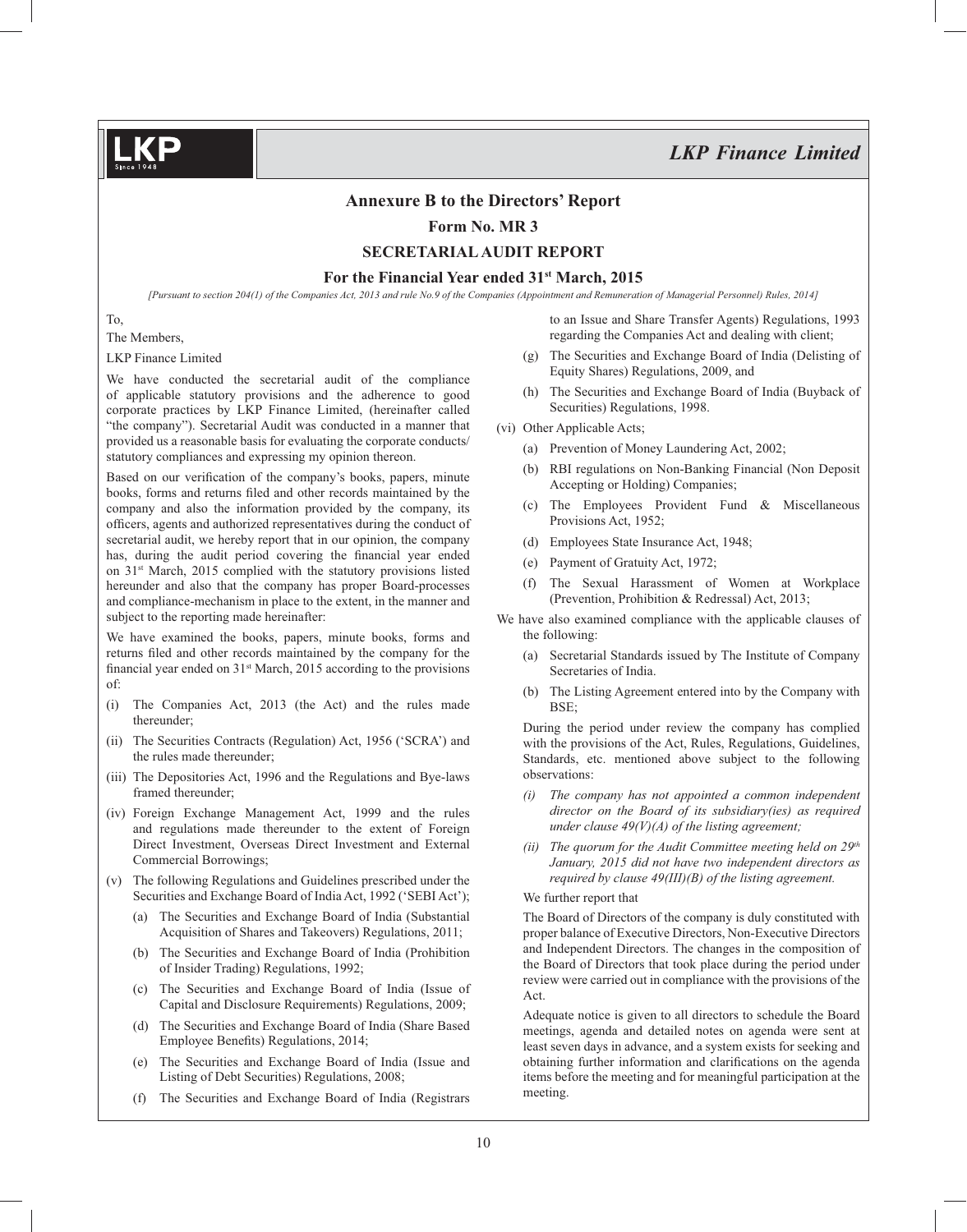# Annexure B to the Directors' Report

## Form No. MR 3

## SECRETARIAL AUDIT REPORT

### For the Financial Year ended 31st March, 2015

*[Pursuant to section 204(1) of the Companies Act, 2013 and rule No.9 of the Companies (Appointment and Remuneration of Managerial Personnel) Rules, 2014]*

To,

The Members,

LKP Finance Limited

We have conducted the secretarial audit of the compliance of applicable statutory provisions and the adherence to good corporate practices by LKP Finance Limited, (hereinafter called "the company"). Secretarial Audit was conducted in a manner that provided us a reasonable basis for evaluating the corporate conducts/ statutory compliances and expressing my opinion thereon.

Based on our verification of the company's books, papers, minute books, forms and returns filed and other records maintained by the company and also the information provided by the company, its officers, agents and authorized representatives during the conduct of secretarial audit, we hereby report that in our opinion, the company has, during the audit period covering the financial year ended on 31st March, 2015 complied with the statutory provisions listed hereunder and also that the company has proper Board-processes and compliance-mechanism in place to the extent, in the manner and subject to the reporting made hereinafter:

We have examined the books, papers, minute books, forms and returns filed and other records maintained by the company for the financial year ended on 31st March, 2015 according to the provisions of:

(i) The Companies Act, 2013 (the Act) and the rules made thereunder;

(ii) The Securities Contracts (Regulation) Act, 1956 ('SCRA') and the rules made thereunder;

(iii) The Depositories Act, 1996 and the Regulations and Bye-laws framed thereunder;

(iv) Foreign Exchange Management Act, 1999 and the rules and regulations made thereunder to the extent of Foreign Direct Investment, Overseas Direct Investment and External Commercial Borrowings;

(v) The following Regulations and Guidelines prescribed under the Securities and Exchange Board of India Act, 1992 ('SEBI Act');

- (a) The Securities and Exchange Board of India (Substantial Acquisition of Shares and Takeovers) Regulations, 2011;
- (b) The Securities and Exchange Board of India (Prohibition of Insider Trading) Regulations, 1992;
- (c) The Securities and Exchange Board of India (Issue of Capital and Disclosure Requirements) Regulations, 2009;
- (d) The Securities and Exchange Board of India (Share Based Employee Benefits) Regulations, 2014;
- (e) The Securities and Exchange Board of India (Issue and Listing of Debt Securities) Regulations, 2008;
- (f) The Securities and Exchange Board of India (Registrars to an Issue and Share Transfer Agents) Regulations, 1993 regarding the Companies Act and dealing with client;
- (g) The Securities and Exchange Board of India (Delisting of Equity Shares) Regulations, 2009, and
- (h) The Securities and Exchange Board of India (Buyback of Securities) Regulations, 1998.

(vi) Other Applicable Acts;

- (a) Prevention of Money Laundering Act, 2002;
- (b) RBI regulations on Non-Banking Financial (Non Deposit Accepting or Holding) Companies;
- (c) The Employees Provident Fund & Miscellaneous Provisions Act, 1952;
- (d) Employees State Insurance Act, 1948;
- (e) Payment of Gratuity Act, 1972;
- (f) The Sexual Harassment of Women at Workplace (Prevention, Prohibition & Redressal) Act, 2013;

We have also examined compliance with the applicable clauses of the following:

- (a) Secretarial Standards issued by The Institute of Company Secretaries of India.
- (b) The Listing Agreement entered into by the Company with BSE;

During the period under review the company has complied with the provisions of the Act, Rules, Regulations, Guidelines, Standards, etc. mentioned above subject to the following observations:

*(i) The company has not appointed a common independent director on the Board of its subsidiary(ies) as required under clause 49(V)(A) of the listing agreement;*

*(ii) The quorum for the Audit Committee meeting held on 29th January, 2015 did not have two independent directors as required by clause 49(III)(B) of the listing agreement.*

We further report that

The Board of Directors of the company is duly constituted with proper balance of Executive Directors, Non-Executive Directors and Independent Directors. The changes in the composition of the Board of Directors that took place during the period under review were carried out in compliance with the provisions of the Act.

Adequate notice is given to all directors to schedule the Board meetings, agenda and detailed notes on agenda were sent at least seven days in advance, and a system exists for seeking and obtaining further information and clarifications on the agenda items before the meeting and for meaningful participation at the meeting.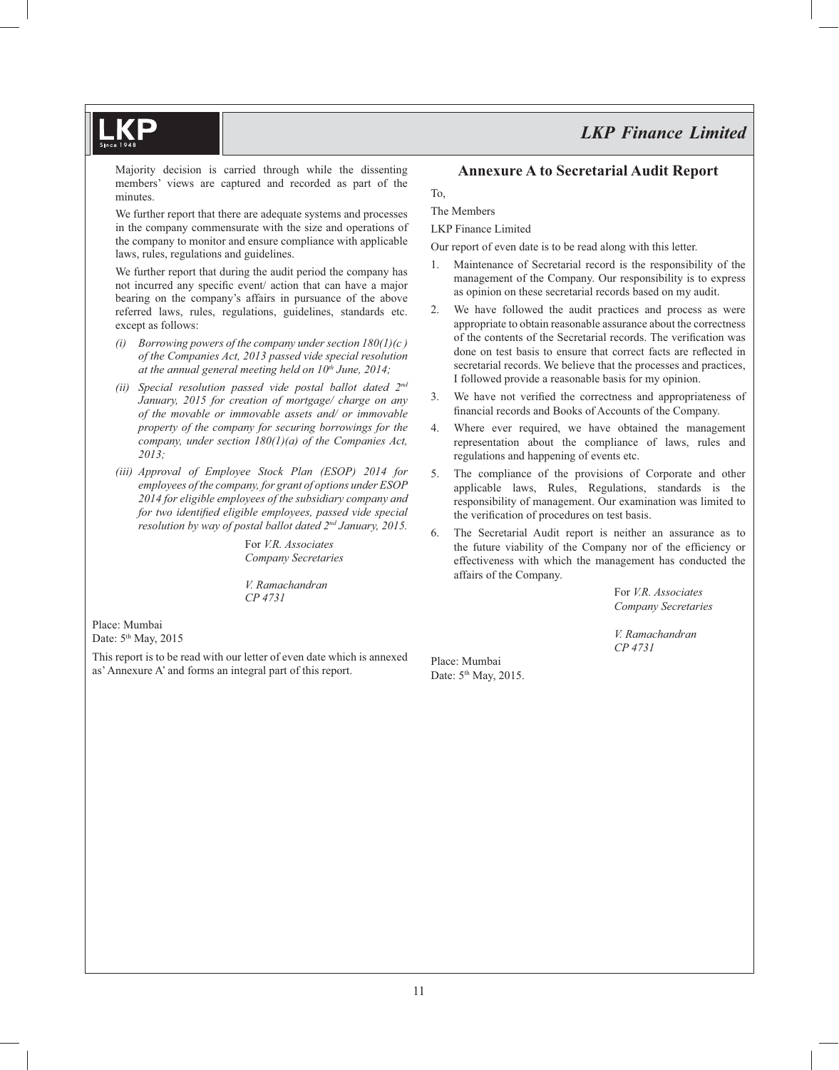Majority decision is carried through while the dissenting members' views are captured and recorded as part of the minutes.

We further report that there are adequate systems and processes in the company commensurate with the size and operations of the company to monitor and ensure compliance with applicable laws, rules, regulations and guidelines.

We further report that during the audit period the company has not incurred any specific event/ action that can have a major bearing on the company's affairs in pursuance of the above referred laws, rules, regulations, guidelines, standards etc. except as follows:

*(i) Borrowing powers of the company under section 180(1)(c ) of the Companies Act, 2013 passed vide special resolution at the annual general meeting held on 10th June, 2014;*

*(ii) Special resolution passed vide postal ballot dated 2nd January, 2015 for creation of mortgage/ charge on any of the movable or immovable assets and/ or immovable property of the company for securing borrowings for the company, under section 180(1)(a) of the Companies Act, 2013;*

*(iii) Approval of Employee Stock Plan (ESOP) 2014 for employees of the company, for grant of options under ESOP 2014 for eligible employees of the subsidiary company and for two identified eligible employees, passed vide special resolution by way of postal ballot dated 2nd January, 2015.*

For *V.R. Associates*
*Company Secretaries*

*V. Ramachandran*
*CP 4731*

Place: Mumbai
Date: 5th May, 2015

This report is to be read with our letter of even date which is annexed as' Annexure A' and forms an integral part of this report.

## Annexure A to Secretarial Audit Report

To,

The Members

LKP Finance Limited

Our report of even date is to be read along with this letter.

1. Maintenance of Secretarial record is the responsibility of the management of the Company. Our responsibility is to express as opinion on these secretarial records based on my audit.
2. We have followed the audit practices and process as were appropriate to obtain reasonable assurance about the correctness of the contents of the Secretarial records. The verification was done on test basis to ensure that correct facts are reflected in secretarial records. We believe that the processes and practices, I followed provide a reasonable basis for my opinion.
3. We have not verified the correctness and appropriateness of financial records and Books of Accounts of the Company.
4. Where ever required, we have obtained the management representation about the compliance of laws, rules and regulations and happening of events etc.
5. The compliance of the provisions of Corporate and other applicable laws, Rules, Regulations, standards is the responsibility of management. Our examination was limited to the verification of procedures on test basis.
6. The Secretarial Audit report is neither an assurance as to the future viability of the Company nor of the efficiency or effectiveness with which the management has conducted the affairs of the Company.

For *V.R. Associates*
*Company Secretaries*

*V. Ramachandran*
*CP 4731*

Place: Mumbai
Date: 5th May, 2015.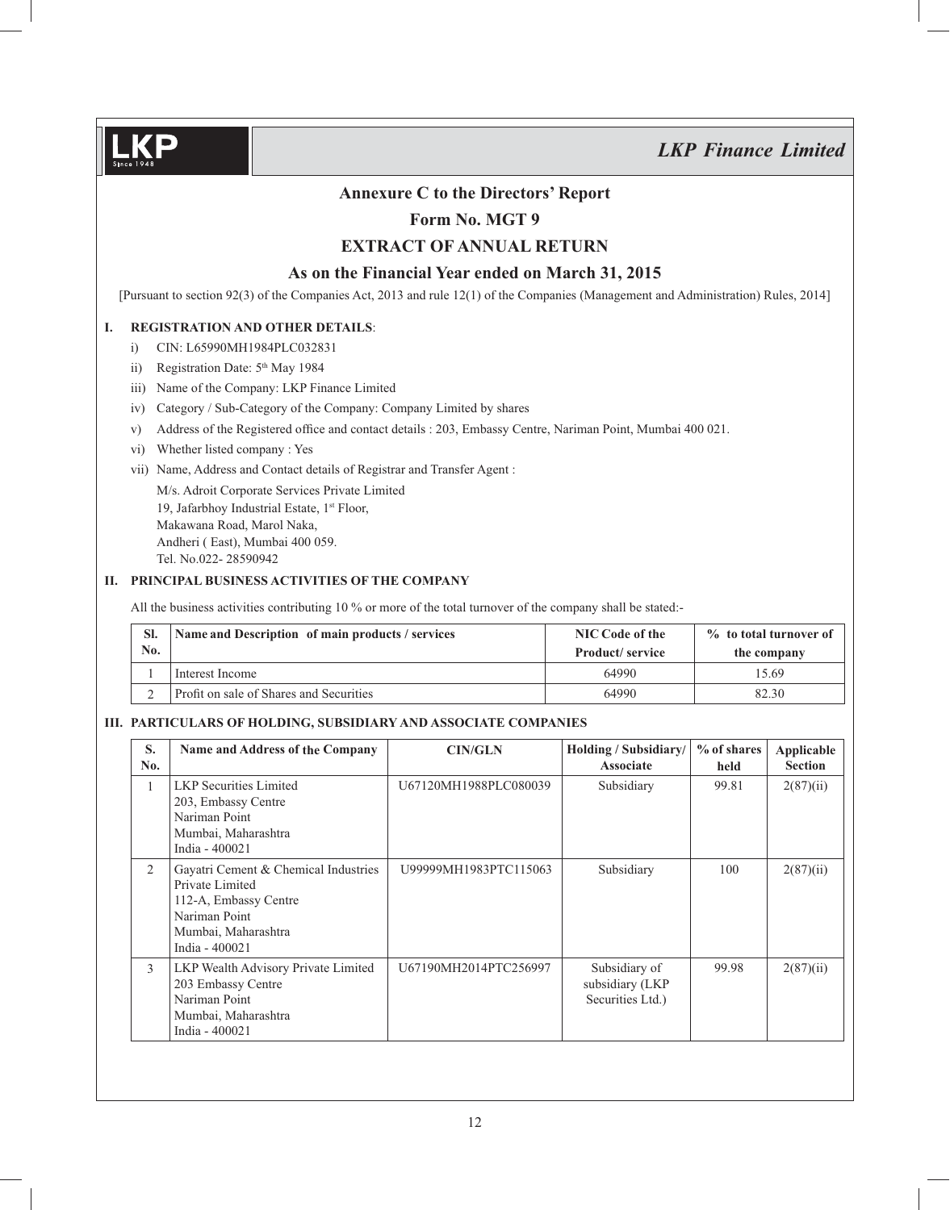## Annexure C to the Directors' Report

## Form No. MGT 9

## EXTRACT OF ANNUAL RETURN

## As on the Financial Year ended on March 31, 2015

[Pursuant to section 92(3) of the Companies Act, 2013 and rule 12(1) of the Companies (Management and Administration) Rules, 2014]

### I. REGISTRATION AND OTHER DETAILS:

i) CIN: L65990MH1984PLC032831

ii) Registration Date: 5th May 1984

iii) Name of the Company: LKP Finance Limited

iv) Category / Sub-Category of the Company: Company Limited by shares

v) Address of the Registered office and contact details : 203, Embassy Centre, Nariman Point, Mumbai 400 021.

vi) Whether listed company : Yes

vii) Name, Address and Contact details of Registrar and Transfer Agent :

M/s. Adroit Corporate Services Private Limited
19, Jafarbhoy Industrial Estate, 1st Floor,
Makawana Road, Marol Naka,
Andheri ( East), Mumbai 400 059.
Tel. No.022- 28590942

### II. PRINCIPAL BUSINESS ACTIVITIES OF THE COMPANY

All the business activities contributing 10 % or more of the total turnover of the company shall be stated:-

| Sl. No. | Name and Description of main products / services | NIC Code of the Product/ service | % to total turnover of the company |
|---|---|---|---|
| 1 | Interest Income | 64990 | 15.69 |
| 2 | Profit on sale of Shares and Securities | 64990 | 82.30 |

### III. PARTICULARS OF HOLDING, SUBSIDIARY AND ASSOCIATE COMPANIES

| S. No. | Name and Address of the Company | CIN/GLN | Holding / Subsidiary/ Associate | % of shares held | Applicable Section |
|---|---|---|---|---|---|
| 1 | LKP Securities Limited 203, Embassy Centre Nariman Point Mumbai, Maharashtra India - 400021 | U67120MH1988PLC080039 | Subsidiary | 99.81 | 2(87)(ii) |
| 2 | Gayatri Cement & Chemical Industries Private Limited 112-A, Embassy Centre Nariman Point Mumbai, Maharashtra India - 400021 | U99999MH1983PTC115063 | Subsidiary | 100 | 2(87)(ii) |
| 3 | LKP Wealth Advisory Private Limited 203 Embassy Centre Nariman Point Mumbai, Maharashtra India - 400021 | U67190MH2014PTC256997 | Subsidiary of subsidiary (LKP Securities Ltd.) | 99.98 | 2(87)(ii) |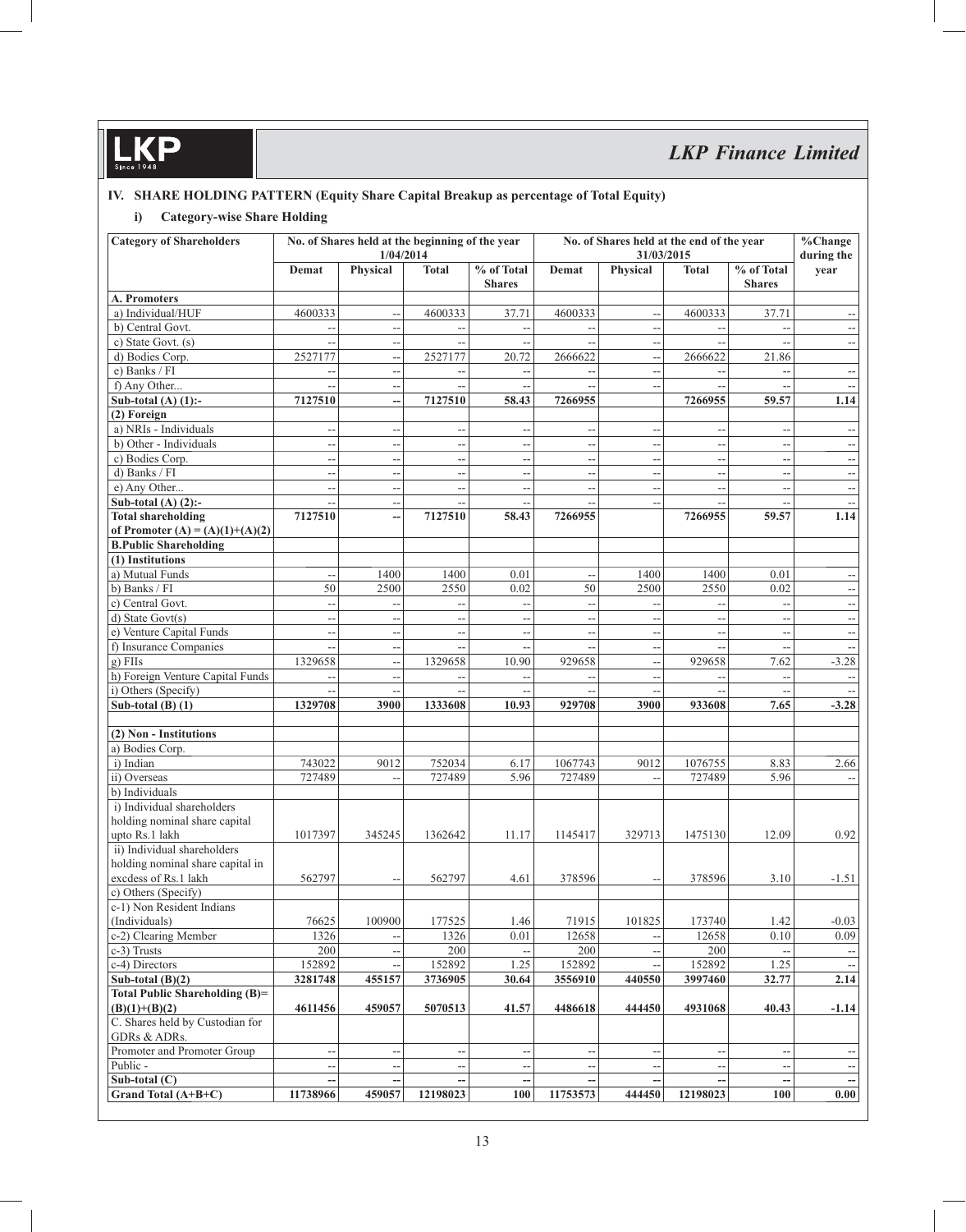## IV. SHARE HOLDING PATTERN (Equity Share Capital Breakup as percentage of Total Equity)

### i) Category-wise Share Holding

| Category of Shareholders | No. of Shares held at the beginning of the year 1/04/2014 | | | | No. of Shares held at the end of the year 31/03/2015 | | | | %Change during the year |
|---|---|---|---|---|---|---|---|---|---|
| | Demat | Physical | Total | % of Total Shares | Demat | Physical | Total | % of Total Shares | |
| **A. Promoters** | | | | | | | | | |
| a) Individual/HUF | 4600333 | -- | 4600333 | 37.71 | 4600333 | -- | 4600333 | 37.71 | -- |
| b) Central Govt. | -- | -- | -- | -- | -- | -- | -- | -- | -- |
| c) State Govt. (s) | -- | -- | -- | -- | -- | -- | -- | -- | -- |
| d) Bodies Corp. | 2527177 | -- | 2527177 | 20.72 | 2666622 | -- | 2666622 | 21.86 | |
| e) Banks / FI | -- | -- | -- | -- | -- | -- | -- | -- | -- |
| f) Any Other... | -- | -- | -- | -- | -- | -- | -- | -- | -- |
| **Sub-total (A) (1):-** | **7127510** | **--** | **7127510** | **58.43** | **7266955** | | **7266955** | **59.57** | **1.14** |
| **(2) Foreign** | | | | | | | | | |
| a) NRIs - Individuals | -- | -- | -- | -- | -- | -- | -- | -- | -- |
| b) Other - Individuals | -- | -- | -- | -- | -- | -- | -- | -- | -- |
| c) Bodies Corp. | -- | -- | -- | -- | -- | -- | -- | -- | -- |
| d) Banks / FI | -- | -- | -- | -- | -- | -- | -- | -- | -- |
| e) Any Other... | -- | -- | -- | -- | -- | -- | -- | -- | -- |
| **Sub-total (A) (2):-** | -- | -- | -- | -- | -- | -- | -- | -- | -- |
| **Total shareholding of Promoter (A) = (A)(1)+(A)(2)** | **7127510** | **--** | **7127510** | **58.43** | **7266955** | | **7266955** | **59.57** | **1.14** |
| **B.Public Shareholding** | | | | | | | | | |
| **(1) Institutions** | | | | | | | | | |
| a) Mutual Funds | -- | 1400 | 1400 | 0.01 | -- | 1400 | 1400 | 0.01 | -- |
| b) Banks / FI | 50 | 2500 | 2550 | 0.02 | 50 | 2500 | 2550 | 0.02 | -- |
| c) Central Govt. | -- | -- | -- | -- | -- | -- | -- | -- | -- |
| d) State Govt(s) | -- | -- | -- | -- | -- | -- | -- | -- | -- |
| e) Venture Capital Funds | -- | -- | -- | -- | -- | -- | -- | -- | -- |
| f) Insurance Companies | -- | -- | -- | -- | -- | -- | -- | -- | -- |
| g) FIIs | 1329658 | -- | 1329658 | 10.90 | 929658 | -- | 929658 | 7.62 | -3.28 |
| h) Foreign Venture Capital Funds | -- | -- | -- | -- | -- | -- | -- | -- | -- |
| i) Others (Specify) | -- | -- | -- | -- | -- | -- | -- | -- | -- |
| **Sub-total (B) (1)** | **1329708** | **3900** | **1333608** | **10.93** | **929708** | **3900** | **933608** | **7.65** | **-3.28** |
| **(2) Non - Institutions** | | | | | | | | | |
| a) Bodies Corp. | | | | | | | | | |
| i) Indian | 743022 | 9012 | 752034 | 6.17 | 1067743 | 9012 | 1076755 | 8.83 | 2.66 |
| ii) Overseas | 727489 | -- | 727489 | 5.96 | 727489 | -- | 727489 | 5.96 | -- |
| b) Individuals | | | | | | | | | |
| i) Individual shareholders holding nominal share capital upto Rs.1 lakh | 1017397 | 345245 | 1362642 | 11.17 | 1145417 | 329713 | 1475130 | 12.09 | 0.92 |
| ii) Individual shareholders holding nominal share capital in excdess of Rs.1 lakh | 562797 | -- | 562797 | 4.61 | 378596 | -- | 378596 | 3.10 | -1.51 |
| c) Others (Specify) | | | | | | | | | |
| c-1) Non Resident Indians (Individuals) | 76625 | 100900 | 177525 | 1.46 | 71915 | 101825 | 173740 | 1.42 | -0.03 |
| c-2) Clearing Member | 1326 | -- | 1326 | 0.01 | 12658 | -- | 12658 | 0.10 | 0.09 |
| c-3) Trusts | 200 | -- | 200 | -- | 200 | -- | 200 | -- | -- |
| c-4) Directors | 152892 | -- | 152892 | 1.25 | 152892 | -- | 152892 | 1.25 | -- |
| **Sub-total (B)(2)** | **3281748** | **455157** | **3736905** | **30.64** | **3556910** | **440550** | **3997460** | **32.77** | **2.14** |
| **Total Public Shareholding (B)= (B)(1)+(B)(2)** | **4611456** | **459057** | **5070513** | **41.57** | **4486618** | **444450** | **4931068** | **40.43** | **-1.14** |
| C. Shares held by Custodian for GDRs & ADRs. | | | | | | | | | |
| Promoter and Promoter Group | -- | -- | -- | -- | -- | -- | -- | -- | -- |
| Public - | -- | -- | -- | -- | -- | -- | -- | -- | -- |
| **Sub-total (C)** | **--** | **--** | **--** | **--** | **--** | **--** | **--** | **--** | **--** |
| **Grand Total (A+B+C)** | **11738966** | **459057** | **12198023** | **100** | **11753573** | **444450** | **12198023** | **100** | **0.00** |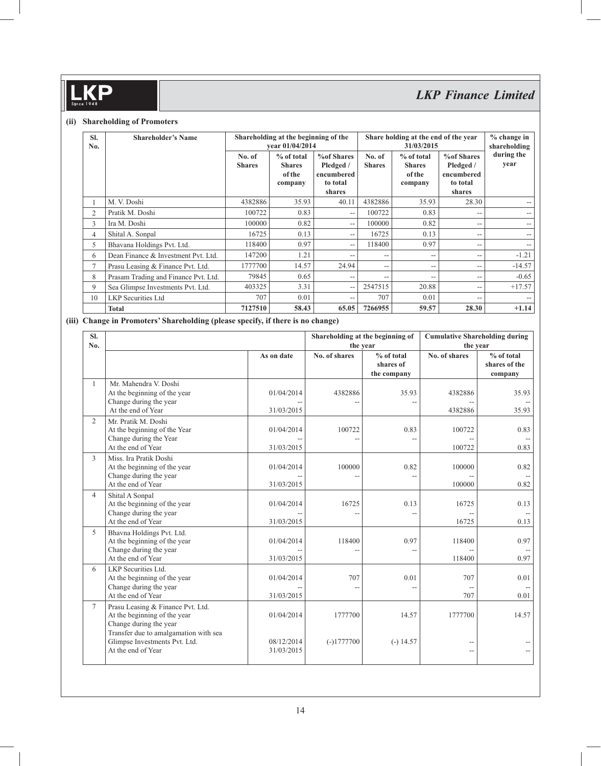### (ii) Shareholding of Promoters

| Sl. No. | Shareholder's Name | Shareholding at the beginning of the year 01/04/2014 | | | Share holding at the end of the year 31/03/2015 | | | % change in shareholding during the year |
|---|---|---|---|---|---|---|---|---|
| | | No. of Shares | % of total Shares of the company | %of Shares Pledged / encumbered to total shares | No. of Shares | % of total Shares of the company | %of Shares Pledged / encumbered to total shares | |
| 1 | M. V. Doshi | 4382886 | 35.93 | 40.11 | 4382886 | 35.93 | 28.30 | -- |
| 2 | Pratik M. Doshi | 100722 | 0.83 | -- | 100722 | 0.83 | -- | -- |
| 3 | Ira M. Doshi | 100000 | 0.82 | -- | 100000 | 0.82 | -- | -- |
| 4 | Shital A. Sonpal | 16725 | 0.13 | -- | 16725 | 0.13 | -- | -- |
| 5 | Bhavana Holdings Pvt. Ltd. | 118400 | 0.97 | -- | 118400 | 0.97 | -- | -- |
| 6 | Dean Finance & Investment Pvt. Ltd. | 147200 | 1.21 | -- | -- | -- | -- | -1.21 |
| 7 | Prasu Leasing & Finance Pvt. Ltd. | 1777700 | 14.57 | 24.94 | -- | -- | -- | -14.57 |
| 8 | Prasam Trading and Finance Pvt. Ltd. | 79845 | 0.65 | -- | -- | -- | -- | -0.65 |
| 9 | Sea Glimpse Investments Pvt. Ltd. | 403325 | 3.31 | -- | 2547515 | 20.88 | -- | +17.57 |
| 10 | LKP Securities Ltd | 707 | 0.01 | -- | 707 | 0.01 | -- | -- |
| | **Total** | **7127510** | **58.43** | **65.05** | **7266955** | **59.57** | **28.30** | **+1.14** |

### (iii) Change in Promoters' Shareholding (please specify, if there is no change)

| Sl. No. | | As on date | Shareholding at the beginning of the year | | Cumulative Shareholding during the year | |
|---|---|---|---|---|---|---|
| | | | No. of shares | % of total shares of the company | No. of shares | % of total shares of the company |
| 1 | Mr. Mahendra V. Doshi | | | | | |
| | At the beginning of the year | 01/04/2014 | 4382886 | 35.93 | 4382886 | 35.93 |
| | Change during the year | -- | -- | -- | -- | -- |
| | At the end of Year | 31/03/2015 | | | 4382886 | 35.93 |
| 2 | Mr. Pratik M. Doshi | | | | | |
| | At the beginning of the Year | 01/04/2014 | 100722 | 0.83 | 100722 | 0.83 |
| | Change during the Year | -- | -- | -- | -- | -- |
| | At the end of Year | 31/03/2015 | | | 100722 | 0.83 |
| 3 | Miss. Ira Pratik Doshi | | | | | |
| | At the beginning of the year | 01/04/2014 | 100000 | 0.82 | 100000 | 0.82 |
| | Change during the year | -- | -- | -- | -- | -- |
| | At the end of Year | 31/03/2015 | | | 100000 | 0.82 |
| 4 | Shital A Sonpal | | | | | |
| | At the beginning of the year | 01/04/2014 | 16725 | 0.13 | 16725 | 0.13 |
| | Change during the year | -- | -- | -- | -- | -- |
| | At the end of Year | 31/03/2015 | | | 16725 | 0.13 |
| 5 | Bhavna Holdings Pvt. Ltd. | | | | | |
| | At the beginning of the year | 01/04/2014 | 118400 | 0.97 | 118400 | 0.97 |
| | Change during the year | -- | -- | -- | -- | -- |
| | At the end of Year | 31/03/2015 | | | 118400 | 0.97 |
| 6 | LKP Securities Ltd. | | | | | |
| | At the beginning of the year | 01/04/2014 | 707 | 0.01 | 707 | 0.01 |
| | Change during the year | -- | -- | -- | -- | -- |
| | At the end of Year | 31/03/2015 | | | 707 | 0.01 |
| 7 | Prasu Leasing & Finance Pvt. Ltd. | | | | | |
| | At the beginning of the year | 01/04/2014 | 1777700 | 14.57 | 1777700 | 14.57 |
| | Change during the year | | | | | |
| | Transfer due to amalgamation with sea Glimpse Investments Pvt. Ltd. | 08/12/2014 | (-)1777700 | (-) 14.57 | -- | -- |
| | At the end of Year | 31/03/2015 | | | -- | -- |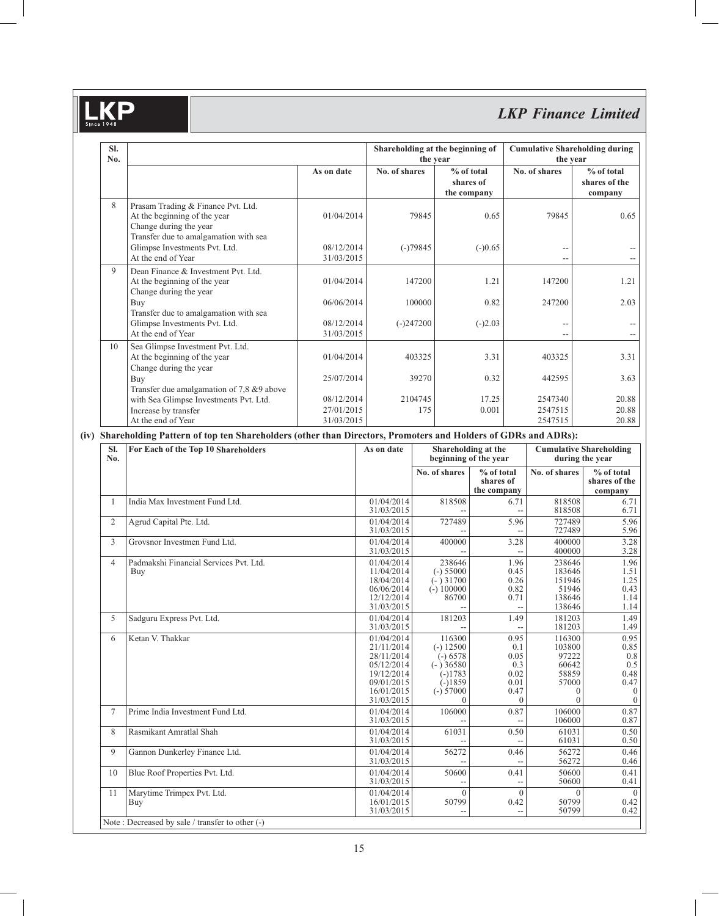| Sl. No. | | As on date | Shareholding at the beginning of the year | | Cumulative Shareholding during the year | |
|---|---|---|---|---|---|---|
| | | | No. of shares | % of total shares of the company | No. of shares | % of total shares of the company |
| 8 | Prasam Trading & Finance Pvt. Ltd. | | | | | |
| | At the beginning of the year | 01/04/2014 | 79845 | 0.65 | 79845 | 0.65 |
| | Change during the year | | | | | |
| | Transfer due to amalgamation with sea Glimpse Investments Pvt. Ltd. | 08/12/2014 | (-)79845 | (-)0.65 | -- | -- |
| | At the end of Year | 31/03/2015 | | | -- | -- |
| 9 | Dean Finance & Investment Pvt. Ltd. | | | | | |
| | At the beginning of the year | 01/04/2014 | 147200 | 1.21 | 147200 | 1.21 |
| | Change during the year | | | | | |
| | Buy | 06/06/2014 | 100000 | 0.82 | 247200 | 2.03 |
| | Transfer due to amalgamation with sea Glimpse Investments Pvt. Ltd. | 08/12/2014 | (-)247200 | (-)2.03 | -- | -- |
| | At the end of Year | 31/03/2015 | | | -- | -- |
| 10 | Sea Glimpse Investment Pvt. Ltd. | | | | | |
| | At the beginning of the year | 01/04/2014 | 403325 | 3.31 | 403325 | 3.31 |
| | Change during the year | | | | | |
| | Buy | 25/07/2014 | 39270 | 0.32 | 442595 | 3.63 |
| | Transfer due amalgamation of 7,8 &9 above with Sea Glimpse Investments Pvt. Ltd. | 08/12/2014 | 2104745 | 17.25 | 2547340 | 20.88 |
| | Increase by transfer | 27/01/2015 | 175 | 0.001 | 2547515 | 20.88 |
| | At the end of Year | 31/03/2015 | | | 2547515 | 20.88 |

**(iv) Shareholding Pattern of top ten Shareholders (other than Directors, Promoters and Holders of GDRs and ADRs):**

| Sl. No. | For Each of the Top 10 Shareholders | As on date | Shareholding at the beginning of the year | | Cumulative Shareholding during the year | |
|---|---|---|---|---|---|---|
| | | | No. of shares | % of total shares of the company | No. of shares | % of total shares of the company |
| 1 | India Max Investment Fund Ltd. | 01/04/2014 | 818508 | 6.71 | 818508 | 6.71 |
| | | 31/03/2015 | -- | -- | 818508 | 6.71 |
| 2 | Agrud Capital Pte. Ltd. | 01/04/2014 | 727489 | 5.96 | 727489 | 5.96 |
| | | 31/03/2015 | -- | -- | 727489 | 5.96 |
| 3 | Grovsnor Investmen Fund Ltd. | 01/04/2014 | 400000 | 3.28 | 400000 | 3.28 |
| | | 31/03/2015 | -- | -- | 400000 | 3.28 |
| 4 | Padmakshi Financial Services Pvt. Ltd. | 01/04/2014 | 238646 | 1.96 | 238646 | 1.96 |
| | Buy | 11/04/2014 | (-) 55000 | 0.45 | 183646 | 1.51 |
| | | 18/04/2014 | (- ) 31700 | 0.26 | 151946 | 1.25 |
| | | 06/06/2014 | (-) 100000 | 0.82 | 51946 | 0.43 |
| | | 12/12/2014 | 86700 | 0.71 | 138646 | 1.14 |
| | | 31/03/2015 | -- | -- | 138646 | 1.14 |
| 5 | Sadguru Express Pvt. Ltd. | 01/04/2014 | 181203 | 1.49 | 181203 | 1.49 |
| | | 31/03/2015 | -- | -- | 181203 | 1.49 |
| 6 | Ketan V. Thakkar | 01/04/2014 | 116300 | 0.95 | 116300 | 0.95 |
| | | 21/11/2014 | (-) 12500 | 0.1 | 103800 | 0.85 |
| | | 28/11/2014 | (-) 6578 | 0.05 | 97222 | 0.8 |
| | | 05/12/2014 | (- ) 36580 | 0.3 | 60642 | 0.5 |
| | | 19/12/2014 | (-)1783 | 0.02 | 58859 | 0.48 |
| | | 09/01/2015 | (-)1859 | 0.01 | 57000 | 0.47 |
| | | 16/01/2015 | (-) 57000 | 0.47 | 0 | 0 |
| | | 31/03/2015 | 0 | 0 | 0 | 0 |
| 7 | Prime India Investment Fund Ltd. | 01/04/2014 | 106000 | 0.87 | 106000 | 0.87 |
| | | 31/03/2015 | -- | -- | 106000 | 0.87 |
| 8 | Rasmikant Amratlal Shah | 01/04/2014 | 61031 | 0.50 | 61031 | 0.50 |
| | | 31/03/2015 | -- | -- | 61031 | 0.50 |
| 9 | Gannon Dunkerley Finance Ltd. | 01/04/2014 | 56272 | 0.46 | 56272 | 0.46 |
| | | 31/03/2015 | -- | -- | 56272 | 0.46 |
| 10 | Blue Roof Properties Pvt. Ltd. | 01/04/2014 | 50600 | 0.41 | 50600 | 0.41 |
| | | 31/03/2015 | -- | -- | 50600 | 0.41 |
| 11 | Marytime Trimpex Pvt. Ltd. | 01/04/2014 | 0 | 0 | 0 | 0 |
| | Buy | 16/01/2015 | 50799 | 0.42 | 50799 | 0.42 |
| | | 31/03/2015 | -- | -- | 50799 | 0.42 |

Note : Decreased by sale / transfer to other (-)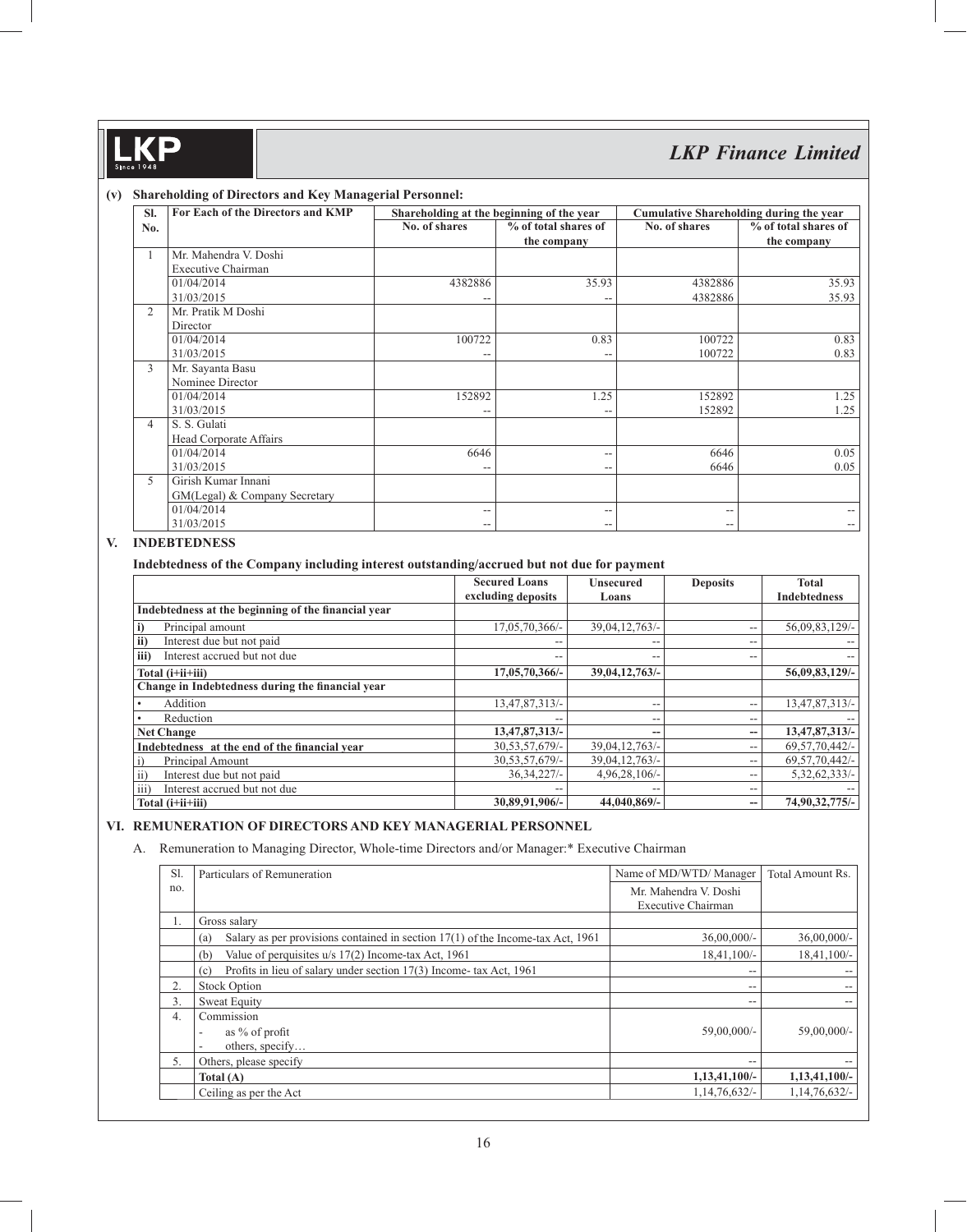**(v) Shareholding of Directors and Key Managerial Personnel:**

| Sl. No. | For Each of the Directors and KMP | Shareholding at the beginning of the year | | Cumulative Shareholding during the year | |
|---|---|---|---|---|---|
| | | No. of shares | % of total shares of the company | No. of shares | % of total shares of the company |
| 1 | Mr. Mahendra V. Doshi<br>Executive Chairman | | | | |
| | 01/04/2014 | 4382886 | 35.93 | 4382886 | 35.93 |
| | 31/03/2015 | -- | -- | 4382886 | 35.93 |
| 2 | Mr. Pratik M Doshi<br>Director | | | | |
| | 01/04/2014 | 100722 | 0.83 | 100722 | 0.83 |
| | 31/03/2015 | -- | -- | 100722 | 0.83 |
| 3 | Mr. Sayanta Basu<br>Nominee Director | | | | |
| | 01/04/2014 | 152892 | 1.25 | 152892 | 1.25 |
| | 31/03/2015 | -- | -- | 152892 | 1.25 |
| 4 | S. S. Gulati<br>Head Corporate Affairs | | | | |
| | 01/04/2014 | 6646 | -- | 6646 | 0.05 |
| | 31/03/2015 | -- | -- | 6646 | 0.05 |
| 5 | Girish Kumar Innani<br>GM(Legal) & Company Secretary | | | | |
| | 01/04/2014 | -- | -- | -- | -- |
| | 31/03/2015 | -- | -- | -- | -- |

## V. INDEBTEDNESS

**Indebtedness of the Company including interest outstanding/accrued but not due for payment**

| | Secured Loans excluding deposits | Unsecured Loans | Deposits | Total Indebtedness |
|---|---|---|---|---|
| **Indebtedness at the beginning of the financial year** | | | | |
| **i)** Principal amount | 17,05,70,366/- | 39,04,12,763/- | -- | 56,09,83,129/- |
| **ii)** Interest due but not paid | -- | -- | -- | -- |
| **iii)** Interest accrued but not due | -- | -- | -- | -- |
| **Total (i+ii+iii)** | **17,05,70,366/-** | **39,04,12,763/-** | | **56,09,83,129/-** |
| **Change in Indebtedness during the financial year** | | | | |
| • Addition | 13,47,87,313/- | -- | -- | 13,47,87,313/- |
| • Reduction | -- | -- | -- | -- |
| **Net Change** | **13,47,87,313/-** | **--** | **--** | **13,47,87,313/-** |
| **Indebtedness at the end of the financial year** | 30,53,57,679/- | 39,04,12,763/- | -- | 69,57,70,442/- |
| i) Principal Amount | 30,53,57,679/- | 39,04,12,763/- | -- | 69,57,70,442/- |
| ii) Interest due but not paid | 36,34,227/- | 4,96,28,106/- | -- | 5,32,62,333/- |
| iii) Interest accrued but not due | -- | -- | -- | -- |
| **Total (i+ii+iii)** | **30,89,91,906/-** | **44,040,869/-** | **--** | **74,90,32,775/-** |

## VI. REMUNERATION OF DIRECTORS AND KEY MANAGERIAL PERSONNEL

A. Remuneration to Managing Director, Whole-time Directors and/or Manager:* Executive Chairman

| Sl. no. | Particulars of Remuneration | Name of MD/WTD/ Manager<br>Mr. Mahendra V. Doshi<br>Executive Chairman | Total Amount Rs. |
|---|---|---|---|
| 1. | Gross salary | | |
| | (a) Salary as per provisions contained in section 17(1) of the Income-tax Act, 1961 | 36,00,000/- | 36,00,000/- |
| | (b) Value of perquisites u/s 17(2) Income-tax Act, 1961 | 18,41,100/- | 18,41,100/- |
| | (c) Profits in lieu of salary under section 17(3) Income- tax Act, 1961 | -- | -- |
| 2. | Stock Option | -- | -- |
| 3. | Sweat Equity | -- | -- |
| 4. | Commission<br>- as % of profit<br>- others, specify… | 59,00,000/- | 59,00,000/- |
| 5. | Others, please specify | -- | -- |
| | **Total (A)** | **1,13,41,100/-** | **1,13,41,100/-** |
| | Ceiling as per the Act | 1,14,76,632/- | 1,14,76,632/- |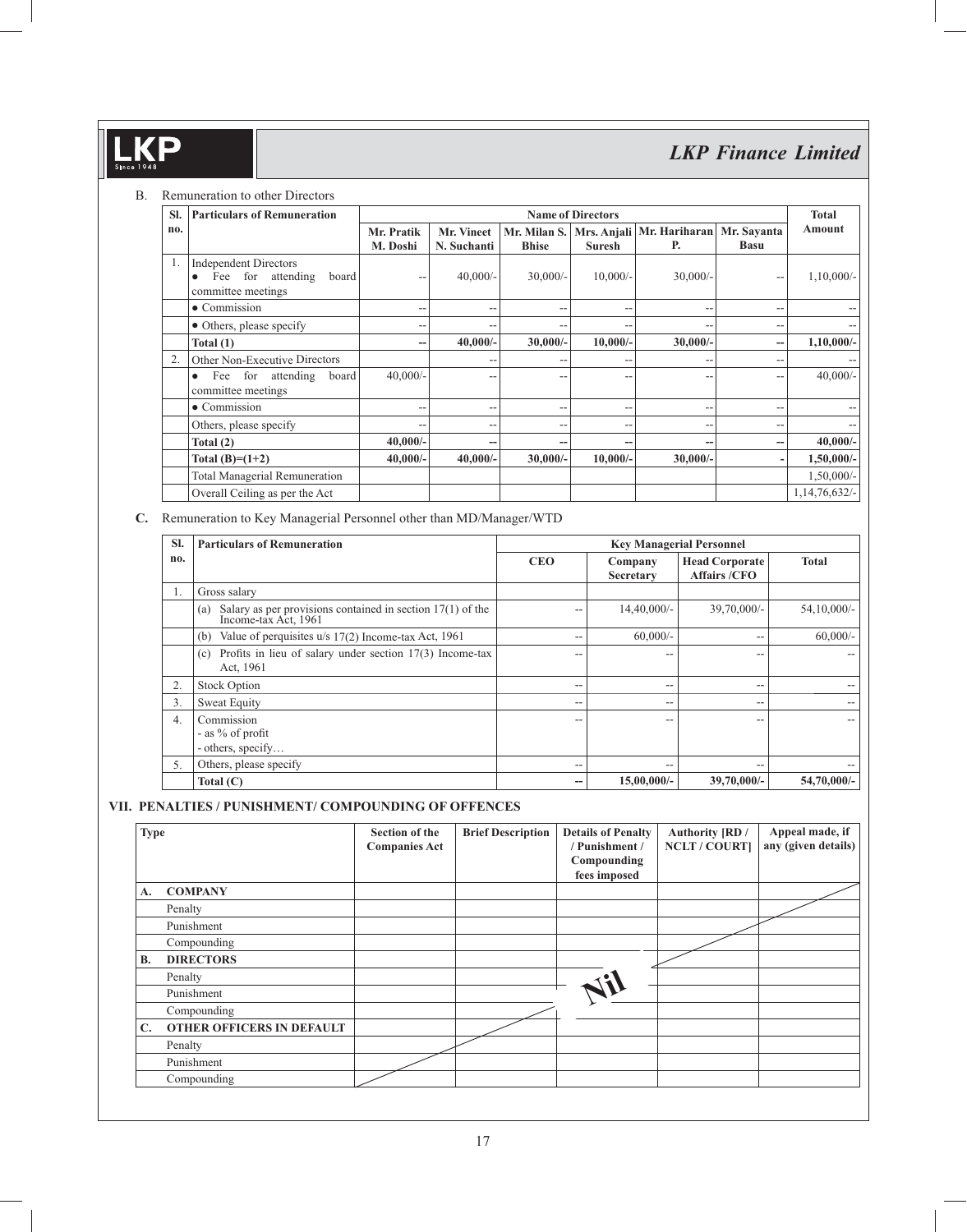B. Remuneration to other Directors

| Sl. no. | Particulars of Remuneration | Name of Directors | | | | | | Total Amount |
|---|---|---|---|---|---|---|---|---|
| | | Mr. Pratik M. Doshi | Mr. Vineet N. Suchanti | Mr. Milan S. Bhise | Mrs. Anjali Suresh | Mr. Hariharan P. | Mr. Sayanta Basu | |
| 1. | Independent Directors<br>● Fee for attending board committee meetings | -- | 40,000/- | 30,000/- | 10,000/- | 30,000/- | -- | 1,10,000/- |
| | ● Commission | -- | -- | -- | -- | -- | -- | -- |
| | ● Others, please specify | -- | -- | -- | -- | -- | -- | -- |
| | **Total (1)** | **--** | **40,000/-** | **30,000/-** | **10,000/-** | **30,000/-** | **--** | **1,10,000/-** |
| 2. | Other Non-Executive Directors | | -- | -- | -- | -- | -- | -- |
| | ● Fee for attending board committee meetings | 40,000/- | -- | -- | -- | -- | -- | 40,000/- |
| | ● Commission | -- | -- | -- | -- | -- | -- | -- |
| | Others, please specify | -- | -- | -- | -- | -- | -- | -- |
| | **Total (2)** | **40,000/-** | **--** | **--** | **--** | **--** | **--** | **40,000/-** |
| | **Total (B)=(1+2)** | **40,000/-** | **40,000/-** | **30,000/-** | **10,000/-** | **30,000/-** | **-** | **1,50,000/-** |
| | Total Managerial Remuneration | | | | | | | 1,50,000/- |
| | Overall Ceiling as per the Act | | | | | | | 1,14,76,632/- |

**C.** Remuneration to Key Managerial Personnel other than MD/Manager/WTD

| Sl. no. | Particulars of Remuneration | Key Managerial Personnel | | | |
|---|---|---|---|---|---|
| | | CEO | Company Secretary | Head Corporate Affairs /CFO | Total |
| 1. | Gross salary | | | | |
| | (a) Salary as per provisions contained in section 17(1) of the Income-tax Act, 1961 | -- | 14,40,000/- | 39,70,000/- | 54,10,000/- |
| | (b) Value of perquisites u/s 17(2) Income-tax Act, 1961 | -- | 60,000/- | -- | 60,000/- |
| | (c) Profits in lieu of salary under section 17(3) Income-tax Act, 1961 | -- | -- | -- | -- |
| 2. | Stock Option | -- | -- | -- | -- |
| 3. | Sweat Equity | -- | -- | -- | -- |
| 4. | Commission<br>- as % of profit<br>- others, specify… | -- | -- | -- | -- |
| 5. | Others, please specify | -- | -- | -- | -- |
| | **Total (C)** | **--** | **15,00,000/-** | **39,70,000/-** | **54,70,000/-** |

## VII. PENALTIES / PUNISHMENT/ COMPOUNDING OF OFFENCES

| Type | Section of the Companies Act | Brief Description | Details of Penalty / Punishment / Compounding fees imposed | Authority [RD / NCLT / COURT] | Appeal made, if any (given details) |
|---|---|---|---|---|---|
| **A. COMPANY** | | | | | |
| Penalty | | | | | |
| Punishment | | | | | |
| Compounding | | | | | |
| **B. DIRECTORS** | | | | | |
| Penalty | | | | | |
| Punishment | | | Nil | | |
| Compounding | | | | | |
| **C. OTHER OFFICERS IN DEFAULT** | | | | | |
| Penalty | | | | | |
| Punishment | | | | | |
| Compounding | | | | | |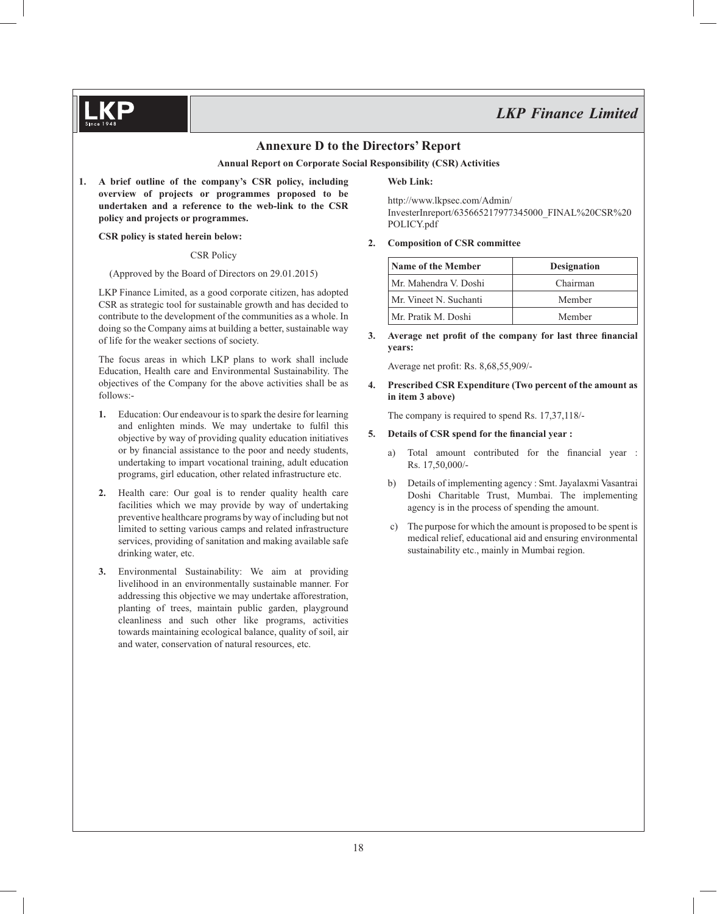## Annexure D to the Directors' Report

**Annual Report on Corporate Social Responsibility (CSR) Activities**

1. **A brief outline of the company's CSR policy, including overview of projects or programmes proposed to be undertaken and a reference to the web-link to the CSR policy and projects or programmes.**

   **CSR policy is stated herein below:**

   CSR Policy

   (Approved by the Board of Directors on 29.01.2015)

   LKP Finance Limited, as a good corporate citizen, has adopted CSR as strategic tool for sustainable growth and has decided to contribute to the development of the communities as a whole. In doing so the Company aims at building a better, sustainable way of life for the weaker sections of society.

   The focus areas in which LKP plans to work shall include Education, Health care and Environmental Sustainability. The objectives of the Company for the above activities shall be as follows:-

   1. Education: Our endeavour is to spark the desire for learning and enlighten minds. We may undertake to fulfil this objective by way of providing quality education initiatives or by financial assistance to the poor and needy students, undertaking to impart vocational training, adult education programs, girl education, other related infrastructure etc.

   2. Health care: Our goal is to render quality health care facilities which we may provide by way of undertaking preventive healthcare programs by way of including but not limited to setting various camps and related infrastructure services, providing of sanitation and making available safe drinking water, etc.

   3. Environmental Sustainability: We aim at providing livelihood in an environmentally sustainable manner. For addressing this objective we may undertake afforestration, planting of trees, maintain public garden, playground cleanliness and such other like programs, activities towards maintaining ecological balance, quality of soil, air and water, conservation of natural resources, etc.

   **Web Link:**

   http://www.lkpsec.com/Admin/InvesterInreport/635665217977345000_FINAL%20CSR%20POLICY.pdf

2. **Composition of CSR committee**

| Name of the Member | Designation |
|---|---|
| Mr. Mahendra V. Doshi | Chairman |
| Mr. Vineet N. Suchanti | Member |
| Mr. Pratik M. Doshi | Member |

3. **Average net profit of the company for last three financial years:**

   Average net profit: Rs. 8,68,55,909/-

4. **Prescribed CSR Expenditure (Two percent of the amount as in item 3 above)**

   The company is required to spend Rs. 17,37,118/-

5. **Details of CSR spend for the financial year :**

   a) Total amount contributed for the financial year : Rs. 17,50,000/-

   b) Details of implementing agency : Smt. Jayalaxmi Vasantrai Doshi Charitable Trust, Mumbai. The implementing agency is in the process of spending the amount.

   c) The purpose for which the amount is proposed to be spent is medical relief, educational aid and ensuring environmental sustainability etc., mainly in Mumbai region.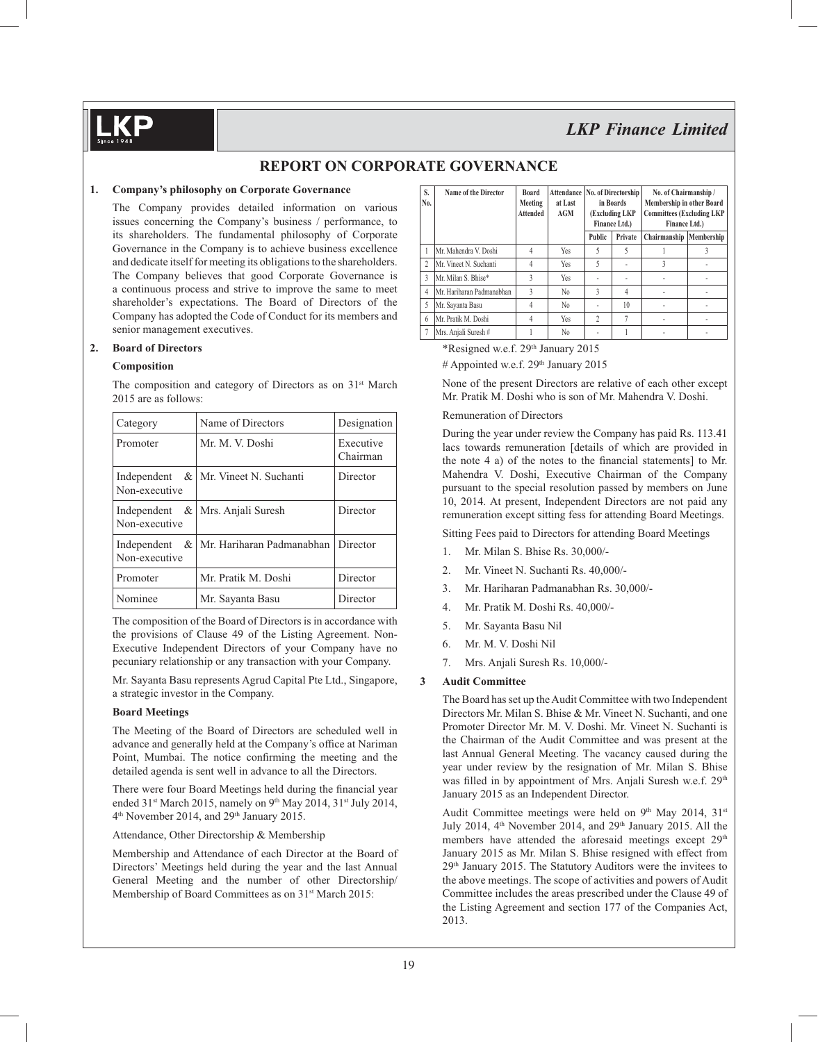## REPORT ON CORPORATE GOVERNANCE

### 1. Company's philosophy on Corporate Governance

The Company provides detailed information on various issues concerning the Company's business / performance, to its shareholders. The fundamental philosophy of Corporate Governance in the Company is to achieve business excellence and dedicate itself for meeting its obligations to the shareholders. The Company believes that good Corporate Governance is a continuous process and strive to improve the same to meet shareholder's expectations. The Board of Directors of the Company has adopted the Code of Conduct for its members and senior management executives.

### 2. Board of Directors

**Composition**

The composition and category of Directors as on 31st March 2015 are as follows:

| Category | Name of Directors | Designation |
|---|---|---|
| Promoter | Mr. M. V. Doshi | Executive Chairman |
| Independent & Non-executive | Mr. Vineet N. Suchanti | Director |
| Independent & Non-executive | Mrs. Anjali Suresh | Director |
| Independent & Non-executive | Mr. Hariharan Padmanabhan | Director |
| Promoter | Mr. Pratik M. Doshi | Director |
| Nominee | Mr. Sayanta Basu | Director |

The composition of the Board of Directors is in accordance with the provisions of Clause 49 of the Listing Agreement. Non-Executive Independent Directors of your Company have no pecuniary relationship or any transaction with your Company.

Mr. Sayanta Basu represents Agrud Capital Pte Ltd., Singapore, a strategic investor in the Company.

**Board Meetings**

The Meeting of the Board of Directors are scheduled well in advance and generally held at the Company's office at Nariman Point, Mumbai. The notice confirming the meeting and the detailed agenda is sent well in advance to all the Directors.

There were four Board Meetings held during the financial year ended 31st March 2015, namely on 9th May 2014, 31st July 2014, 4th November 2014, and 29th January 2015.

Attendance, Other Directorship & Membership

Membership and Attendance of each Director at the Board of Directors' Meetings held during the year and the last Annual General Meeting and the number of other Directorship/ Membership of Board Committees as on 31st March 2015:

| S. No. | Name of the Director | Board Meeting Attended | Attendance at Last AGM | No. of Directorship in Boards (Excluding LKP Finance Ltd.) | | No. of Chairmanship / Membership in other Board Committees (Excluding LKP Finance Ltd.) | |
|---|---|---|---|---|---|---|---|
| | | | | Public | Private | Chairmanship | Membership |
| 1 | Mr. Mahendra V. Doshi | 4 | Yes | 5 | 5 | 1 | 3 |
| 2 | Mr. Vineet N. Suchanti | 4 | Yes | 5 | - | 3 | - |
| 3 | Mr. Milan S. Bhise* | 3 | Yes | - | - | - | - |
| 4 | Mr. Hariharan Padmanabhan | 3 | No | 3 | 4 | - | - |
| 5 | Mr. Sayanta Basu | 4 | No | - | 10 | - | - |
| 6 | Mr. Pratik M. Doshi | 4 | Yes | 2 | 7 | - | - |
| 7 | Mrs. Anjali Suresh # | 1 | No | - | 1 | - | - |

*Resigned w.e.f. 29th January 2015

# Appointed w.e.f. 29th January 2015

None of the present Directors are relative of each other except Mr. Pratik M. Doshi who is son of Mr. Mahendra V. Doshi.

Remuneration of Directors

During the year under review the Company has paid Rs. 113.41 lacs towards remuneration [details of which are provided in the note 4 a) of the notes to the financial statements] to Mr. Mahendra V. Doshi, Executive Chairman of the Company pursuant to the special resolution passed by members on June 10, 2014. At present, Independent Directors are not paid any remuneration except sitting fess for attending Board Meetings.

Sitting Fees paid to Directors for attending Board Meetings

1. Mr. Milan S. Bhise Rs. 30,000/-
2. Mr. Vineet N. Suchanti Rs. 40,000/-
3. Mr. Hariharan Padmanabhan Rs. 30,000/-
4. Mr. Pratik M. Doshi Rs. 40,000/-
5. Mr. Sayanta Basu Nil
6. Mr. M. V. Doshi Nil
7. Mrs. Anjali Suresh Rs. 10,000/-

### 3 Audit Committee

The Board has set up the Audit Committee with two Independent Directors Mr. Milan S. Bhise & Mr. Vineet N. Suchanti, and one Promoter Director Mr. M. V. Doshi. Mr. Vineet N. Suchanti is the Chairman of the Audit Committee and was present at the last Annual General Meeting. The vacancy caused during the year under review by the resignation of Mr. Milan S. Bhise was filled in by appointment of Mrs. Anjali Suresh w.e.f. 29th January 2015 as an Independent Director.

Audit Committee meetings were held on 9th May 2014, 31st July 2014, 4th November 2014, and 29th January 2015. All the members have attended the aforesaid meetings except 29th January 2015 as Mr. Milan S. Bhise resigned with effect from 29th January 2015. The Statutory Auditors were the invitees to the above meetings. The scope of activities and powers of Audit Committee includes the areas prescribed under the Clause 49 of the Listing Agreement and section 177 of the Companies Act, 2013.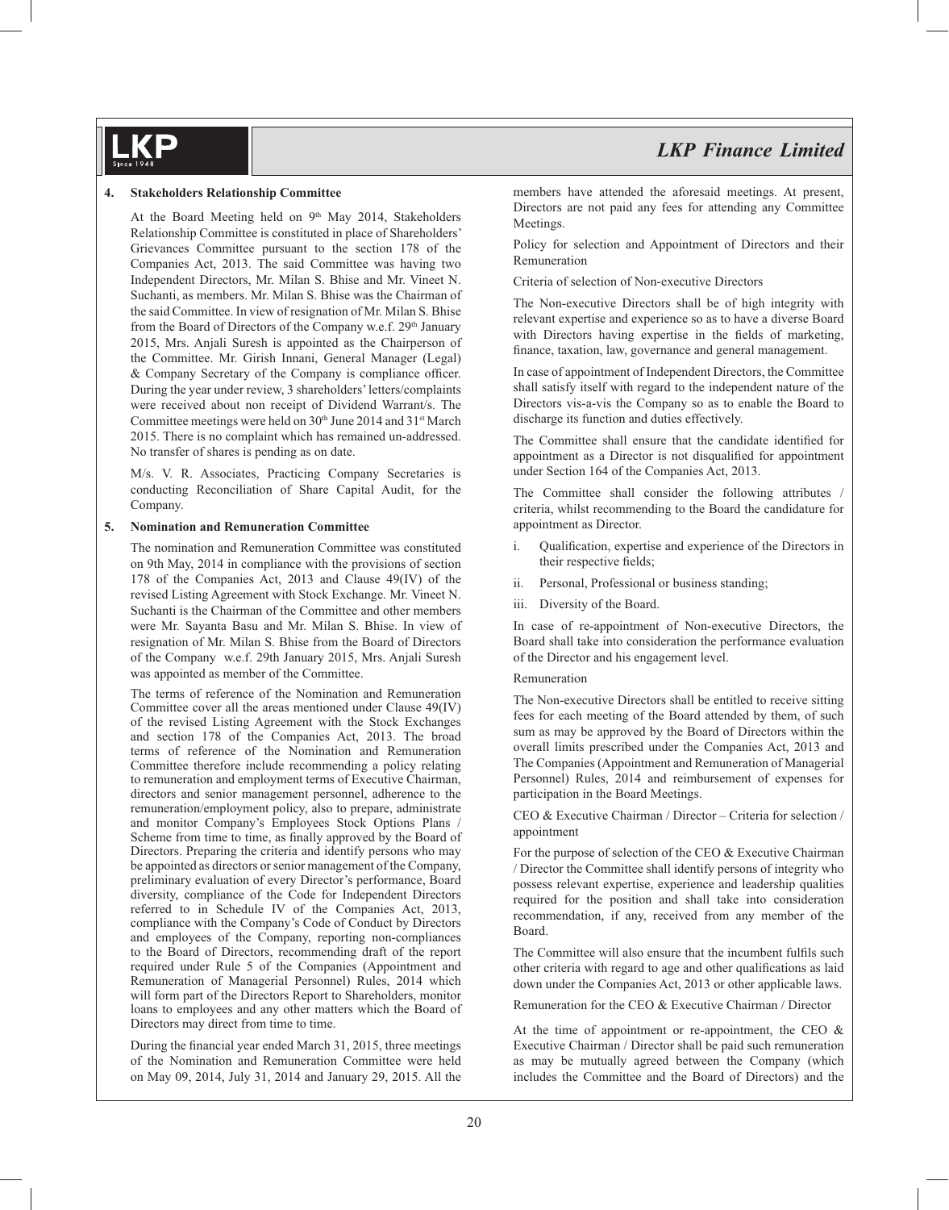### 4. Stakeholders Relationship Committee

At the Board Meeting held on 9th May 2014, Stakeholders Relationship Committee is constituted in place of Shareholders' Grievances Committee pursuant to the section 178 of the Companies Act, 2013. The said Committee was having two Independent Directors, Mr. Milan S. Bhise and Mr. Vineet N. Suchanti, as members. Mr. Milan S. Bhise was the Chairman of the said Committee. In view of resignation of Mr. Milan S. Bhise from the Board of Directors of the Company w.e.f. 29th January 2015, Mrs. Anjali Suresh is appointed as the Chairperson of the Committee. Mr. Girish Innani, General Manager (Legal) & Company Secretary of the Company is compliance officer. During the year under review, 3 shareholders' letters/complaints were received about non receipt of Dividend Warrant/s. The Committee meetings were held on 30th June 2014 and 31st March 2015. There is no complaint which has remained un-addressed. No transfer of shares is pending as on date.

M/s. V. R. Associates, Practicing Company Secretaries is conducting Reconciliation of Share Capital Audit, for the Company.

### 5. Nomination and Remuneration Committee

The nomination and Remuneration Committee was constituted on 9th May, 2014 in compliance with the provisions of section 178 of the Companies Act, 2013 and Clause 49(IV) of the revised Listing Agreement with Stock Exchange. Mr. Vineet N. Suchanti is the Chairman of the Committee and other members were Mr. Sayanta Basu and Mr. Milan S. Bhise. In view of resignation of Mr. Milan S. Bhise from the Board of Directors of the Company w.e.f. 29th January 2015, Mrs. Anjali Suresh was appointed as member of the Committee.

The terms of reference of the Nomination and Remuneration Committee cover all the areas mentioned under Clause 49(IV) of the revised Listing Agreement with the Stock Exchanges and section 178 of the Companies Act, 2013. The broad terms of reference of the Nomination and Remuneration Committee therefore include recommending a policy relating to remuneration and employment terms of Executive Chairman, directors and senior management personnel, adherence to the remuneration/employment policy, also to prepare, administrate and monitor Company's Employees Stock Options Plans / Scheme from time to time, as finally approved by the Board of Directors. Preparing the criteria and identify persons who may be appointed as directors or senior management of the Company, preliminary evaluation of every Director's performance, Board diversity, compliance of the Code for Independent Directors referred to in Schedule IV of the Companies Act, 2013, compliance with the Company's Code of Conduct by Directors and employees of the Company, reporting non-compliances to the Board of Directors, recommending draft of the report required under Rule 5 of the Companies (Appointment and Remuneration of Managerial Personnel) Rules, 2014 which will form part of the Directors Report to Shareholders, monitor loans to employees and any other matters which the Board of Directors may direct from time to time.

During the financial year ended March 31, 2015, three meetings of the Nomination and Remuneration Committee were held on May 09, 2014, July 31, 2014 and January 29, 2015. All the members have attended the aforesaid meetings. At present, Directors are not paid any fees for attending any Committee Meetings.

Policy for selection and Appointment of Directors and their Remuneration

Criteria of selection of Non-executive Directors

The Non-executive Directors shall be of high integrity with relevant expertise and experience so as to have a diverse Board with Directors having expertise in the fields of marketing, finance, taxation, law, governance and general management.

In case of appointment of Independent Directors, the Committee shall satisfy itself with regard to the independent nature of the Directors vis-a-vis the Company so as to enable the Board to discharge its function and duties effectively.

The Committee shall ensure that the candidate identified for appointment as a Director is not disqualified for appointment under Section 164 of the Companies Act, 2013.

The Committee shall consider the following attributes / criteria, whilst recommending to the Board the candidature for appointment as Director.

i. Qualification, expertise and experience of the Directors in their respective fields;
ii. Personal, Professional or business standing;
iii. Diversity of the Board.

In case of re-appointment of Non-executive Directors, the Board shall take into consideration the performance evaluation of the Director and his engagement level.

Remuneration

The Non-executive Directors shall be entitled to receive sitting fees for each meeting of the Board attended by them, of such sum as may be approved by the Board of Directors within the overall limits prescribed under the Companies Act, 2013 and The Companies (Appointment and Remuneration of Managerial Personnel) Rules, 2014 and reimbursement of expenses for participation in the Board Meetings.

CEO & Executive Chairman / Director – Criteria for selection / appointment

For the purpose of selection of the CEO & Executive Chairman / Director the Committee shall identify persons of integrity who possess relevant expertise, experience and leadership qualities required for the position and shall take into consideration recommendation, if any, received from any member of the Board.

The Committee will also ensure that the incumbent fulfils such other criteria with regard to age and other qualifications as laid down under the Companies Act, 2013 or other applicable laws.

Remuneration for the CEO & Executive Chairman / Director

At the time of appointment or re-appointment, the CEO & Executive Chairman / Director shall be paid such remuneration as may be mutually agreed between the Company (which includes the Committee and the Board of Directors) and the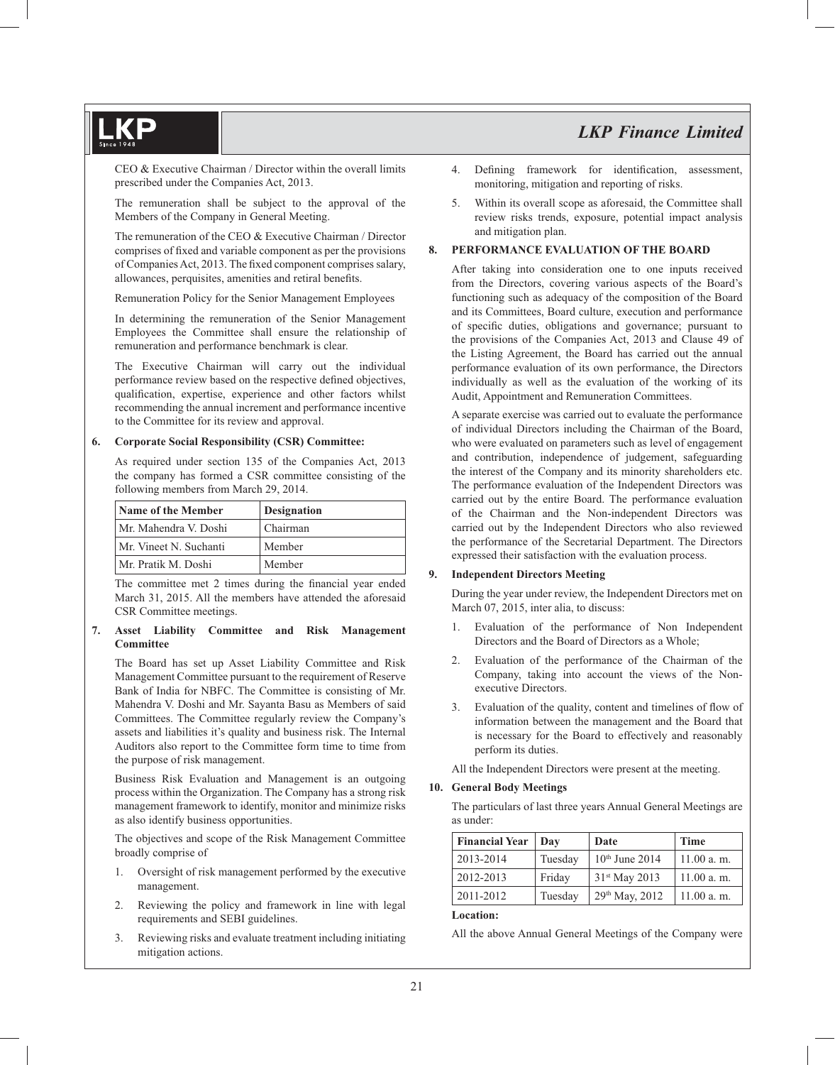CEO & Executive Chairman / Director within the overall limits prescribed under the Companies Act, 2013.

The remuneration shall be subject to the approval of the Members of the Company in General Meeting.

The remuneration of the CEO & Executive Chairman / Director comprises of fixed and variable component as per the provisions of Companies Act, 2013. The fixed component comprises salary, allowances, perquisites, amenities and retiral benefits.

Remuneration Policy for the Senior Management Employees

In determining the remuneration of the Senior Management Employees the Committee shall ensure the relationship of remuneration and performance benchmark is clear.

The Executive Chairman will carry out the individual performance review based on the respective defined objectives, qualification, expertise, experience and other factors whilst recommending the annual increment and performance incentive to the Committee for its review and approval.

**6. Corporate Social Responsibility (CSR) Committee:**

As required under section 135 of the Companies Act, 2013 the company has formed a CSR committee consisting of the following members from March 29, 2014.

| Name of the Member | Designation |
|---|---|
| Mr. Mahendra V. Doshi | Chairman |
| Mr. Vineet N. Suchanti | Member |
| Mr. Pratik M. Doshi | Member |

The committee met 2 times during the financial year ended March 31, 2015. All the members have attended the aforesaid CSR Committee meetings.

**7. Asset Liability Committee and Risk Management Committee**

The Board has set up Asset Liability Committee and Risk Management Committee pursuant to the requirement of Reserve Bank of India for NBFC. The Committee is consisting of Mr. Mahendra V. Doshi and Mr. Sayanta Basu as Members of said Committees. The Committee regularly review the Company's assets and liabilities it's quality and business risk. The Internal Auditors also report to the Committee form time to time from the purpose of risk management.

Business Risk Evaluation and Management is an outgoing process within the Organization. The Company has a strong risk management framework to identify, monitor and minimize risks as also identify business opportunities.

The objectives and scope of the Risk Management Committee broadly comprise of

1. Oversight of risk management performed by the executive management.
2. Reviewing the policy and framework in line with legal requirements and SEBI guidelines.
3. Reviewing risks and evaluate treatment including initiating mitigation actions.
4. Defining framework for identification, assessment, monitoring, mitigation and reporting of risks.
5. Within its overall scope as aforesaid, the Committee shall review risks trends, exposure, potential impact analysis and mitigation plan.

**8. PERFORMANCE EVALUATION OF THE BOARD**

After taking into consideration one to one inputs received from the Directors, covering various aspects of the Board's functioning such as adequacy of the composition of the Board and its Committees, Board culture, execution and performance of specific duties, obligations and governance; pursuant to the provisions of the Companies Act, 2013 and Clause 49 of the Listing Agreement, the Board has carried out the annual performance evaluation of its own performance, the Directors individually as well as the evaluation of the working of its Audit, Appointment and Remuneration Committees.

A separate exercise was carried out to evaluate the performance of individual Directors including the Chairman of the Board, who were evaluated on parameters such as level of engagement and contribution, independence of judgement, safeguarding the interest of the Company and its minority shareholders etc. The performance evaluation of the Independent Directors was carried out by the entire Board. The performance evaluation of the Chairman and the Non-independent Directors was carried out by the Independent Directors who also reviewed the performance of the Secretarial Department. The Directors expressed their satisfaction with the evaluation process.

**9. Independent Directors Meeting**

During the year under review, the Independent Directors met on March 07, 2015, inter alia, to discuss:

1. Evaluation of the performance of Non Independent Directors and the Board of Directors as a Whole;
2. Evaluation of the performance of the Chairman of the Company, taking into account the views of the Non-executive Directors.
3. Evaluation of the quality, content and timelines of flow of information between the management and the Board that is necessary for the Board to effectively and reasonably perform its duties.

All the Independent Directors were present at the meeting.

**10. General Body Meetings**

The particulars of last three years Annual General Meetings are as under:

| Financial Year | Day | Date | Time |
|---|---|---|---|
| 2013-2014 | Tuesday | 10th June 2014 | 11.00 a. m. |
| 2012-2013 | Friday | 31st May 2013 | 11.00 a. m. |
| 2011-2012 | Tuesday | 29th May, 2012 | 11.00 a. m. |

**Location:**

All the above Annual General Meetings of the Company were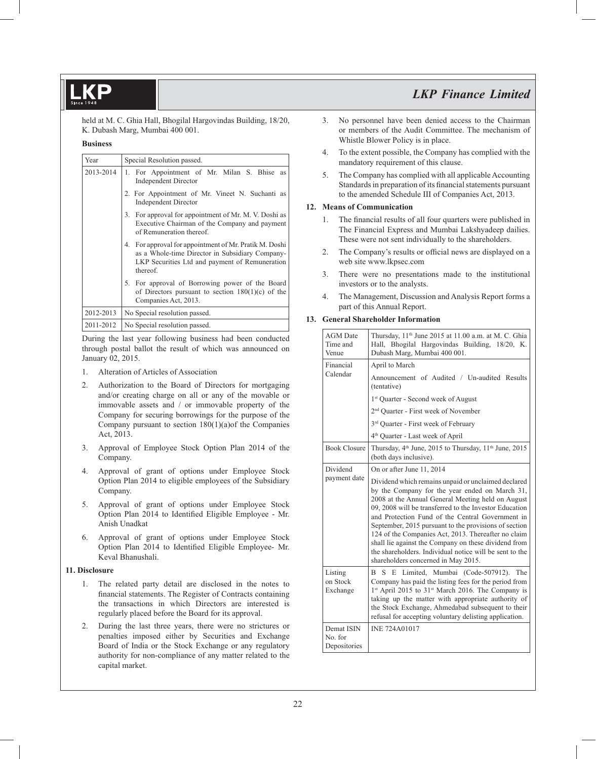held at M. C. Ghia Hall, Bhogilal Hargovindas Building, 18/20, K. Dubash Marg, Mumbai 400 001.

**Business**

| Year | Special Resolution passed. |
|---|---|
| 2013-2014 | 1. For Appointment of Mr. Milan S. Bhise as Independent Director |
| | 2. For Appointment of Mr. Vineet N. Suchanti as Independent Director |
| | 3. For approval for appointment of Mr. M. V. Doshi as Executive Chairman of the Company and payment of Remuneration thereof. |
| | 4. For approval for appointment of Mr. Pratik M. Doshi as a Whole-time Director in Subsidiary Company-LKP Securities Ltd and payment of Remuneration thereof. |
| | 5. For approval of Borrowing power of the Board of Directors pursuant to section 180(1)(c) of the Companies Act, 2013. |
| 2012-2013 | No Special resolution passed. |
| 2011-2012 | No Special resolution passed. |

During the last year following business had been conducted through postal ballot the result of which was announced on January 02, 2015.

1. Alteration of Articles of Association
2. Authorization to the Board of Directors for mortgaging and/or creating charge on all or any of the movable or immovable assets and / or immovable property of the Company for securing borrowings for the purpose of the Company pursuant to section 180(1)(a)of the Companies Act, 2013.
3. Approval of Employee Stock Option Plan 2014 of the Company.
4. Approval of grant of options under Employee Stock Option Plan 2014 to eligible employees of the Subsidiary Company.
5. Approval of grant of options under Employee Stock Option Plan 2014 to Identified Eligible Employee - Mr. Anish Unadkat
6. Approval of grant of options under Employee Stock Option Plan 2014 to Identified Eligible Employee- Mr. Keval Bhanushali.

## 11. Disclosure

1. The related party detail are disclosed in the notes to financial statements. The Register of Contracts containing the transactions in which Directors are interested is regularly placed before the Board for its approval.
2. During the last three years, there were no strictures or penalties imposed either by Securities and Exchange Board of India or the Stock Exchange or any regulatory authority for non-compliance of any matter related to the capital market.
3. No personnel have been denied access to the Chairman or members of the Audit Committee. The mechanism of Whistle Blower Policy is in place.
4. To the extent possible, the Company has complied with the mandatory requirement of this clause.
5. The Company has complied with all applicable Accounting Standards in preparation of its financial statements pursuant to the amended Schedule III of Companies Act, 2013.

## 12. Means of Communication

1. The financial results of all four quarters were published in The Financial Express and Mumbai Lakshyadeep dailies. These were not sent individually to the shareholders.
2. The Company's results or official news are displayed on a web site www.lkpsec.com
3. There were no presentations made to the institutional investors or to the analysts.
4. The Management, Discussion and Analysis Report forms a part of this Annual Report.

## 13. General Shareholder Information

| | |
|---|---|
| AGM Date Time and Venue | Thursday, 11th June 2015 at 11.00 a.m. at M. C. Ghia Hall, Bhogilal Hargovindas Building, 18/20, K. Dubash Marg, Mumbai 400 001. |
| Financial Calendar | April to March |
| | Announcement of Audited / Un-audited Results (tentative) |
| | 1st Quarter - Second week of August |
| | 2nd Quarter - First week of November |
| | 3rd Quarter - First week of February |
| | 4th Quarter - Last week of April |
| Book Closure | Thursday, 4th June, 2015 to Thursday, 11th June, 2015 (both days inclusive). |
| Dividend payment date | On or after June 11, 2014 |
| | Dividend which remains unpaid or unclaimed declared by the Company for the year ended on March 31, 2008 at the Annual General Meeting held on August 09, 2008 will be transferred to the Investor Education and Protection Fund of the Central Government in September, 2015 pursuant to the provisions of section 124 of the Companies Act, 2013. Thereafter no claim shall lie against the Company on these dividend from the shareholders. Individual notice will be sent to the shareholders concerned in May 2015. |
| Listing on Stock Exchange | B S E Limited, Mumbai (Code-507912). The Company has paid the listing fees for the period from 1st April 2015 to 31st March 2016. The Company is taking up the matter with appropriate authority of the Stock Exchange, Ahmedabad subsequent to their refusal for accepting voluntary delisting application. |
| Demat ISIN No. for Depositories | INE 724A01017 |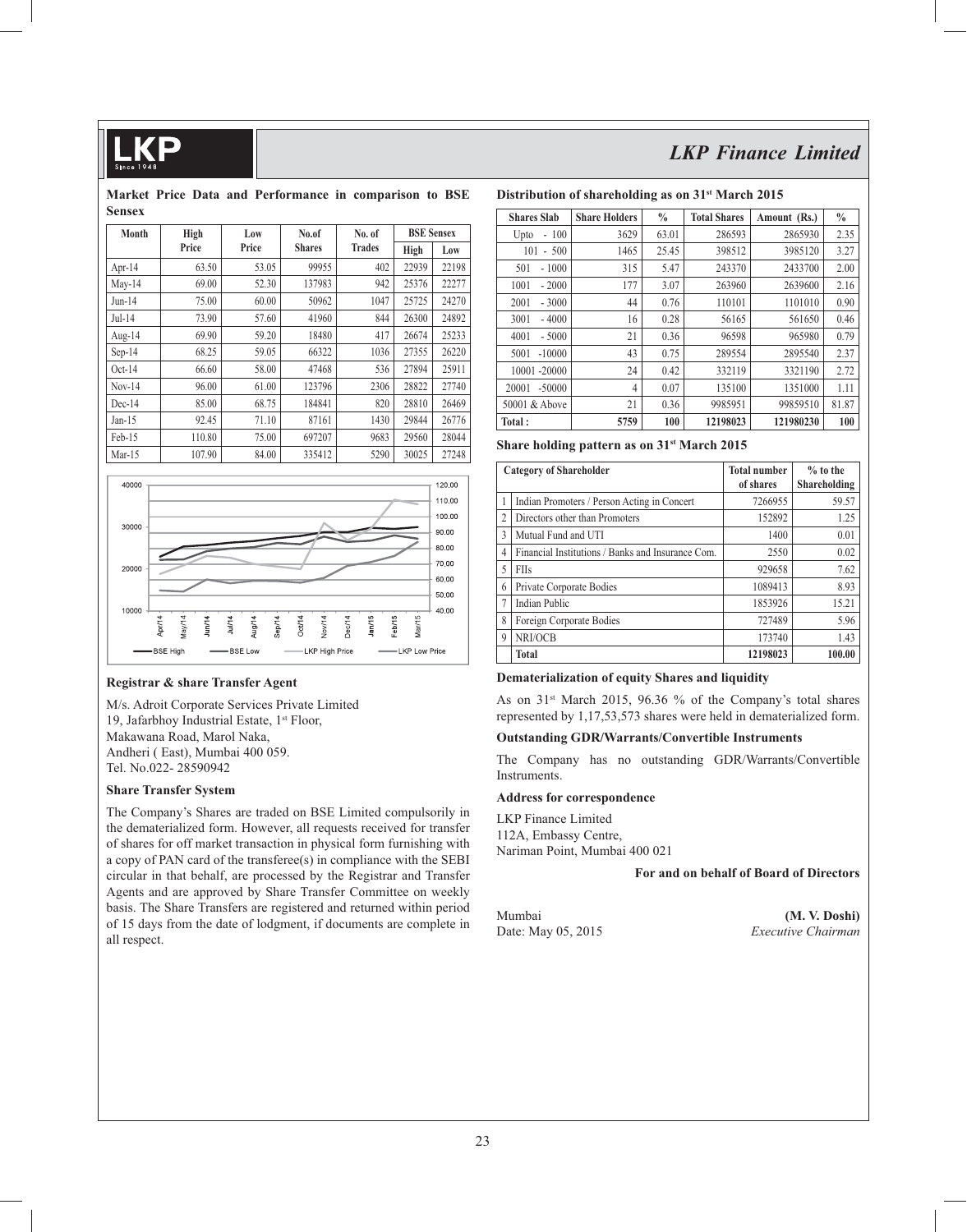**Market Price Data and Performance in comparison to BSE Sensex**

| Month | High Price | Low Price | No.of Shares | No. of Trades | BSE Sensex | |
|---|---|---|---|---|---|---|
| | | | | | High | Low |
| Apr-14 | 63.50 | 53.05 | 99955 | 402 | 22939 | 22198 |
| May-14 | 69.00 | 52.30 | 137983 | 942 | 25376 | 22277 |
| Jun-14 | 75.00 | 60.00 | 50962 | 1047 | 25725 | 24270 |
| Jul-14 | 73.90 | 57.60 | 41960 | 844 | 26300 | 24892 |
| Aug-14 | 69.90 | 59.20 | 18480 | 417 | 26674 | 25233 |
| Sep-14 | 68.25 | 59.05 | 66322 | 1036 | 27355 | 26220 |
| Oct-14 | 66.60 | 58.00 | 47468 | 536 | 27894 | 25911 |
| Nov-14 | 96.00 | 61.00 | 123796 | 2306 | 28822 | 27740 |
| Dec-14 | 85.00 | 68.75 | 184841 | 820 | 28810 | 26469 |
| Jan-15 | 92.45 | 71.10 | 87161 | 1430 | 29844 | 26776 |
| Feb-15 | 110.80 | 75.00 | 697207 | 9683 | 29560 | 28044 |
| Mar-15 | 107.90 | 84.00 | 335412 | 5290 | 30025 | 27248 |

**Registrar & share Transfer Agent**

M/s. Adroit Corporate Services Private Limited
19, Jafarbhoy Industrial Estate, 1st Floor,
Makawana Road, Marol Naka,
Andheri ( East), Mumbai 400 059.
Tel. No.022- 28590942

**Share Transfer System**

The Company's Shares are traded on BSE Limited compulsorily in the dematerialized form. However, all requests received for transfer of shares for off market transaction in physical form furnishing with a copy of PAN card of the transferee(s) in compliance with the SEBI circular in that behalf, are processed by the Registrar and Transfer Agents and are approved by Share Transfer Committee on weekly basis. The Share Transfers are registered and returned within period of 15 days from the date of lodgment, if documents are complete in all respect.

**Distribution of shareholding as on 31st March 2015**

| Shares Slab | Share Holders | % | Total Shares | Amount (Rs.) | % |
|---|---|---|---|---|---|
| Upto - 100 | 3629 | 63.01 | 286593 | 2865930 | 2.35 |
| 101 - 500 | 1465 | 25.45 | 398512 | 3985120 | 3.27 |
| 501 - 1000 | 315 | 5.47 | 243370 | 2433700 | 2.00 |
| 1001 - 2000 | 177 | 3.07 | 263960 | 2639600 | 2.16 |
| 2001 - 3000 | 44 | 0.76 | 110101 | 1101010 | 0.90 |
| 3001 - 4000 | 16 | 0.28 | 56165 | 561650 | 0.46 |
| 4001 - 5000 | 21 | 0.36 | 96598 | 965980 | 0.79 |
| 5001 -10000 | 43 | 0.75 | 289554 | 2895540 | 2.37 |
| 10001 -20000 | 24 | 0.42 | 332119 | 3321190 | 2.72 |
| 20001 -50000 | 4 | 0.07 | 135100 | 1351000 | 1.11 |
| 50001 & Above | 21 | 0.36 | 9985951 | 99859510 | 81.87 |
| **Total :** | **5759** | **100** | **12198023** | **121980230** | **100** |

**Share holding pattern as on 31st March 2015**

| | Category of Shareholder | Total number of shares | % to the Shareholding |
|---|---|---|---|
| 1 | Indian Promoters / Person Acting in Concert | 7266955 | 59.57 |
| 2 | Directors other than Promoters | 152892 | 1.25 |
| 3 | Mutual Fund and UTI | 1400 | 0.01 |
| 4 | Financial Institutions / Banks and Insurance Com. | 2550 | 0.02 |
| 5 | FIIs | 929658 | 7.62 |
| 6 | Private Corporate Bodies | 1089413 | 8.93 |
| 7 | Indian Public | 1853926 | 15.21 |
| 8 | Foreign Corporate Bodies | 727489 | 5.96 |
| 9 | NRI/OCB | 173740 | 1.43 |
| | **Total** | **12198023** | **100.00** |

**Dematerialization of equity Shares and liquidity**

As on 31st March 2015, 96.36 % of the Company's total shares represented by 1,17,53,573 shares were held in dematerialized form.

**Outstanding GDR/Warrants/Convertible Instruments**

The Company has no outstanding GDR/Warrants/Convertible Instruments.

**Address for correspondence**

LKP Finance Limited
112A, Embassy Centre,
Nariman Point, Mumbai 400 021

**For and on behalf of Board of Directors**

Mumbai
Date: May 05, 2015

**(M. V. Doshi)**
*Executive Chairman*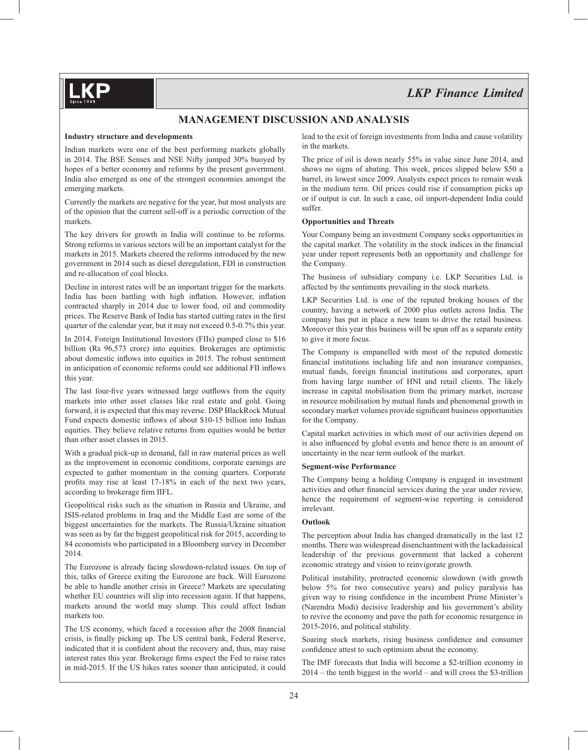# MANAGEMENT DISCUSSION AND ANALYSIS

**Industry structure and developments**

Indian markets were one of the best performing markets globally in 2014. The BSE Sensex and NSE Nifty jumped 30% buoyed by hopes of a better economy and reforms by the present government. India also emerged as one of the strongest economies amongst the emerging markets.

Currently the markets are negative for the year, but most analysts are of the opinion that the current sell-off is a periodic correction of the markets.

The key drivers for growth in India will continue to be reforms. Strong reforms in various sectors will be an important catalyst for the markets in 2015. Markets cheered the reforms introduced by the new government in 2014 such as diesel deregulation, FDI in construction and re-allocation of coal blocks.

Decline in interest rates will be an important trigger for the markets. India has been battling with high inflation. However, inflation contracted sharply in 2014 due to lower food, oil and commodity prices. The Reserve Bank of India has started cutting rates in the first quarter of the calendar year, but it may not exceed 0.5-0.7% this year.

In 2014, Foreign Institutional Investors (FIIs) pumped close to $16 billion (Rs 96,573 crore) into equities. Brokerages are optimistic about domestic inflows into equities in 2015. The robust sentiment in anticipation of economic reforms could see additional FII inflows this year.

The last four-five years witnessed large outflows from the equity markets into other asset classes like real estate and gold. Going forward, it is expected that this may reverse. DSP BlackRock Mutual Fund expects domestic inflows of about $10-15 billion into Indian equities. They believe relative returns from equities would be better than other asset classes in 2015.

With a gradual pick-up in demand, fall in raw material prices as well as the improvement in economic conditions, corporate earnings are expected to gather momentum in the coming quarters. Corporate profits may rise at least 17-18% in each of the next two years, according to brokerage firm IIFL.

Geopolitical risks such as the situation in Russia and Ukraine, and ISIS-related problems in Iraq and the Middle East are some of the biggest uncertainties for the markets. The Russia/Ukraine situation was seen as by far the biggest geopolitical risk for 2015, according to 84 economists who participated in a Bloomberg survey in December 2014.

The Eurozone is already facing slowdown-related issues. On top of this, talks of Greece exiting the Eurozone are back. Will Eurozone be able to handle another crisis in Greece? Markets are speculating whether EU countries will slip into recession again. If that happens, markets around the world may slump. This could affect Indian markets too.

The US economy, which faced a recession after the 2008 financial crisis, is finally picking up. The US central bank, Federal Reserve, indicated that it is confident about the recovery and, thus, may raise interest rates this year. Brokerage firms expect the Fed to raise rates in mid-2015. If the US hikes rates sooner than anticipated, it could lead to the exit of foreign investments from India and cause volatility in the markets.

The price of oil is down nearly 55% in value since June 2014, and shows no signs of abating. This week, prices slipped below $50 a barrel, its lowest since 2009. Analysts expect prices to remain weak in the medium term. Oil prices could rise if consumption picks up or if output is cut. In such a case, oil import-dependent India could suffer.

**Opportunities and Threats**

Your Company being an investment Company seeks opportunities in the capital market. The volatility in the stock indices in the financial year under report represents both an opportunity and challenge for the Company.

The business of subsidiary company i.e. LKP Securities Ltd. is affected by the sentiments prevailing in the stock markets.

LKP Securities Ltd. is one of the reputed broking houses of the country, having a network of 2000 plus outlets across India. The company has put in place a new team to drive the retail business. Moreover this year this business will be spun off as a separate entity to give it more focus.

The Company is empanelled with most of the reputed domestic financial institutions including life and non insurance companies, mutual funds, foreign financial institutions and corporates, apart from having large number of HNI and retail clients. The likely increase in capital mobilisation from the primary market, increase in resource mobilisation by mutual funds and phenomenal growth in secondary market volumes provide significant business opportunities for the Company.

Capital market activities in which most of our activities depend on is also influenced by global events and hence there is an amount of uncertainty in the near term outlook of the market.

**Segment-wise Performance**

The Company being a holding Company is engaged in investment activities and other financial services during the year under review, hence the requirement of segment-wise reporting is considered irrelevant.

**Outlook**

The perception about India has changed dramatically in the last 12 months. There was widespread disenchantment with the lackadaisical leadership of the previous government that lacked a coherent economic strategy and vision to reinvigorate growth.

Political instability, protracted economic slowdown (with growth below 5% for two consecutive years) and policy paralysis has given way to rising confidence in the incumbent Prime Minister's (Narendra Modi) decisive leadership and his government's ability to revive the economy and pave the path for economic resurgence in 2015-2016, and political stability.

Soaring stock markets, rising business confidence and consumer confidence attest to such optimism about the economy.

The IMF forecasts that India will become a $2-trillion economy in 2014 – the tenth biggest in the world – and will cross the $3-trillion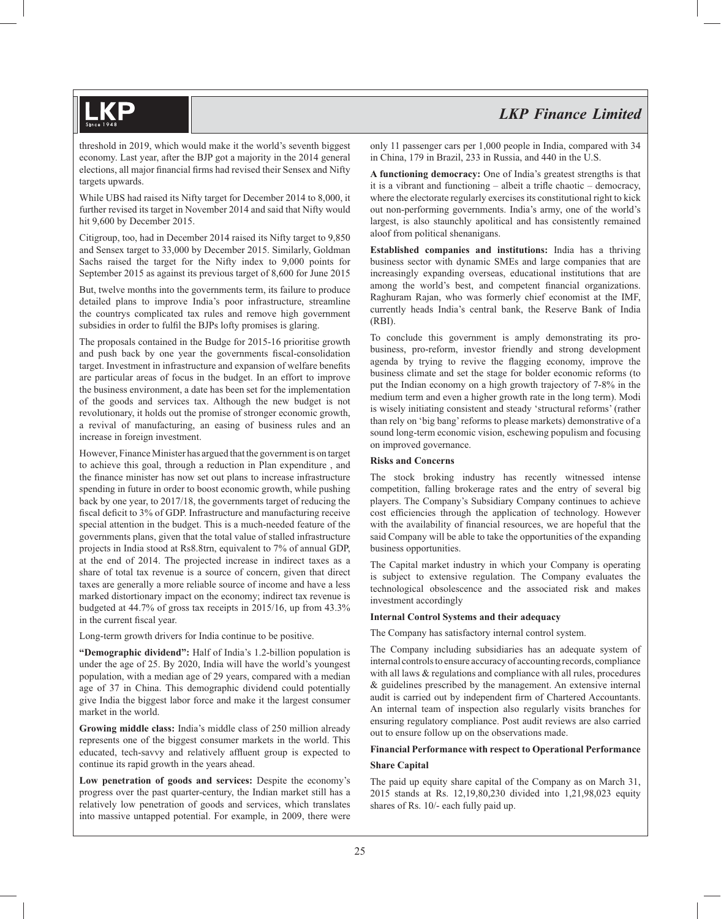threshold in 2019, which would make it the world's seventh biggest economy. Last year, after the BJP got a majority in the 2014 general elections, all major financial firms had revised their Sensex and Nifty targets upwards.

While UBS had raised its Nifty target for December 2014 to 8,000, it further revised its target in November 2014 and said that Nifty would hit 9,600 by December 2015.

Citigroup, too, had in December 2014 raised its Nifty target to 9,850 and Sensex target to 33,000 by December 2015. Similarly, Goldman Sachs raised the target for the Nifty index to 9,000 points for September 2015 as against its previous target of 8,600 for June 2015

But, twelve months into the governments term, its failure to produce detailed plans to improve India's poor infrastructure, streamline the countrys complicated tax rules and remove high government subsidies in order to fulfil the BJPs lofty promises is glaring.

The proposals contained in the Budge for 2015-16 prioritise growth and push back by one year the governments fiscal-consolidation target. Investment in infrastructure and expansion of welfare benefits are particular areas of focus in the budget. In an effort to improve the business environment, a date has been set for the implementation of the goods and services tax. Although the new budget is not revolutionary, it holds out the promise of stronger economic growth, a revival of manufacturing, an easing of business rules and an increase in foreign investment.

However, Finance Minister has argued that the government is on target to achieve this goal, through a reduction in Plan expenditure , and the finance minister has now set out plans to increase infrastructure spending in future in order to boost economic growth, while pushing back by one year, to 2017/18, the governments target of reducing the fiscal deficit to 3% of GDP. Infrastructure and manufacturing receive special attention in the budget. This is a much-needed feature of the governments plans, given that the total value of stalled infrastructure projects in India stood at Rs8.8trn, equivalent to 7% of annual GDP, at the end of 2014. The projected increase in indirect taxes as a share of total tax revenue is a source of concern, given that direct taxes are generally a more reliable source of income and have a less marked distortionary impact on the economy; indirect tax revenue is budgeted at 44.7% of gross tax receipts in 2015/16, up from 43.3% in the current fiscal year.

Long-term growth drivers for India continue to be positive.

**"Demographic dividend":** Half of India's 1.2-billion population is under the age of 25. By 2020, India will have the world's youngest population, with a median age of 29 years, compared with a median age of 37 in China. This demographic dividend could potentially give India the biggest labor force and make it the largest consumer market in the world.

**Growing middle class:** India's middle class of 250 million already represents one of the biggest consumer markets in the world. This educated, tech-savvy and relatively affluent group is expected to continue its rapid growth in the years ahead.

**Low penetration of goods and services:** Despite the economy's progress over the past quarter-century, the Indian market still has a relatively low penetration of goods and services, which translates into massive untapped potential. For example, in 2009, there were only 11 passenger cars per 1,000 people in India, compared with 34 in China, 179 in Brazil, 233 in Russia, and 440 in the U.S.

**A functioning democracy:** One of India's greatest strengths is that it is a vibrant and functioning – albeit a trifle chaotic – democracy, where the electorate regularly exercises its constitutional right to kick out non-performing governments. India's army, one of the world's largest, is also staunchly apolitical and has consistently remained aloof from political shenanigans.

**Established companies and institutions:** India has a thriving business sector with dynamic SMEs and large companies that are increasingly expanding overseas, educational institutions that are among the world's best, and competent financial organizations. Raghuram Rajan, who was formerly chief economist at the IMF, currently heads India's central bank, the Reserve Bank of India (RBI).

To conclude this government is amply demonstrating its pro-business, pro-reform, investor friendly and strong development agenda by trying to revive the flagging economy, improve the business climate and set the stage for bolder economic reforms (to put the Indian economy on a high growth trajectory of 7-8% in the medium term and even a higher growth rate in the long term). Modi is wisely initiating consistent and steady 'structural reforms' (rather than rely on 'big bang' reforms to please markets) demonstrative of a sound long-term economic vision, eschewing populism and focusing on improved governance.

### Risks and Concerns

The stock broking industry has recently witnessed intense competition, falling brokerage rates and the entry of several big players. The Company's Subsidiary Company continues to achieve cost efficiencies through the application of technology. However with the availability of financial resources, we are hopeful that the said Company will be able to take the opportunities of the expanding business opportunities.

The Capital market industry in which your Company is operating is subject to extensive regulation. The Company evaluates the technological obsolescence and the associated risk and makes investment accordingly

### Internal Control Systems and their adequacy

The Company has satisfactory internal control system.

The Company including subsidiaries has an adequate system of internal controls to ensure accuracy of accounting records, compliance with all laws & regulations and compliance with all rules, procedures & guidelines prescribed by the management. An extensive internal audit is carried out by independent firm of Chartered Accountants. An internal team of inspection also regularly visits branches for ensuring regulatory compliance. Post audit reviews are also carried out to ensure follow up on the observations made.

### Financial Performance with respect to Operational Performance

#### Share Capital

The paid up equity share capital of the Company as on March 31, 2015 stands at Rs. 12,19,80,230 divided into 1,21,98,023 equity shares of Rs. 10/- each fully paid up.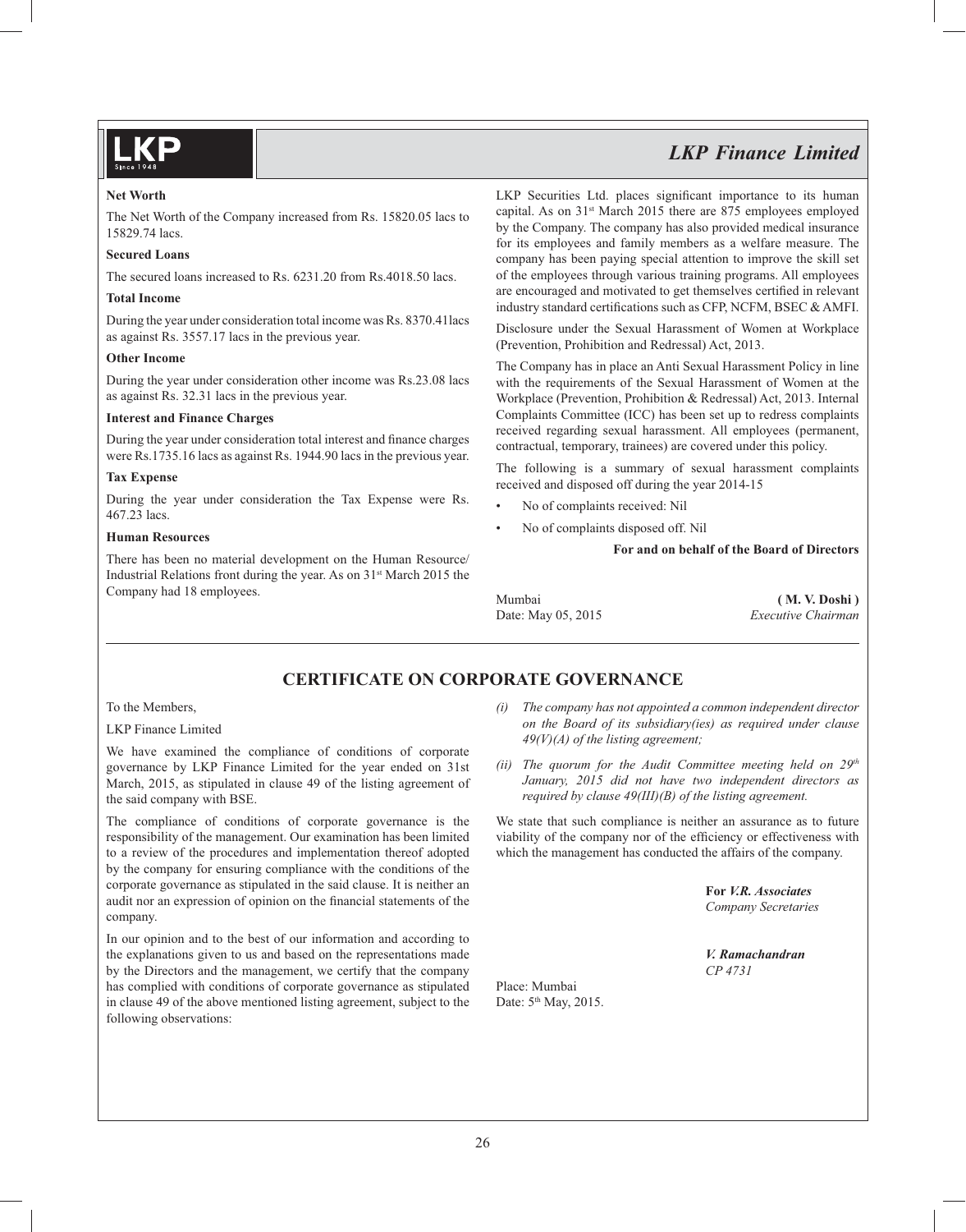**Net Worth**

The Net Worth of the Company increased from Rs. 15820.05 lacs to 15829.74 lacs.

**Secured Loans**

The secured loans increased to Rs. 6231.20 from Rs.4018.50 lacs.

**Total Income**

During the year under consideration total income was Rs. 8370.41lacs as against Rs. 3557.17 lacs in the previous year.

**Other Income**

During the year under consideration other income was Rs.23.08 lacs as against Rs. 32.31 lacs in the previous year.

**Interest and Finance Charges**

During the year under consideration total interest and finance charges were Rs.1735.16 lacs as against Rs. 1944.90 lacs in the previous year.

**Tax Expense**

During the year under consideration the Tax Expense were Rs. 467.23 lacs.

**Human Resources**

There has been no material development on the Human Resource/ Industrial Relations front during the year. As on 31st March 2015 the Company had 18 employees.

LKP Securities Ltd. places significant importance to its human capital. As on 31st March 2015 there are 875 employees employed by the Company. The company has also provided medical insurance for its employees and family members as a welfare measure. The company has been paying special attention to improve the skill set of the employees through various training programs. All employees are encouraged and motivated to get themselves certified in relevant industry standard certifications such as CFP, NCFM, BSEC & AMFI.

Disclosure under the Sexual Harassment of Women at Workplace (Prevention, Prohibition and Redressal) Act, 2013.

The Company has in place an Anti Sexual Harassment Policy in line with the requirements of the Sexual Harassment of Women at the Workplace (Prevention, Prohibition & Redressal) Act, 2013. Internal Complaints Committee (ICC) has been set up to redress complaints received regarding sexual harassment. All employees (permanent, contractual, temporary, trainees) are covered under this policy.

The following is a summary of sexual harassment complaints received and disposed off during the year 2014-15

- No of complaints received: Nil
- No of complaints disposed off. Nil

**For and on behalf of the Board of Directors**

Mumbai
Date: May 05, 2015

**( M. V. Doshi )**
*Executive Chairman*

## CERTIFICATE ON CORPORATE GOVERNANCE

To the Members,

LKP Finance Limited

We have examined the compliance of conditions of corporate governance by LKP Finance Limited for the year ended on 31st March, 2015, as stipulated in clause 49 of the listing agreement of the said company with BSE.

The compliance of conditions of corporate governance is the responsibility of the management. Our examination has been limited to a review of the procedures and implementation thereof adopted by the company for ensuring compliance with the conditions of the corporate governance as stipulated in the said clause. It is neither an audit nor an expression of opinion on the financial statements of the company.

In our opinion and to the best of our information and according to the explanations given to us and based on the representations made by the Directors and the management, we certify that the company has complied with conditions of corporate governance as stipulated in clause 49 of the above mentioned listing agreement, subject to the following observations:

*(i) The company has not appointed a common independent director on the Board of its subsidiary(ies) as required under clause 49(V)(A) of the listing agreement;*

*(ii) The quorum for the Audit Committee meeting held on 29th January, 2015 did not have two independent directors as required by clause 49(III)(B) of the listing agreement.*

We state that such compliance is neither an assurance as to future viability of the company nor of the efficiency or effectiveness with which the management has conducted the affairs of the company.

**For *V.R. Associates***
*Company Secretaries*

***V. Ramachandran***
*CP 4731*

Place: Mumbai
Date: 5th May, 2015.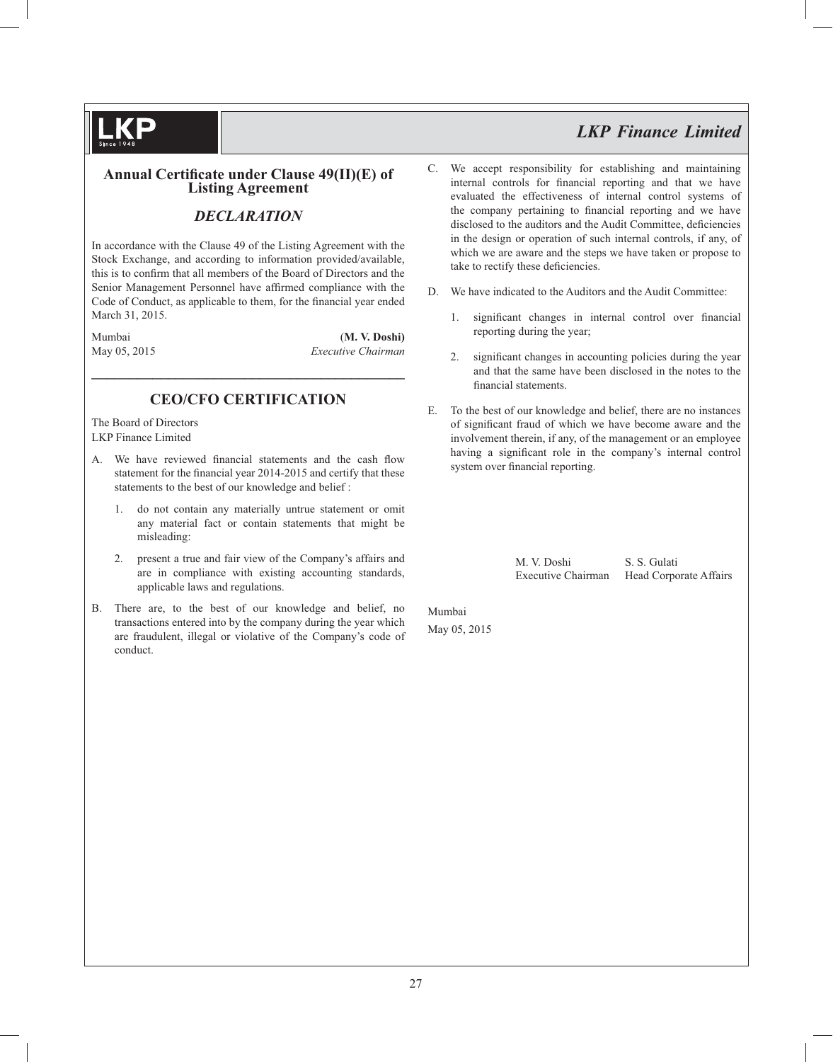## Annual Certificate under Clause 49(II)(E) of Listing Agreement

### *DECLARATION*

In accordance with the Clause 49 of the Listing Agreement with the Stock Exchange, and according to information provided/available, this is to confirm that all members of the Board of Directors and the Senior Management Personnel have affirmed compliance with the Code of Conduct, as applicable to them, for the financial year ended March 31, 2015.

Mumbai
May 05, 2015

(**M. V. Doshi)**
*Executive Chairman*

---

## CEO/CFO CERTIFICATION

The Board of Directors
LKP Finance Limited

A. We have reviewed financial statements and the cash flow statement for the financial year 2014-2015 and certify that these statements to the best of our knowledge and belief :

1. do not contain any materially untrue statement or omit any material fact or contain statements that might be misleading:

2. present a true and fair view of the Company's affairs and are in compliance with existing accounting standards, applicable laws and regulations.

B. There are, to the best of our knowledge and belief, no transactions entered into by the company during the year which are fraudulent, illegal or violative of the Company's code of conduct.

C. We accept responsibility for establishing and maintaining internal controls for financial reporting and that we have evaluated the effectiveness of internal control systems of the company pertaining to financial reporting and we have disclosed to the auditors and the Audit Committee, deficiencies in the design or operation of such internal controls, if any, of which we are aware and the steps we have taken or propose to take to rectify these deficiencies.

D. We have indicated to the Auditors and the Audit Committee:

1. significant changes in internal control over financial reporting during the year;

2. significant changes in accounting policies during the year and that the same have been disclosed in the notes to the financial statements.

E. To the best of our knowledge and belief, there are no instances of significant fraud of which we have become aware and the involvement therein, if any, of the management or an employee having a significant role in the company's internal control system over financial reporting.

M. V. Doshi
Executive Chairman

S. S. Gulati
Head Corporate Affairs

Mumbai
May 05, 2015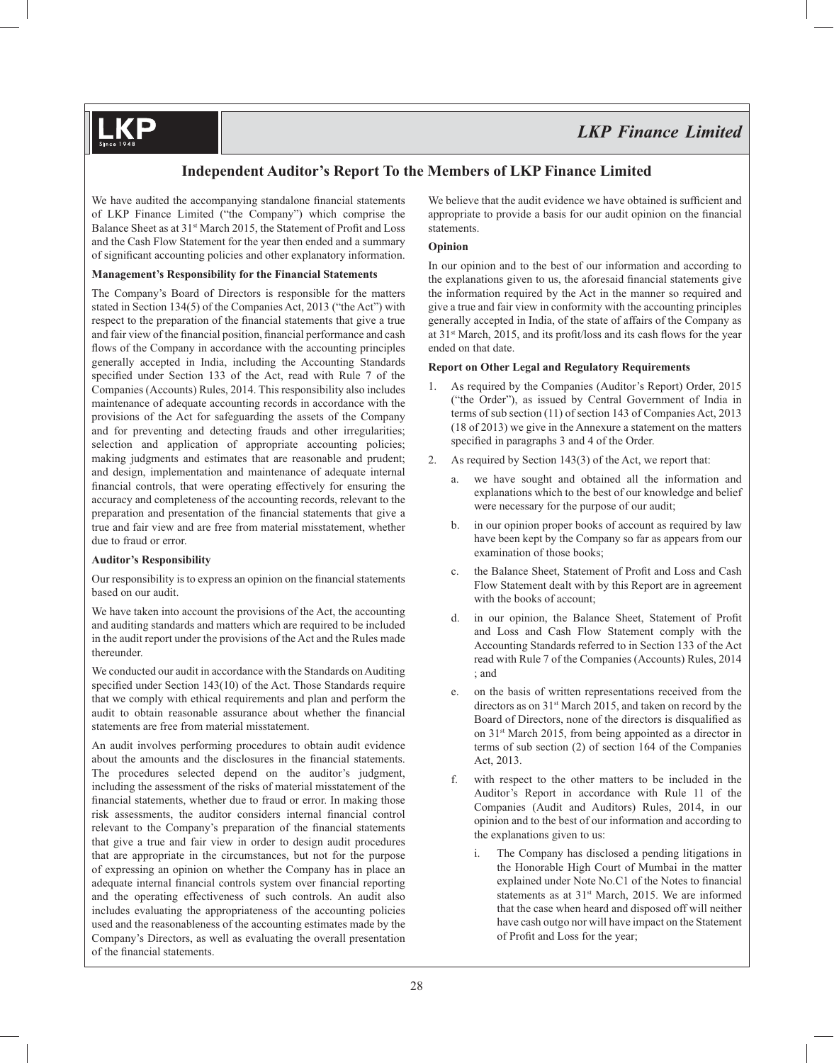# Independent Auditor's Report To the Members of LKP Finance Limited

We have audited the accompanying standalone financial statements of LKP Finance Limited ("the Company") which comprise the Balance Sheet as at 31st March 2015, the Statement of Profit and Loss and the Cash Flow Statement for the year then ended and a summary of significant accounting policies and other explanatory information.

**Management's Responsibility for the Financial Statements**

The Company's Board of Directors is responsible for the matters stated in Section 134(5) of the Companies Act, 2013 ("the Act") with respect to the preparation of the financial statements that give a true and fair view of the financial position, financial performance and cash flows of the Company in accordance with the accounting principles generally accepted in India, including the Accounting Standards specified under Section 133 of the Act, read with Rule 7 of the Companies (Accounts) Rules, 2014. This responsibility also includes maintenance of adequate accounting records in accordance with the provisions of the Act for safeguarding the assets of the Company and for preventing and detecting frauds and other irregularities; selection and application of appropriate accounting policies; making judgments and estimates that are reasonable and prudent; and design, implementation and maintenance of adequate internal financial controls, that were operating effectively for ensuring the accuracy and completeness of the accounting records, relevant to the preparation and presentation of the financial statements that give a true and fair view and are free from material misstatement, whether due to fraud or error.

**Auditor's Responsibility**

Our responsibility is to express an opinion on the financial statements based on our audit.

We have taken into account the provisions of the Act, the accounting and auditing standards and matters which are required to be included in the audit report under the provisions of the Act and the Rules made thereunder.

We conducted our audit in accordance with the Standards on Auditing specified under Section 143(10) of the Act. Those Standards require that we comply with ethical requirements and plan and perform the audit to obtain reasonable assurance about whether the financial statements are free from material misstatement.

An audit involves performing procedures to obtain audit evidence about the amounts and the disclosures in the financial statements. The procedures selected depend on the auditor's judgment, including the assessment of the risks of material misstatement of the financial statements, whether due to fraud or error. In making those risk assessments, the auditor considers internal financial control relevant to the Company's preparation of the financial statements that give a true and fair view in order to design audit procedures that are appropriate in the circumstances, but not for the purpose of expressing an opinion on whether the Company has in place an adequate internal financial controls system over financial reporting and the operating effectiveness of such controls. An audit also includes evaluating the appropriateness of the accounting policies used and the reasonableness of the accounting estimates made by the Company's Directors, as well as evaluating the overall presentation of the financial statements.

We believe that the audit evidence we have obtained is sufficient and appropriate to provide a basis for our audit opinion on the financial statements.

**Opinion**

In our opinion and to the best of our information and according to the explanations given to us, the aforesaid financial statements give the information required by the Act in the manner so required and give a true and fair view in conformity with the accounting principles generally accepted in India, of the state of affairs of the Company as at 31st March, 2015, and its profit/loss and its cash flows for the year ended on that date.

**Report on Other Legal and Regulatory Requirements**

1. As required by the Companies (Auditor's Report) Order, 2015 ("the Order"), as issued by Central Government of India in terms of sub section (11) of section 143 of Companies Act, 2013 (18 of 2013) we give in the Annexure a statement on the matters specified in paragraphs 3 and 4 of the Order.
2. As required by Section 143(3) of the Act, we report that:
   a. we have sought and obtained all the information and explanations which to the best of our knowledge and belief were necessary for the purpose of our audit;
   b. in our opinion proper books of account as required by law have been kept by the Company so far as appears from our examination of those books;
   c. the Balance Sheet, Statement of Profit and Loss and Cash Flow Statement dealt with by this Report are in agreement with the books of account;
   d. in our opinion, the Balance Sheet, Statement of Profit and Loss and Cash Flow Statement comply with the Accounting Standards referred to in Section 133 of the Act read with Rule 7 of the Companies (Accounts) Rules, 2014 ; and
   e. on the basis of written representations received from the directors as on 31st March 2015, and taken on record by the Board of Directors, none of the directors is disqualified as on 31st March 2015, from being appointed as a director in terms of sub section (2) of section 164 of the Companies Act, 2013.
   f. with respect to the other matters to be included in the Auditor's Report in accordance with Rule 11 of the Companies (Audit and Auditors) Rules, 2014, in our opinion and to the best of our information and according to the explanations given to us:
      i. The Company has disclosed a pending litigations in the Honorable High Court of Mumbai in the matter explained under Note No.C1 of the Notes to financial statements as at 31st March, 2015. We are informed that the case when heard and disposed off will neither have cash outgo nor will have impact on the Statement of Profit and Loss for the year;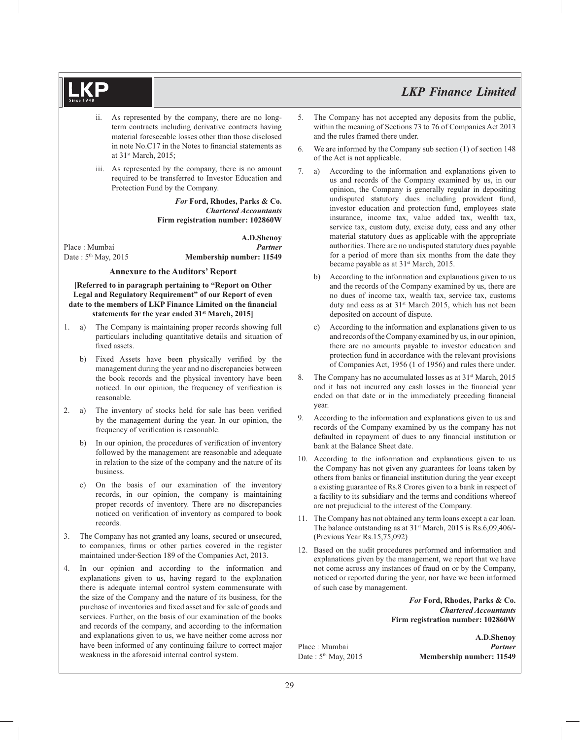ii. As represented by the company, there are no long-term contracts including derivative contracts having material foreseeable losses other than those disclosed in note No.C17 in the Notes to financial statements as at 31st March, 2015;

iii. As represented by the company, there is no amount required to be transferred to Investor Education and Protection Fund by the Company.

*For* **Ford, Rhodes, Parks & Co.**
***Chartered Accountants***
**Firm registration number: 102860W**

**A.D.Shenoy**
***Partner***
**Membership number: 11549**

Place : Mumbai
Date : 5th May, 2015

### Annexure to the Auditors' Report

**[Referred to in paragraph pertaining to "Report on Other Legal and Regulatory Requirement" of our Report of even date to the members of LKP Finance Limited on the financial statements for the year ended 31st March, 2015]**

1. a) The Company is maintaining proper records showing full particulars including quantitative details and situation of fixed assets.

   b) Fixed Assets have been physically verified by the management during the year and no discrepancies between the book records and the physical inventory have been noticed. In our opinion, the frequency of verification is reasonable.

2. a) The inventory of stocks held for sale has been verified by the management during the year. In our opinion, the frequency of verification is reasonable.

   b) In our opinion, the procedures of verification of inventory followed by the management are reasonable and adequate in relation to the size of the company and the nature of its business.

   c) On the basis of our examination of the inventory records, in our opinion, the company is maintaining proper records of inventory. There are no discrepancies noticed on verification of inventory as compared to book records.

3. The Company has not granted any loans, secured or unsecured, to companies, firms or other parties covered in the register maintained under Section 189 of the Companies Act, 2013.

4. In our opinion and according to the information and explanations given to us, having regard to the explanation there is adequate internal control system commensurate with the size of the Company and the nature of its business, for the purchase of inventories and fixed asset and for sale of goods and services. Further, on the basis of our examination of the books and records of the company, and according to the information and explanations given to us, we have neither come across nor have been informed of any continuing failure to correct major weakness in the aforesaid internal control system.

5. The Company has not accepted any deposits from the public, within the meaning of Sections 73 to 76 of Companies Act 2013 and the rules framed there under.

6. We are informed by the Company sub section (1) of section 148 of the Act is not applicable.

7. a) According to the information and explanations given to us and records of the Company examined by us, in our opinion, the Company is generally regular in depositing undisputed statutory dues including provident fund, investor education and protection fund, employees state insurance, income tax, value added tax, wealth tax, service tax, custom duty, excise duty, cess and any other material statutory dues as applicable with the appropriate authorities. There are no undisputed statutory dues payable for a period of more than six months from the date they became payable as at 31st March, 2015.

   b) According to the information and explanations given to us and the records of the Company examined by us, there are no dues of income tax, wealth tax, service tax, customs duty and cess as at 31st March 2015, which has not been deposited on account of dispute.

   c) According to the information and explanations given to us and records of the Company examined by us, in our opinion, there are no amounts payable to investor education and protection fund in accordance with the relevant provisions of Companies Act, 1956 (1 of 1956) and rules there under.

8. The Company has no accumulated losses as at 31st March, 2015 and it has not incurred any cash losses in the financial year ended on that date or in the immediately preceding financial year.

9. According to the information and explanations given to us and records of the Company examined by us the company has not defaulted in repayment of dues to any financial institution or bank at the Balance Sheet date.

10. According to the information and explanations given to us the Company has not given any guarantees for loans taken by others from banks or financial institution during the year except a existing guarantee of Rs.8 Crores given to a bank in respect of a facility to its subsidiary and the terms and conditions whereof are not prejudicial to the interest of the Company.

11. The Company has not obtained any term loans except a car loan. The balance outstanding as at 31st March, 2015 is Rs.6,09,406/- (Previous Year Rs.15,75,092)

12. Based on the audit procedures performed and information and explanations given by the management, we report that we have not come across any instances of fraud on or by the Company, noticed or reported during the year, nor have we been informed of such case by management.

*For* **Ford, Rhodes, Parks & Co.**
***Chartered Accountants***
**Firm registration number: 102860W**

**A.D.Shenoy**
***Partner***
**Membership number: 11549**

Place : Mumbai
Date : 5th May, 2015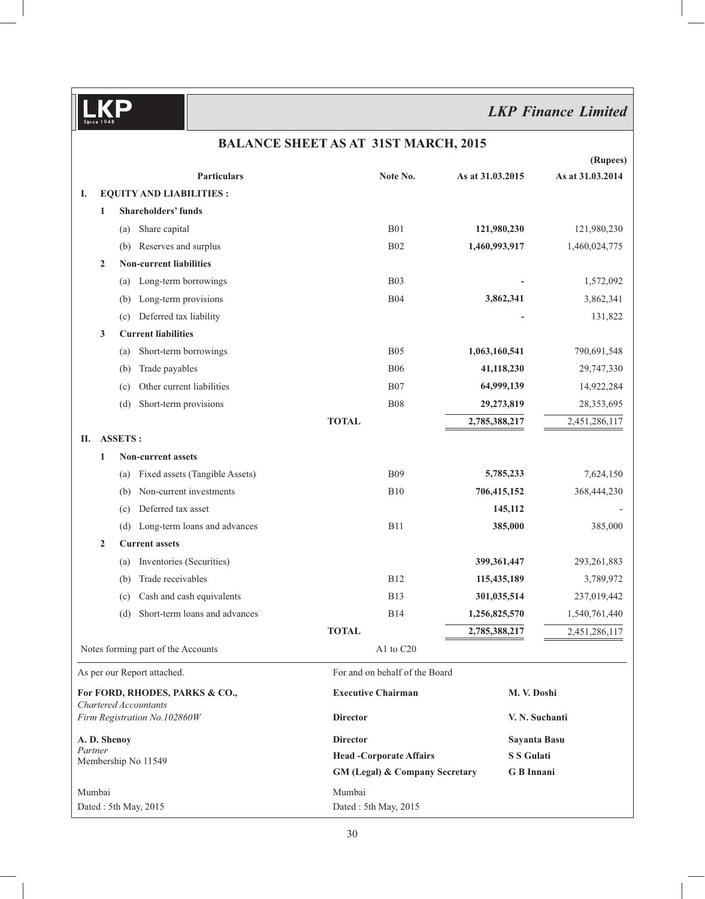**LKP Finance Limited**

# BALANCE SHEET AS AT 31ST MARCH, 2015

(Rupees)

| | Particulars | Note No. | As at 31.03.2015 | As at 31.03.2014 |
|---|---|---|---|---|
| **I.** | **EQUITY AND LIABILITIES :** | | | |
| **1** | **Shareholders' funds** | | | |
| | (a) Share capital | B01 | **121,980,230** | 121,980,230 |
| | (b) Reserves and surplus | B02 | **1,460,993,917** | 1,460,024,775 |
| **2** | **Non-current liabilities** | | | |
| | (a) Long-term borrowings | B03 | **-** | 1,572,092 |
| | (b) Long-term provisions | B04 | **3,862,341** | 3,862,341 |
| | (c) Deferred tax liability | | **-** | 131,822 |
| **3** | **Current liabilities** | | | |
| | (a) Short-term borrowings | B05 | **1,063,160,541** | 790,691,548 |
| | (b) Trade payables | B06 | **41,118,230** | 29,747,330 |
| | (c) Other current liabilities | B07 | **64,999,139** | 14,922,284 |
| | (d) Short-term provisions | B08 | **29,273,819** | 28,353,695 |
| | | **TOTAL** | **2,785,388,217** | 2,451,286,117 |
| **II.** | **ASSETS :** | | | |
| **1** | **Non-current assets** | | | |
| | (a) Fixed assets (Tangible Assets) | B09 | **5,785,233** | 7,624,150 |
| | (b) Non-current investments | B10 | **706,415,152** | 368,444,230 |
| | (c) Deferred tax asset | | **145,112** | - |
| | (d) Long-term loans and advances | B11 | **385,000** | 385,000 |
| **2** | **Current assets** | | | |
| | (a) Inventories (Securities) | | **399,361,447** | 293,261,883 |
| | (b) Trade receivables | B12 | **115,435,189** | 3,789,972 |
| | (c) Cash and cash equivalents | B13 | **301,035,514** | 237,019,442 |
| | (d) Short-term loans and advances | B14 | **1,256,825,570** | 1,540,761,440 |
| | | **TOTAL** | **2,785,388,217** | 2,451,286,117 |
| | Notes forming part of the Accounts | A1 to C20 | | |

As per our Report attached.

**For FORD, RHODES, PARKS & CO.,**
*Chartered Accountants*
*Firm Registration No.102860W*

**A. D. Shenoy**
*Partner*
Membership No 11549

Mumbai
Dated : 5th May, 2015

For and on behalf of the Board

| | |
|---|---|
| **Executive Chairman** | **M. V. Doshi** |
| **Director** | **V. N. Suchanti** |
| **Director** | **Sayanta Basu** |
| **Head -Corporate Affairs** | **S S Gulati** |
| **GM (Legal) & Company Secretary** | **G B Innani** |

Mumbai
Dated : 5th May, 2015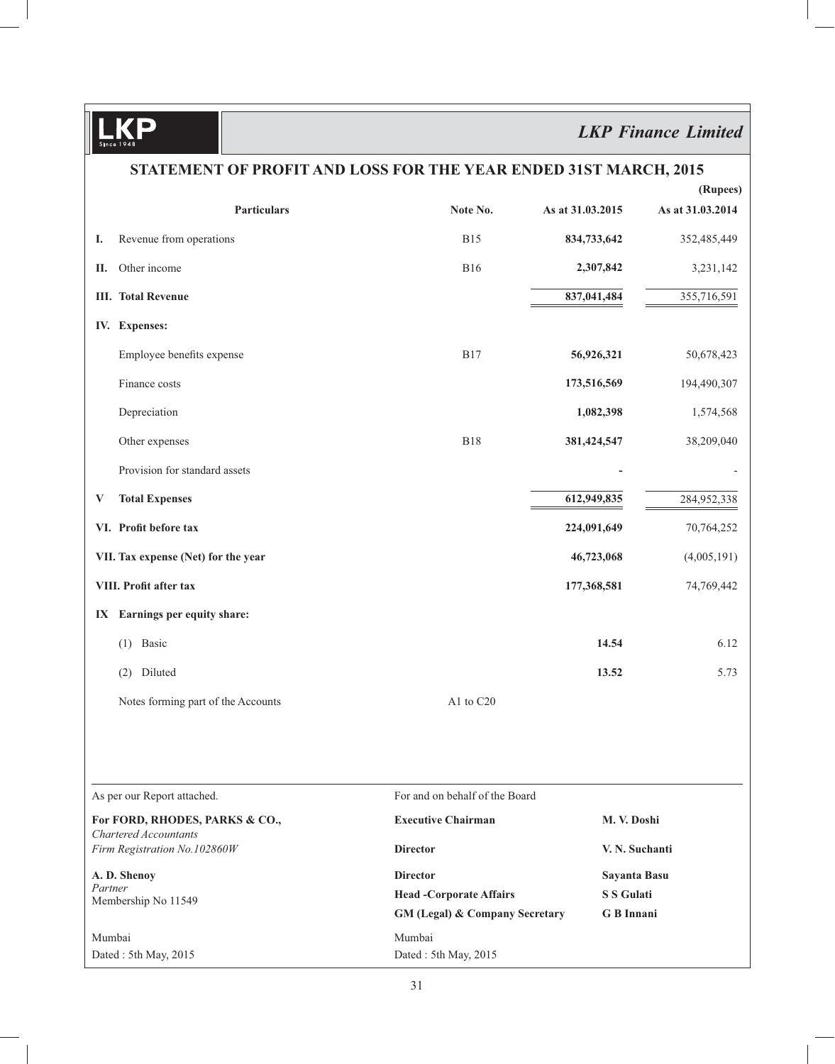# STATEMENT OF PROFIT AND LOSS FOR THE YEAR ENDED 31ST MARCH, 2015

(Rupees)

| | Particulars | Note No. | As at 31.03.2015 | As at 31.03.2014 |
|---|---|---|---|---|
| I. | Revenue from operations | B15 | **834,733,642** | 352,485,449 |
| II. | Other income | B16 | **2,307,842** | 3,231,142 |
| III. | **Total Revenue** | | **837,041,484** | 355,716,591 |
| IV. | **Expenses:** | | | |
| | Employee benefits expense | B17 | **56,926,321** | 50,678,423 |
| | Finance costs | | **173,516,569** | 194,490,307 |
| | Depreciation | | **1,082,398** | 1,574,568 |
| | Other expenses | B18 | **381,424,547** | 38,209,040 |
| | Provision for standard assets | | **-** | - |
| V | **Total Expenses** | | **612,949,835** | 284,952,338 |
| VI. | **Profit before tax** | | **224,091,649** | 70,764,252 |
| VII. | **Tax expense (Net) for the year** | | **46,723,068** | (4,005,191) |
| VIII. | **Profit after tax** | | **177,368,581** | 74,769,442 |
| IX | **Earnings per equity share:** | | | |
| | (1) Basic | | **14.54** | 6.12 |
| | (2) Diluted | | **13.52** | 5.73 |
| | Notes forming part of the Accounts | A1 to C20 | | |

As per our Report attached.

**For FORD, RHODES, PARKS & CO.,**
*Chartered Accountants*
*Firm Registration No.102860W*

**A. D. Shenoy**
*Partner*
Membership No 11549

Mumbai
Dated : 5th May, 2015

For and on behalf of the Board

| | |
|---|---|
| **Executive Chairman** | **M. V. Doshi** |
| **Director** | **V. N. Suchanti** |
| **Director** | **Sayanta Basu** |
| **Head -Corporate Affairs** | **S S Gulati** |
| **GM (Legal) & Company Secretary** | **G B Innani** |

Mumbai
Dated : 5th May, 2015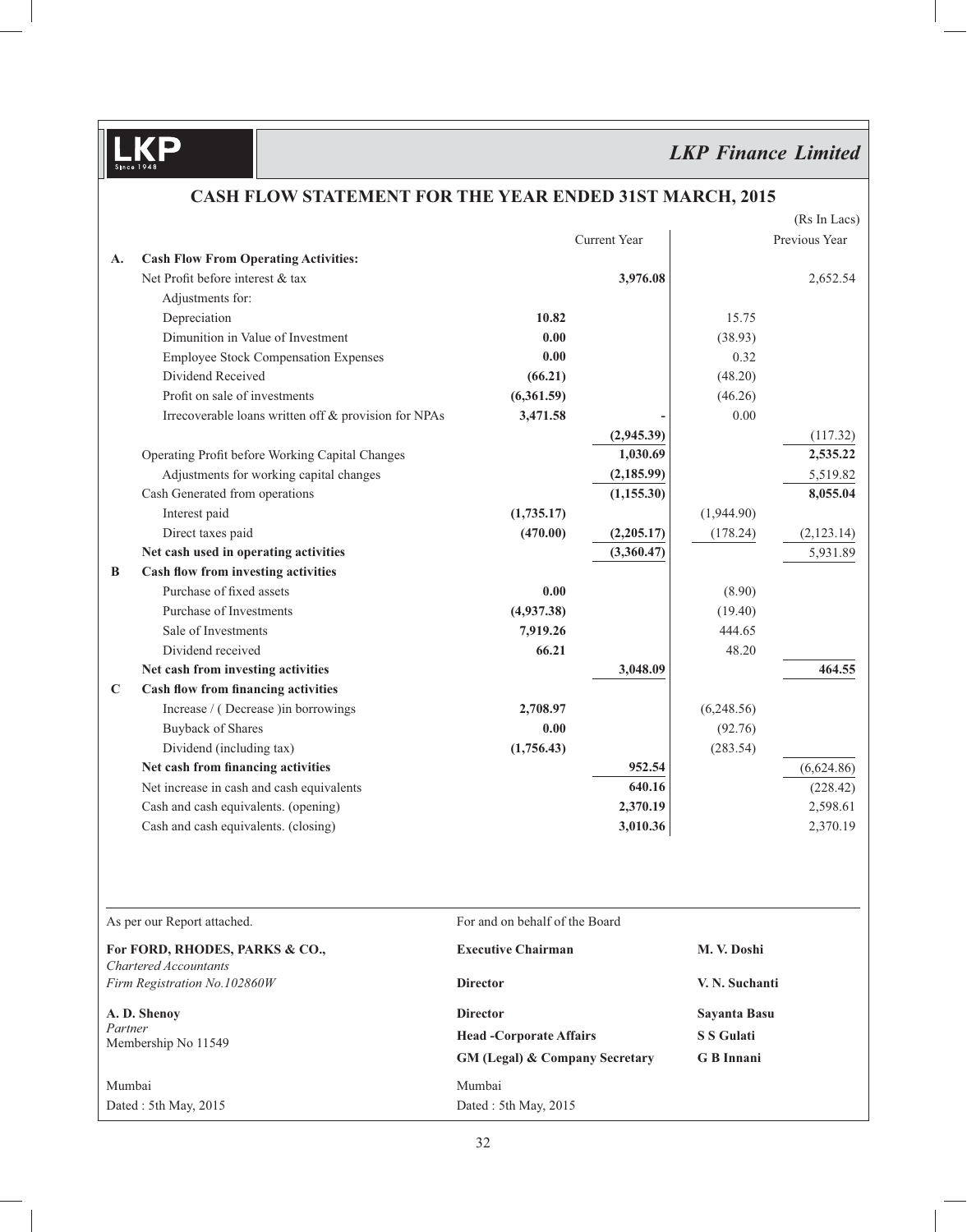# CASH FLOW STATEMENT FOR THE YEAR ENDED 31ST MARCH, 2015

(Rs In Lacs)

| | | Current Year | | Previous Year | |
|---|---|---|---|---|---|
| **A.** | **Cash Flow From Operating Activities:** | | | | |
| | Net Profit before interest & tax | | **3,976.08** | | 2,652.54 |
| | Adjustments for: | | | | |
| | Depreciation | **10.82** | | 15.75 | |
| | Dimunition in Value of Investment | **0.00** | | (38.93) | |
| | Employee Stock Compensation Expenses | **0.00** | | 0.32 | |
| | Dividend Received | **(66.21)** | | (48.20) | |
| | Profit on sale of investments | **(6,361.59)** | | (46.26) | |
| | Irrecoverable loans written off & provision for NPAs | **3,471.58** | **-** | 0.00 | |
| | | | **(2,945.39)** | | (117.32) |
| | Operating Profit before Working Capital Changes | | **1,030.69** | | **2,535.22** |
| | Adjustments for working capital changes | | **(2,185.99)** | | 5,519.82 |
| | Cash Generated from operations | | **(1,155.30)** | | **8,055.04** |
| | Interest paid | **(1,735.17)** | | (1,944.90) | |
| | Direct taxes paid | **(470.00)** | **(2,205.17)** | (178.24) | (2,123.14) |
| | **Net cash used in operating activities** | | **(3,360.47)** | | 5,931.89 |
| **B** | **Cash flow from investing activities** | | | | |
| | Purchase of fixed assets | **0.00** | | (8.90) | |
| | Purchase of Investments | **(4,937.38)** | | (19.40) | |
| | Sale of Investments | **7,919.26** | | 444.65 | |
| | Dividend received | **66.21** | | 48.20 | |
| | **Net cash from investing activities** | | **3,048.09** | | **464.55** |
| **C** | **Cash flow from financing activities** | | | | |
| | Increase / ( Decrease )in borrowings | **2,708.97** | | (6,248.56) | |
| | Buyback of Shares | **0.00** | | (92.76) | |
| | Dividend (including tax) | **(1,756.43)** | | (283.54) | |
| | **Net cash from financing activities** | | **952.54** | | (6,624.86) |
| | Net increase in cash and cash equivalents | | **640.16** | | (228.42) |
| | Cash and cash equivalents. (opening) | | **2,370.19** | | 2,598.61 |
| | Cash and cash equivalents. (closing) | | **3,010.36** | | 2,370.19 |

As per our Report attached.

**For FORD, RHODES, PARKS & CO.,**
*Chartered Accountants*
*Firm Registration No.102860W*

**A. D. Shenoy**
*Partner*
Membership No 11549

Mumbai
Dated : 5th May, 2015

For and on behalf of the Board

| | |
|---|---|
| **Executive Chairman** | **M. V. Doshi** |
| **Director** | **V. N. Suchanti** |
| **Director** | **Sayanta Basu** |
| **Head -Corporate Affairs** | **S S Gulati** |
| **GM (Legal) & Company Secretary** | **G B Innani** |

Mumbai
Dated : 5th May, 2015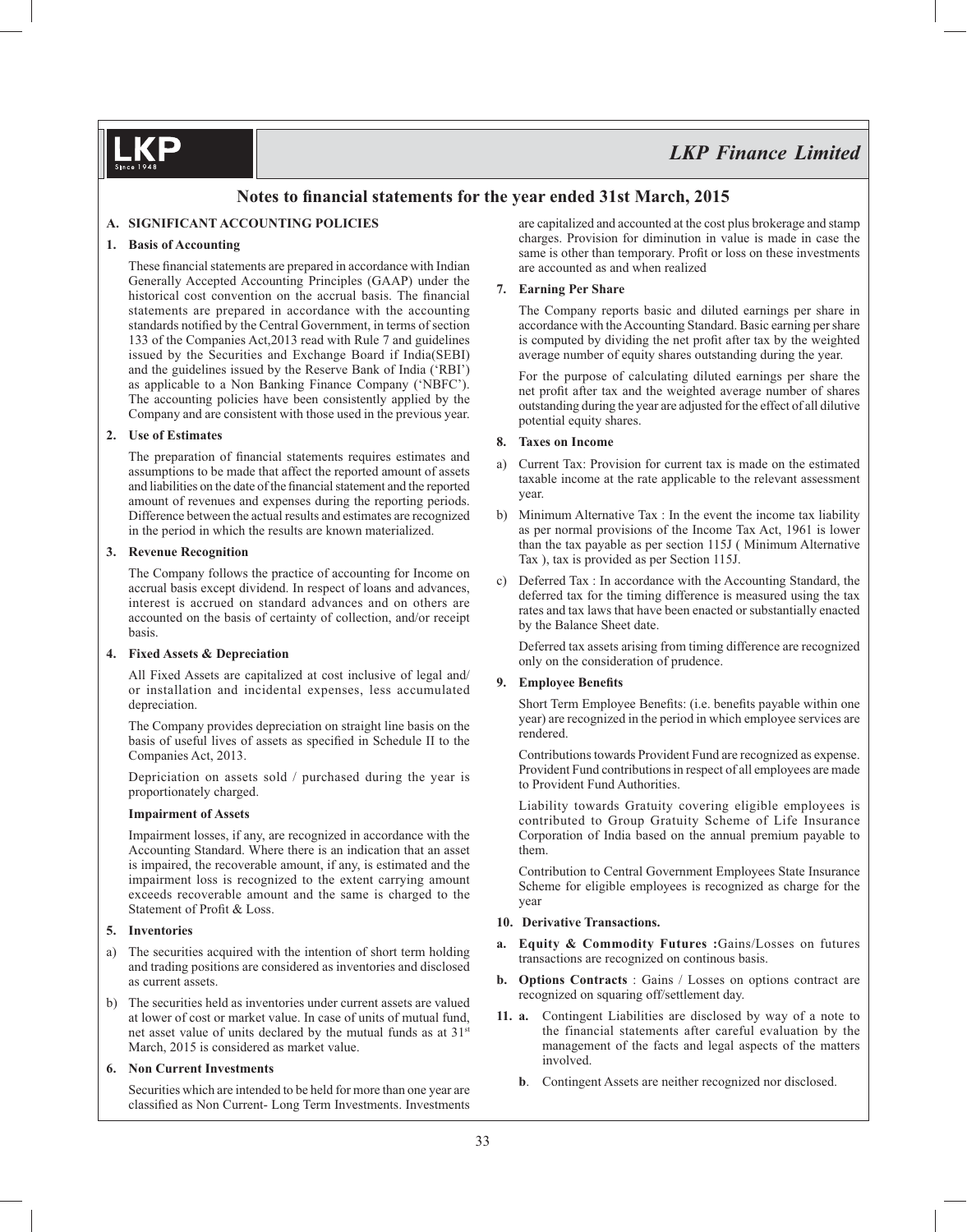## Notes to financial statements for the year ended 31st March, 2015

### A. SIGNIFICANT ACCOUNTING POLICIES

**1. Basis of Accounting**

These financial statements are prepared in accordance with Indian Generally Accepted Accounting Principles (GAAP) under the historical cost convention on the accrual basis. The financial statements are prepared in accordance with the accounting standards notified by the Central Government, in terms of section 133 of the Companies Act,2013 read with Rule 7 and guidelines issued by the Securities and Exchange Board if India(SEBI) and the guidelines issued by the Reserve Bank of India ('RBI') as applicable to a Non Banking Finance Company ('NBFC'). The accounting policies have been consistently applied by the Company and are consistent with those used in the previous year.

**2. Use of Estimates**

The preparation of financial statements requires estimates and assumptions to be made that affect the reported amount of assets and liabilities on the date of the financial statement and the reported amount of revenues and expenses during the reporting periods. Difference between the actual results and estimates are recognized in the period in which the results are known materialized.

**3. Revenue Recognition**

The Company follows the practice of accounting for Income on accrual basis except dividend. In respect of loans and advances, interest is accrued on standard advances and on others are accounted on the basis of certainty of collection, and/or receipt basis.

**4. Fixed Assets & Depreciation**

All Fixed Assets are capitalized at cost inclusive of legal and/or installation and incidental expenses, less accumulated depreciation.

The Company provides depreciation on straight line basis on the basis of useful lives of assets as specified in Schedule II to the Companies Act, 2013.

Depriciation on assets sold / purchased during the year is proportionately charged.

**Impairment of Assets**

Impairment losses, if any, are recognized in accordance with the Accounting Standard. Where there is an indication that an asset is impaired, the recoverable amount, if any, is estimated and the impairment loss is recognized to the extent carrying amount exceeds recoverable amount and the same is charged to the Statement of Profit & Loss.

**5. Inventories**

a) The securities acquired with the intention of short term holding and trading positions are considered as inventories and disclosed as current assets.

b) The securities held as inventories under current assets are valued at lower of cost or market value. In case of units of mutual fund, net asset value of units declared by the mutual funds as at 31st March, 2015 is considered as market value.

**6. Non Current Investments**

Securities which are intended to be held for more than one year are classified as Non Current- Long Term Investments. Investments are capitalized and accounted at the cost plus brokerage and stamp charges. Provision for diminution in value is made in case the same is other than temporary. Profit or loss on these investments are accounted as and when realized

**7. Earning Per Share**

The Company reports basic and diluted earnings per share in accordance with the Accounting Standard. Basic earning per share is computed by dividing the net profit after tax by the weighted average number of equity shares outstanding during the year.

For the purpose of calculating diluted earnings per share the net profit after tax and the weighted average number of shares outstanding during the year are adjusted for the effect of all dilutive potential equity shares.

**8. Taxes on Income**

a) Current Tax: Provision for current tax is made on the estimated taxable income at the rate applicable to the relevant assessment year.

b) Minimum Alternative Tax : In the event the income tax liability as per normal provisions of the Income Tax Act, 1961 is lower than the tax payable as per section 115J ( Minimum Alternative Tax ), tax is provided as per Section 115J.

c) Deferred Tax : In accordance with the Accounting Standard, the deferred tax for the timing difference is measured using the tax rates and tax laws that have been enacted or substantially enacted by the Balance Sheet date.

Deferred tax assets arising from timing difference are recognized only on the consideration of prudence.

**9. Employee Benefits**

Short Term Employee Benefits: (i.e. benefits payable within one year) are recognized in the period in which employee services are rendered.

Contributions towards Provident Fund are recognized as expense. Provident Fund contributions in respect of all employees are made to Provident Fund Authorities.

Liability towards Gratuity covering eligible employees is contributed to Group Gratuity Scheme of Life Insurance Corporation of India based on the annual premium payable to them.

Contribution to Central Government Employees State Insurance Scheme for eligible employees is recognized as charge for the year

**10. Derivative Transactions.**

**a. Equity & Commodity Futures :** Gains/Losses on futures transactions are recognized on continous basis.

**b. Options Contracts** : Gains / Losses on options contract are recognized on squaring off/settlement day.

**11. a.** Contingent Liabilities are disclosed by way of a note to the financial statements after careful evaluation by the management of the facts and legal aspects of the matters involved.

**b**. Contingent Assets are neither recognized nor disclosed.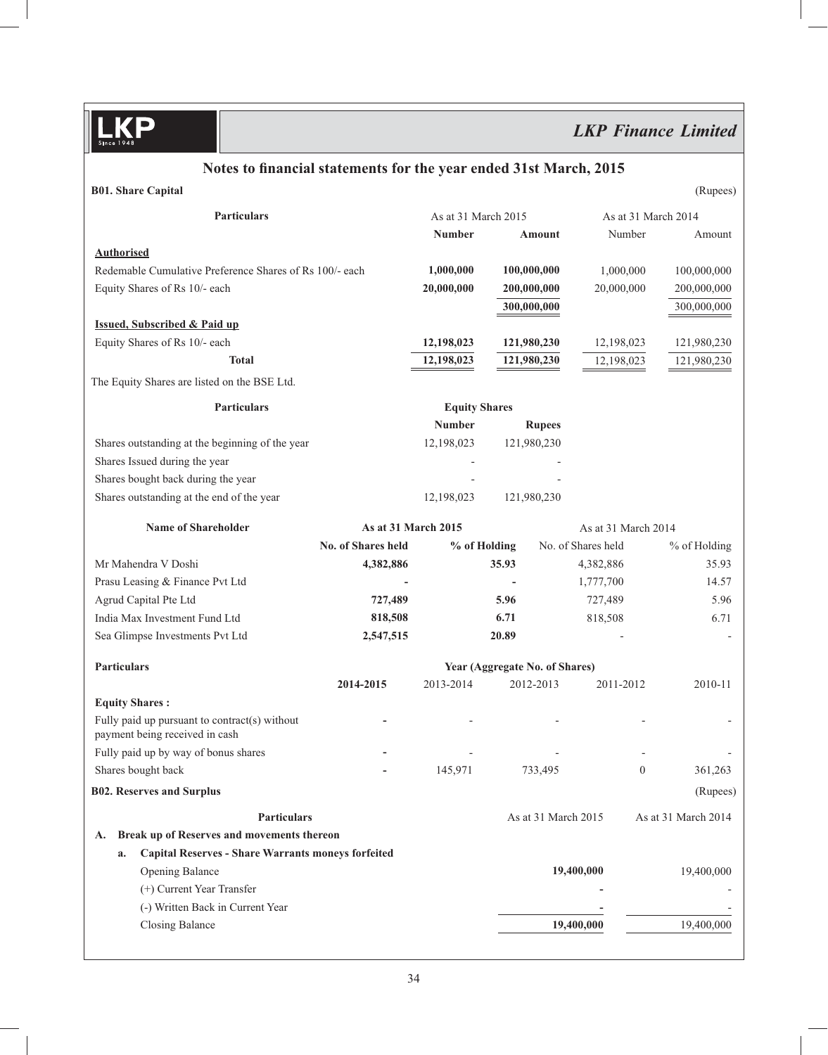## Notes to financial statements for the year ended 31st March, 2015

**B01. Share Capital** (Rupees)

| Particulars | As at 31 March 2015 | | As at 31 March 2014 | |
|---|---|---|---|---|
| | **Number** | **Amount** | Number | Amount |
| **Authorised** | | | | |
| Redemable Cumulative Preference Shares of Rs 100/- each | **1,000,000** | **100,000,000** | 1,000,000 | 100,000,000 |
| Equity Shares of Rs 10/- each | **20,000,000** | **200,000,000** | 20,000,000 | 200,000,000 |
| | | **300,000,000** | | 300,000,000 |
| **Issued, Subscribed & Paid up** | | | | |
| Equity Shares of Rs 10/- each | **12,198,023** | **121,980,230** | 12,198,023 | 121,980,230 |
| **Total** | **12,198,023** | **121,980,230** | 12,198,023 | 121,980,230 |

The Equity Shares are listed on the BSE Ltd.

| Particulars | Equity Shares | |
|---|---|---|
| | **Number** | **Rupees** |
| Shares outstanding at the beginning of the year | 12,198,023 | 121,980,230 |
| Shares Issued during the year | - | - |
| Shares bought back during the year | - | - |
| Shares outstanding at the end of the year | 12,198,023 | 121,980,230 |

| Name of Shareholder | As at 31 March 2015 | | As at 31 March 2014 | |
|---|---|---|---|---|
| | **No. of Shares held** | **% of Holding** | No. of Shares held | % of Holding |
| Mr Mahendra V Doshi | **4,382,886** | **35.93** | 4,382,886 | 35.93 |
| Prasu Leasing & Finance Pvt Ltd | **-** | **-** | 1,777,700 | 14.57 |
| Agrud Capital Pte Ltd | **727,489** | **5.96** | 727,489 | 5.96 |
| India Max Investment Fund Ltd | **818,508** | **6.71** | 818,508 | 6.71 |
| Sea Glimpse Investments Pvt Ltd | **2,547,515** | **20.89** | - | - |

| Particulars | Year (Aggregate No. of Shares) | | | | |
|---|---|---|---|---|---|
| | **2014-2015** | 2013-2014 | 2012-2013 | 2011-2012 | 2010-11 |
| **Equity Shares :** | | | | | |
| Fully paid up pursuant to contract(s) without payment being received in cash | **-** | - | - | - | - |
| Fully paid up by way of bonus shares | **-** | - | - | - | - |
| Shares bought back | **-** | 145,971 | 733,495 | 0 | 361,263 |

**B02. Reserves and Surplus** (Rupees)

| Particulars | As at 31 March 2015 | As at 31 March 2014 |
|---|---|---|
| **A. Break up of Reserves and movements thereon** | | |
| **a. Capital Reserves - Share Warrants moneys forfeited** | | |
| Opening Balance | **19,400,000** | 19,400,000 |
| (+) Current Year Transfer | **-** | - |
| (-) Written Back in Current Year | **-** | - |
| Closing Balance | **19,400,000** | 19,400,000 |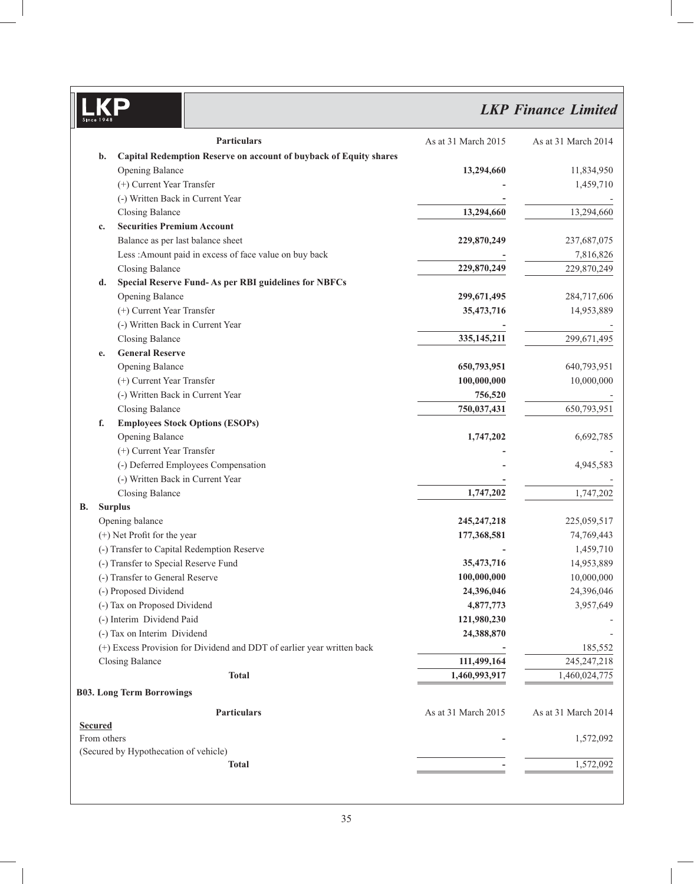| Particulars | As at 31 March 2015 | As at 31 March 2014 |
|---|---|---|
| **b. Capital Redemption Reserve on account of buyback of Equity shares** | | |
| Opening Balance | **13,294,660** | 11,834,950 |
| (+) Current Year Transfer | **-** | 1,459,710 |
| (-) Written Back in Current Year | **-** | - |
| Closing Balance | **13,294,660** | 13,294,660 |
| **c. Securities Premium Account** | | |
| Balance as per last balance sheet | **229,870,249** | 237,687,075 |
| Less :Amount paid in excess of face value on buy back | **-** | 7,816,826 |
| Closing Balance | **229,870,249** | 229,870,249 |
| **d. Special Reserve Fund- As per RBI guidelines for NBFCs** | | |
| Opening Balance | **299,671,495** | 284,717,606 |
| (+) Current Year Transfer | **35,473,716** | 14,953,889 |
| (-) Written Back in Current Year | **-** | - |
| Closing Balance | **335,145,211** | 299,671,495 |
| **e. General Reserve** | | |
| Opening Balance | **650,793,951** | 640,793,951 |
| (+) Current Year Transfer | **100,000,000** | 10,000,000 |
| (-) Written Back in Current Year | **756,520** | - |
| Closing Balance | **750,037,431** | 650,793,951 |
| **f. Employees Stock Options (ESOPs)** | | |
| Opening Balance | **1,747,202** | 6,692,785 |
| (+) Current Year Transfer | **-** | - |
| (-) Deferred Employees Compensation | **-** | 4,945,583 |
| (-) Written Back in Current Year | **-** | - |
| Closing Balance | **1,747,202** | 1,747,202 |
| **B. Surplus** | | |
| Opening balance | **245,247,218** | 225,059,517 |
| (+) Net Profit for the year | **177,368,581** | 74,769,443 |
| (-) Transfer to Capital Redemption Reserve | **-** | 1,459,710 |
| (-) Transfer to Special Reserve Fund | **35,473,716** | 14,953,889 |
| (-) Transfer to General Reserve | **100,000,000** | 10,000,000 |
| (-) Proposed Dividend | **24,396,046** | 24,396,046 |
| (-) Tax on Proposed Dividend | **4,877,773** | 3,957,649 |
| (-) Interim Dividend Paid | **121,980,230** | - |
| (-) Tax on Interim Dividend | **24,388,870** | - |
| (+) Excess Provision for Dividend and DDT of earlier year written back | **-** | 185,552 |
| Closing Balance | **111,499,164** | 245,247,218 |
| **Total** | **1,460,993,917** | 1,460,024,775 |

## B03. Long Term Borrowings

| Particulars | As at 31 March 2015 | As at 31 March 2014 |
|---|---|---|
| **Secured** | | |
| From others | **-** | 1,572,092 |
| (Secured by Hypothecation of vehicle) | | |
| **Total** | **-** | 1,572,092 |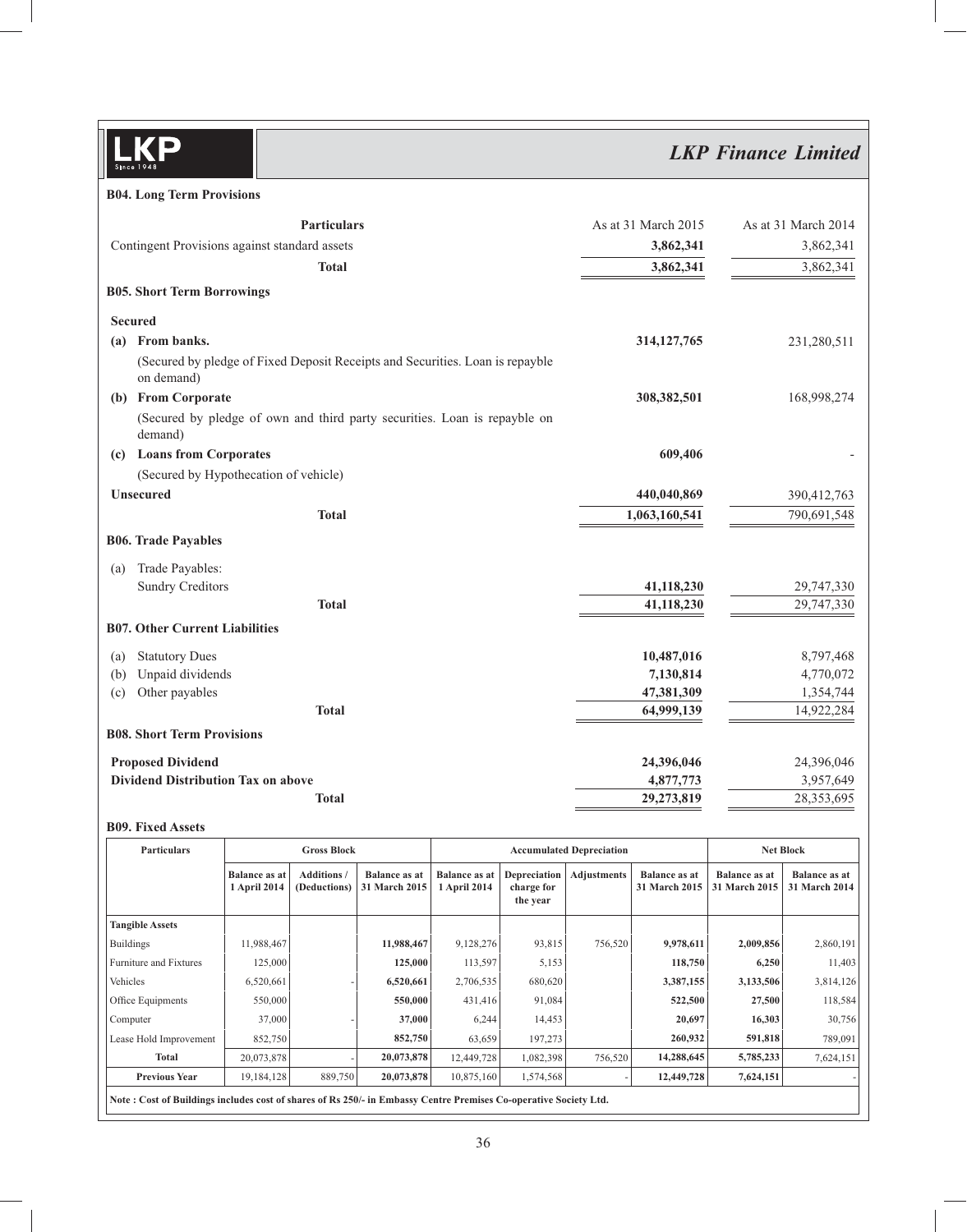### B04. Long Term Provisions

| Particulars | As at 31 March 2015 | As at 31 March 2014 |
|---|---|---|
| Contingent Provisions against standard assets | **3,862,341** | 3,862,341 |
| **Total** | **3,862,341** | 3,862,341 |

### B05. Short Term Borrowings

| Particulars | As at 31 March 2015 | As at 31 March 2014 |
|---|---|---|
| **Secured** | | |
| **(a) From banks.** | **314,127,765** | 231,280,511 |
| (Secured by pledge of Fixed Deposit Receipts and Securities. Loan is repayble on demand) | | |
| **(b) From Corporate** | **308,382,501** | 168,998,274 |
| (Secured by pledge of own and third party securities. Loan is repayble on demand) | | |
| **(c) Loans from Corporates** | **609,406** | - |
| (Secured by Hypothecation of vehicle) | | |
| **Unsecured** | **440,040,869** | 390,412,763 |
| **Total** | **1,063,160,541** | 790,691,548 |

### B06. Trade Payables

| Particulars | As at 31 March 2015 | As at 31 March 2014 |
|---|---|---|
| (a) Trade Payables: | | |
| Sundry Creditors | **41,118,230** | 29,747,330 |
| **Total** | **41,118,230** | 29,747,330 |

### B07. Other Current Liabilities

| Particulars | As at 31 March 2015 | As at 31 March 2014 |
|---|---|---|
| (a) Statutory Dues | **10,487,016** | 8,797,468 |
| (b) Unpaid dividends | **7,130,814** | 4,770,072 |
| (c) Other payables | **47,381,309** | 1,354,744 |
| **Total** | **64,999,139** | 14,922,284 |

### B08. Short Term Provisions

| Particulars | As at 31 March 2015 | As at 31 March 2014 |
|---|---|---|
| **Proposed Dividend** | **24,396,046** | 24,396,046 |
| **Dividend Distribution Tax on above** | **4,877,773** | 3,957,649 |
| **Total** | **29,273,819** | 28,353,695 |

### B09. Fixed Assets

| Particulars | Gross Block | | | Accumulated Depreciation | | | | Net Block | |
|---|---|---|---|---|---|---|---|---|---|
| | Balance as at 1 April 2014 | Additions / (Deductions) | Balance as at 31 March 2015 | Balance as at 1 April 2014 | Depreciation charge for the year | Adjustments | Balance as at 31 March 2015 | Balance as at 31 March 2015 | Balance as at 31 March 2014 |
| **Tangible Assets** | | | | | | | | | |
| Buildings | 11,988,467 | | **11,988,467** | 9,128,276 | 93,815 | 756,520 | **9,978,611** | **2,009,856** | 2,860,191 |
| Furniture and Fixtures | 125,000 | | **125,000** | 113,597 | 5,153 | | **118,750** | **6,250** | 11,403 |
| Vehicles | 6,520,661 | - | **6,520,661** | 2,706,535 | 680,620 | | **3,387,155** | **3,133,506** | 3,814,126 |
| Office Equipments | 550,000 | | **550,000** | 431,416 | 91,084 | | **522,500** | **27,500** | 118,584 |
| Computer | 37,000 | - | **37,000** | 6,244 | 14,453 | | **20,697** | **16,303** | 30,756 |
| Lease Hold Improvement | 852,750 | | **852,750** | 63,659 | 197,273 | | **260,932** | **591,818** | 789,091 |
| **Total** | 20,073,878 | - | **20,073,878** | 12,449,728 | 1,082,398 | 756,520 | **14,288,645** | **5,785,233** | 7,624,151 |
| **Previous Year** | 19,184,128 | 889,750 | **20,073,878** | 10,875,160 | 1,574,568 | - | **12,449,728** | **7,624,151** | - |

**Note : Cost of Buildings includes cost of shares of Rs 250/- in Embassy Centre Premises Co-operative Society Ltd.**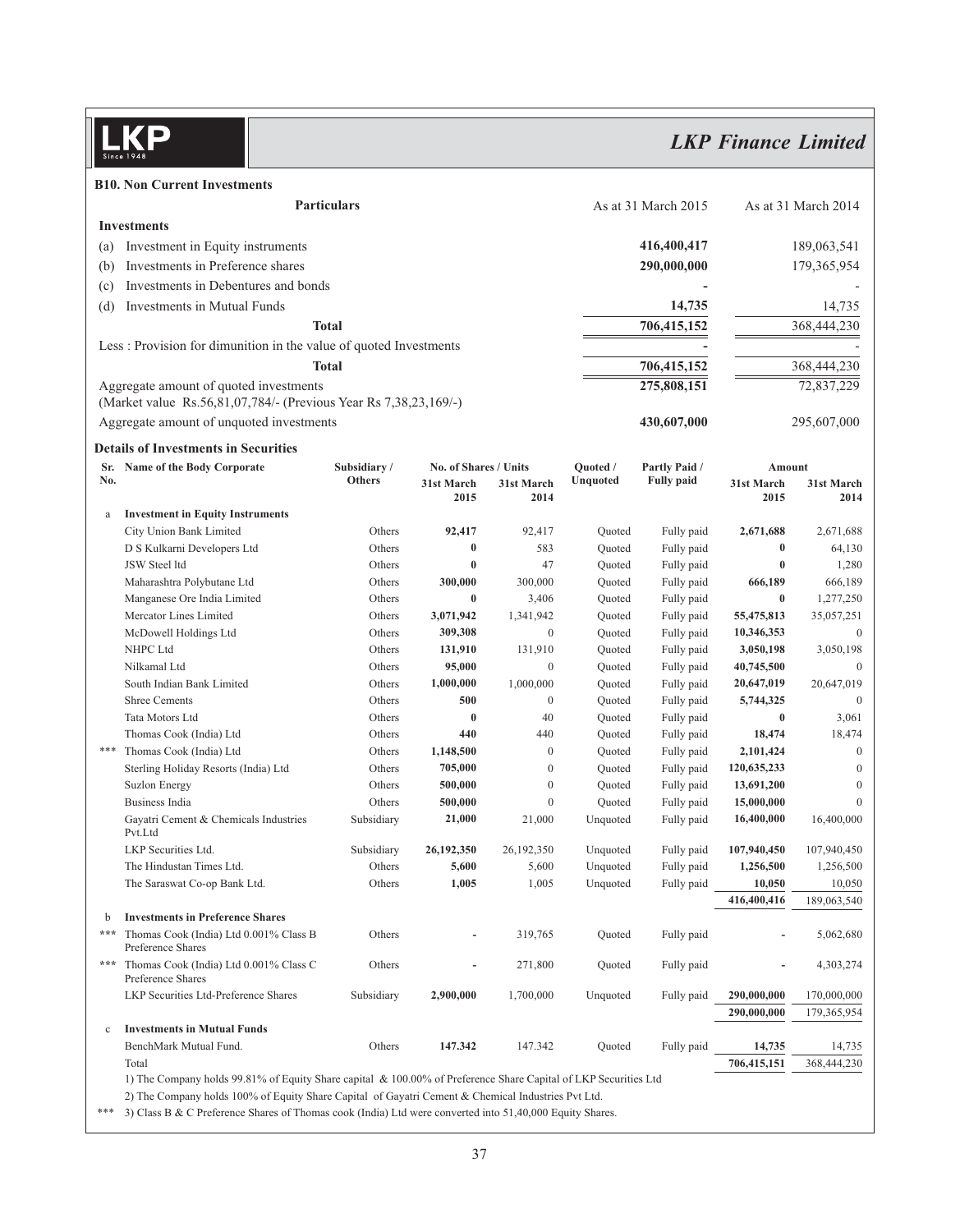## B10. Non Current Investments

| Particulars | As at 31 March 2015 | As at 31 March 2014 |
|---|---|---|
| **Investments** | | |
| (a) Investment in Equity instruments | **416,400,417** | 189,063,541 |
| (b) Investments in Preference shares | **290,000,000** | 179,365,954 |
| (c) Investments in Debentures and bonds | **-** | - |
| (d) Investments in Mutual Funds | **14,735** | 14,735 |
| **Total** | **706,415,152** | 368,444,230 |
| Less : Provision for dimunition in the value of quoted Investments | **-** | - |
| **Total** | **706,415,152** | 368,444,230 |
| Aggregate amount of quoted investments (Market value Rs.56,81,07,784/- (Previous Year Rs 7,38,23,169/-) | **275,808,151** | 72,837,229 |
| Aggregate amount of unquoted investments | **430,607,000** | 295,607,000 |

### Details of Investments in Securities

| Sr. No. | Name of the Body Corporate | Subsidiary / Others | No. of Shares / Units 31st March 2015 | No. of Shares / Units 31st March 2014 | Quoted / Unquoted | Partly Paid / Fully paid | Amount 31st March 2015 | Amount 31st March 2014 |
|---|---|---|---|---|---|---|---|---|
| a | **Investment in Equity Instruments** | | | | | | | |
| | City Union Bank Limited | Others | **92,417** | 92,417 | Quoted | Fully paid | **2,671,688** | 2,671,688 |
| | D S Kulkarni Developers Ltd | Others | **0** | 583 | Quoted | Fully paid | **0** | 64,130 |
| | JSW Steel ltd | Others | **0** | 47 | Quoted | Fully paid | **0** | 1,280 |
| | Maharashtra Polybutane Ltd | Others | **300,000** | 300,000 | Quoted | Fully paid | **666,189** | 666,189 |
| | Manganese Ore India Limited | Others | **0** | 3,406 | Quoted | Fully paid | **0** | 1,277,250 |
| | Mercator Lines Limited | Others | **3,071,942** | 1,341,942 | Quoted | Fully paid | **55,475,813** | 35,057,251 |
| | McDowell Holdings Ltd | Others | **309,308** | 0 | Quoted | Fully paid | **10,346,353** | 0 |
| | NHPC Ltd | Others | **131,910** | 131,910 | Quoted | Fully paid | **3,050,198** | 3,050,198 |
| | Nilkamal Ltd | Others | **95,000** | 0 | Quoted | Fully paid | **40,745,500** | 0 |
| | South Indian Bank Limited | Others | **1,000,000** | 1,000,000 | Quoted | Fully paid | **20,647,019** | 20,647,019 |
| | Shree Cements | Others | **500** | 0 | Quoted | Fully paid | **5,744,325** | 0 |
| | Tata Motors Ltd | Others | **0** | 40 | Quoted | Fully paid | **0** | 3,061 |
| | Thomas Cook (India) Ltd | Others | **440** | 440 | Quoted | Fully paid | **18,474** | 18,474 |
| *** | Thomas Cook (India) Ltd | Others | **1,148,500** | 0 | Quoted | Fully paid | **2,101,424** | 0 |
| | Sterling Holiday Resorts (India) Ltd | Others | **705,000** | 0 | Quoted | Fully paid | **120,635,233** | 0 |
| | Suzlon Energy | Others | **500,000** | 0 | Quoted | Fully paid | **13,691,200** | 0 |
| | Business India | Others | **500,000** | 0 | Quoted | Fully paid | **15,000,000** | 0 |
| | Gayatri Cement & Chemicals Industries Pvt.Ltd | Subsidiary | **21,000** | 21,000 | Unquoted | Fully paid | **16,400,000** | 16,400,000 |
| | LKP Securities Ltd. | Subsidiary | **26,192,350** | 26,192,350 | Unquoted | Fully paid | **107,940,450** | 107,940,450 |
| | The Hindustan Times Ltd. | Others | **5,600** | 5,600 | Unquoted | Fully paid | **1,256,500** | 1,256,500 |
| | The Saraswat Co-op Bank Ltd. | Others | **1,005** | 1,005 | Unquoted | Fully paid | **10,050** | 10,050 |
| | | | | | | | **416,400,416** | 189,063,540 |
| b | **Investments in Preference Shares** | | | | | | | |
| *** | Thomas Cook (India) Ltd 0.001% Class B Preference Shares | Others | **-** | 319,765 | Quoted | Fully paid | **-** | 5,062,680 |
| *** | Thomas Cook (India) Ltd 0.001% Class C Preference Shares | Others | **-** | 271,800 | Quoted | Fully paid | **-** | 4,303,274 |
| | LKP Securities Ltd-Preference Shares | Subsidiary | **2,900,000** | 1,700,000 | Unquoted | Fully paid | **290,000,000** | 170,000,000 |
| | | | | | | | **290,000,000** | 179,365,954 |
| c | **Investments in Mutual Funds** | | | | | | | |
| | BenchMark Mutual Fund. | Others | **147.342** | 147.342 | Quoted | Fully paid | **14,735** | 14,735 |
| | Total | | | | | | **706,415,151** | 368,444,230 |

1) The Company holds 99.81% of Equity Share capital & 100.00% of Preference Share Capital of LKP Securities Ltd

2) The Company holds 100% of Equity Share Capital of Gayatri Cement & Chemical Industries Pvt Ltd.

*** 3) Class B & C Preference Shares of Thomas cook (India) Ltd were converted into 51,40,000 Equity Shares.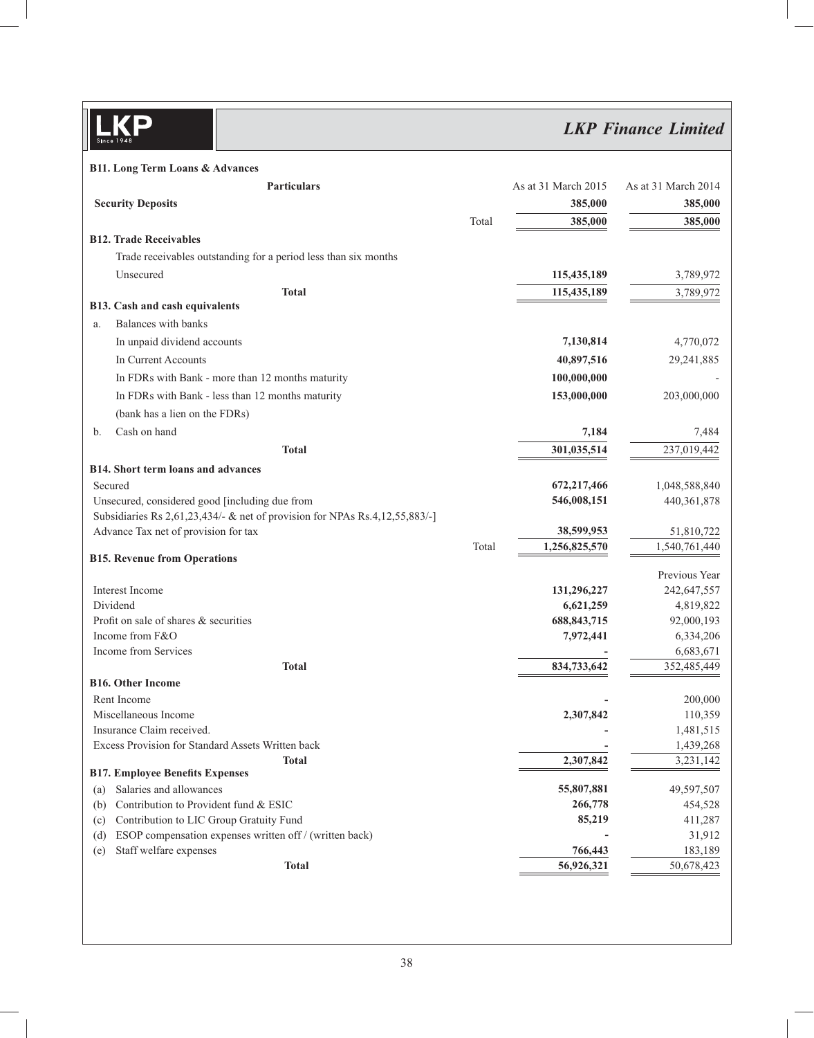### B11. Long Term Loans & Advances

| Particulars | | As at 31 March 2015 | As at 31 March 2014 |
|---|---|---|---|
| **Security Deposits** | | **385,000** | **385,000** |
| | Total | **385,000** | **385,000** |

### B12. Trade Receivables

| Particulars | As at 31 March 2015 | As at 31 March 2014 |
|---|---|---|
| Trade receivables outstanding for a period less than six months | | |
| Unsecured | **115,435,189** | 3,789,972 |
| **Total** | **115,435,189** | 3,789,972 |

### B13. Cash and cash equivalents

| Particulars | As at 31 March 2015 | As at 31 March 2014 |
|---|---|---|
| a. Balances with banks | | |
| In unpaid dividend accounts | **7,130,814** | 4,770,072 |
| In Current Accounts | **40,897,516** | 29,241,885 |
| In FDRs with Bank - more than 12 months maturity | **100,000,000** | - |
| In FDRs with Bank - less than 12 months maturity | **153,000,000** | 203,000,000 |
| (bank has a lien on the FDRs) | | |
| b. Cash on hand | **7,184** | 7,484 |
| **Total** | **301,035,514** | 237,019,442 |

### B14. Short term loans and advances

| Particulars | | As at 31 March 2015 | As at 31 March 2014 |
|---|---|---|---|
| Secured | | **672,217,466** | 1,048,588,840 |
| Unsecured, considered good [including due from Subsidiaries Rs 2,61,23,434/- & net of provision for NPAs Rs.4,12,55,883/-] | | **546,008,151** | 440,361,878 |
| Advance Tax net of provision for tax | | **38,599,953** | 51,810,722 |
| | Total | **1,256,825,570** | 1,540,761,440 |

### B15. Revenue from Operations

| Particulars | | Previous Year |
|---|---|---|
| Interest Income | **131,296,227** | 242,647,557 |
| Dividend | **6,621,259** | 4,819,822 |
| Profit on sale of shares & securities | **688,843,715** | 92,000,193 |
| Income from F&O | **7,972,441** | 6,334,206 |
| Income from Services | **-** | 6,683,671 |
| **Total** | **834,733,642** | 352,485,449 |

### B16. Other Income

| Particulars | | |
|---|---|---|
| Rent Income | **-** | 200,000 |
| Miscellaneous Income | **2,307,842** | 110,359 |
| Insurance Claim received. | **-** | 1,481,515 |
| Excess Provision for Standard Assets Written back | **-** | 1,439,268 |
| **Total** | **2,307,842** | 3,231,142 |

### B17. Employee Benefits Expenses

| Particulars | | |
|---|---|---|
| (a) Salaries and allowances | **55,807,881** | 49,597,507 |
| (b) Contribution to Provident fund & ESIC | **266,778** | 454,528 |
| (c) Contribution to LIC Group Gratuity Fund | **85,219** | 411,287 |
| (d) ESOP compensation expenses written off / (written back) | **-** | 31,912 |
| (e) Staff welfare expenses | **766,443** | 183,189 |
| **Total** | **56,926,321** | 50,678,423 |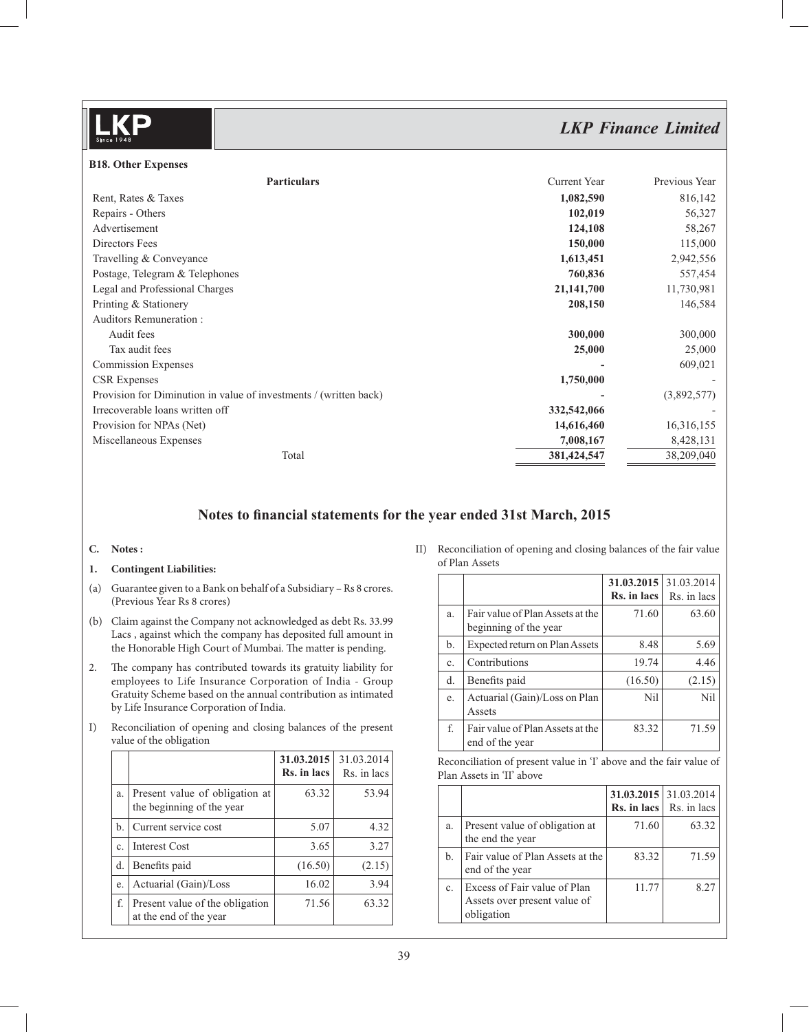### B18. Other Expenses

| Particulars | Current Year | Previous Year |
|---|---|---|
| Rent, Rates & Taxes | **1,082,590** | 816,142 |
| Repairs - Others | **102,019** | 56,327 |
| Advertisement | **124,108** | 58,267 |
| Directors Fees | **150,000** | 115,000 |
| Travelling & Conveyance | **1,613,451** | 2,942,556 |
| Postage, Telegram & Telephones | **760,836** | 557,454 |
| Legal and Professional Charges | **21,141,700** | 11,730,981 |
| Printing & Stationery | **208,150** | 146,584 |
| Auditors Remuneration : | | |
| Audit fees | **300,000** | 300,000 |
| Tax audit fees | **25,000** | 25,000 |
| Commission Expenses | **-** | 609,021 |
| CSR Expenses | **1,750,000** | - |
| Provision for Diminution in value of investments / (written back) | **-** | (3,892,577) |
| Irrecoverable loans written off | **332,542,066** | - |
| Provision for NPAs (Net) | **14,616,460** | 16,316,155 |
| Miscellaneous Expenses | **7,008,167** | 8,428,131 |
| Total | **381,424,547** | 38,209,040 |

## Notes to financial statements for the year ended 31st March, 2015

**C. Notes :**

**1. Contingent Liabilities:**

(a) Guarantee given to a Bank on behalf of a Subsidiary – Rs 8 crores. (Previous Year Rs 8 crores)

(b) Claim against the Company not acknowledged as debt Rs. 33.99 Lacs , against which the company has deposited full amount in the Honorable High Court of Mumbai. The matter is pending.

2. The company has contributed towards its gratuity liability for employees to Life Insurance Corporation of India - Group Gratuity Scheme based on the annual contribution as intimated by Life Insurance Corporation of India.

I) Reconciliation of opening and closing balances of the present value of the obligation

| | | **31.03.2015 Rs. in lacs** | 31.03.2014 Rs. in lacs |
|---|---|---|---|
| a. | Present value of obligation at the beginning of the year | 63.32 | 53.94 |
| b. | Current service cost | 5.07 | 4.32 |
| c. | Interest Cost | 3.65 | 3.27 |
| d. | Benefits paid | (16.50) | (2.15) |
| e. | Actuarial (Gain)/Loss | 16.02 | 3.94 |
| f. | Present value of the obligation at the end of the year | 71.56 | 63.32 |

II) Reconciliation of opening and closing balances of the fair value of Plan Assets

| | | **31.03.2015 Rs. in lacs** | 31.03.2014 Rs. in lacs |
|---|---|---|---|
| a. | Fair value of Plan Assets at the beginning of the year | 71.60 | 63.60 |
| b. | Expected return on Plan Assets | 8.48 | 5.69 |
| c. | Contributions | 19.74 | 4.46 |
| d. | Benefits paid | (16.50) | (2.15) |
| e. | Actuarial (Gain)/Loss on Plan Assets | Nil | Nil |
| f. | Fair value of Plan Assets at the end of the year | 83.32 | 71.59 |

Reconciliation of present value in 'I' above and the fair value of Plan Assets in 'II' above

| | | **31.03.2015 Rs. in lacs** | 31.03.2014 Rs. in lacs |
|---|---|---|---|
| a. | Present value of obligation at the end the year | 71.60 | 63.32 |
| b. | Fair value of Plan Assets at the end of the year | 83.32 | 71.59 |
| c. | Excess of Fair value of Plan Assets over present value of obligation | 11.77 | 8.27 |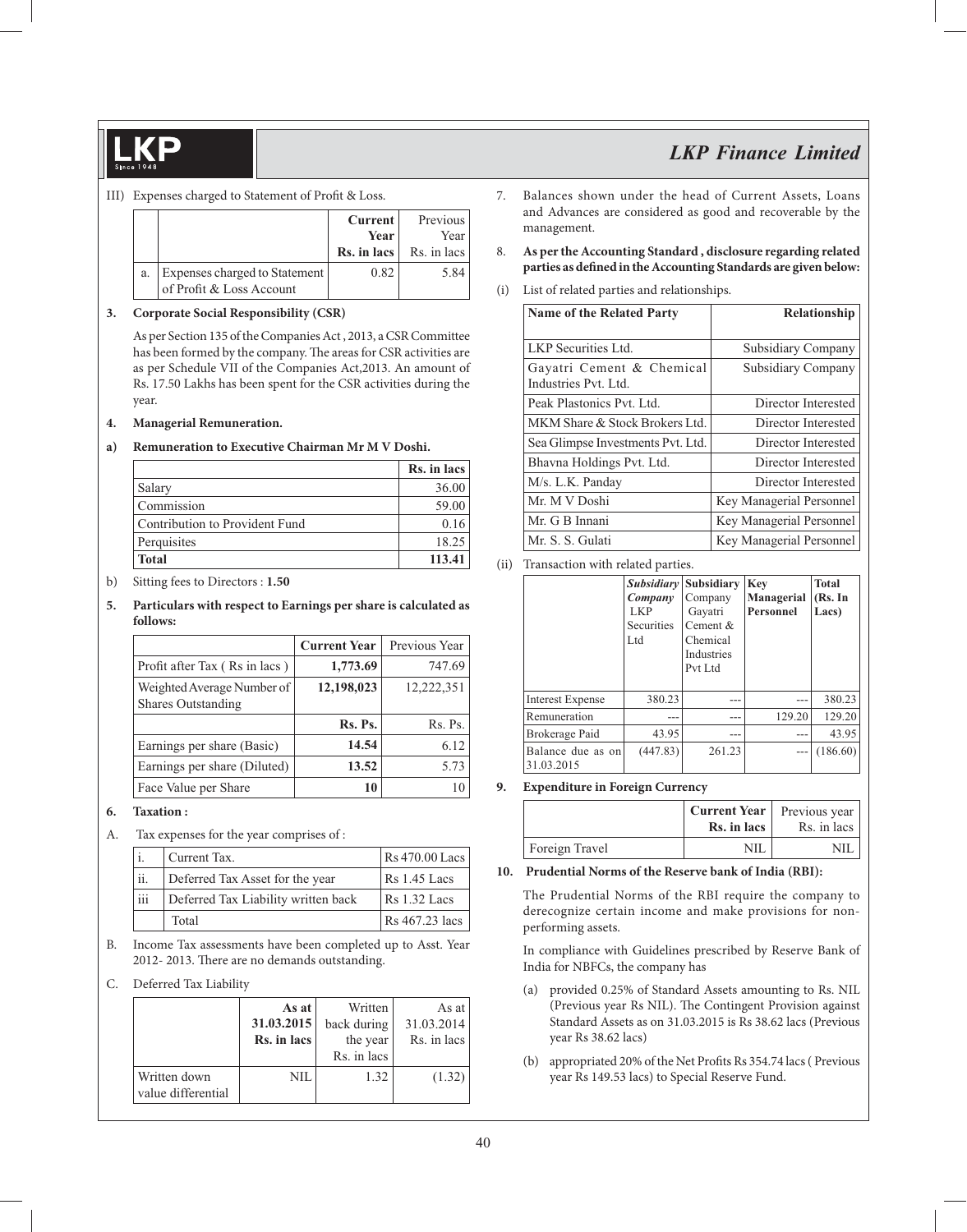III) Expenses charged to Statement of Profit & Loss.

| | | Current Year Rs. in lacs | Previous Year Rs. in lacs |
|---|---|---|---|
| a. | Expenses charged to Statement of Profit & Loss Account | 0.82 | 5.84 |

**3. Corporate Social Responsibility (CSR)**

As per Section 135 of the Companies Act , 2013, a CSR Committee has been formed by the company. The areas for CSR activities are as per Schedule VII of the Companies Act,2013. An amount of Rs. 17.50 Lakhs has been spent for the CSR activities during the year.

**4. Managerial Remuneration.**

**a) Remuneration to Executive Chairman Mr M V Doshi.**

| | Rs. in lacs |
|---|---|
| Salary | 36.00 |
| Commission | 59.00 |
| Contribution to Provident Fund | 0.16 |
| Perquisites | 18.25 |
| **Total** | **113.41** |

b) Sitting fees to Directors : **1.50**

**5. Particulars with respect to Earnings per share is calculated as follows:**

| | Current Year | Previous Year |
|---|---|---|
| Profit after Tax ( Rs in lacs ) | **1,773.69** | 747.69 |
| Weighted Average Number of Shares Outstanding | **12,198,023** | 12,222,351 |
| | **Rs. Ps.** | Rs. Ps. |
| Earnings per share (Basic) | **14.54** | 6.12 |
| Earnings per share (Diluted) | **13.52** | 5.73 |
| Face Value per Share | **10** | 10 |

**6. Taxation :**

A. Tax expenses for the year comprises of :

| | | |
|---|---|---|
| i. | Current Tax. | Rs 470.00 Lacs |
| ii. | Deferred Tax Asset for the year | Rs 1.45 Lacs |
| iii | Deferred Tax Liability written back | Rs 1.32 Lacs |
| | Total | Rs 467.23 lacs |

B. Income Tax assessments have been completed up to Asst. Year 2012- 2013. There are no demands outstanding.

C. Deferred Tax Liability

| | As at 31.03.2015 Rs. in lacs | Written back during the year Rs. in lacs | As at 31.03.2014 Rs. in lacs |
|---|---|---|---|
| Written down value differential | NIL | 1.32 | (1.32) |

7. Balances shown under the head of Current Assets, Loans and Advances are considered as good and recoverable by the management.

8. **As per the Accounting Standard , disclosure regarding related parties as defined in the Accounting Standards are given below:**

(i) List of related parties and relationships.

| Name of the Related Party | Relationship |
|---|---|
| LKP Securities Ltd. | Subsidiary Company |
| Gayatri Cement & Chemical Industries Pvt. Ltd. | Subsidiary Company |
| Peak Plastonics Pvt. Ltd. | Director Interested |
| MKM Share & Stock Brokers Ltd. | Director Interested |
| Sea Glimpse Investments Pvt. Ltd. | Director Interested |
| Bhavna Holdings Pvt. Ltd. | Director Interested |
| M/s. L.K. Panday | Director Interested |
| Mr. M V Doshi | Key Managerial Personnel |
| Mr. G B Innani | Key Managerial Personnel |
| Mr. S. S. Gulati | Key Managerial Personnel |

(ii) Transaction with related parties.

| | *Subsidiary Company* LKP Securities Ltd | Subsidiary Company Gayatri Cement & Chemical Industries Pvt Ltd | Key Managerial Personnel | Total (Rs. In Lacs) |
|---|---|---|---|---|
| Interest Expense | 380.23 | --- | --- | 380.23 |
| Remuneration | --- | --- | 129.20 | 129.20 |
| Brokerage Paid | 43.95 | --- | --- | 43.95 |
| Balance due as on 31.03.2015 | (447.83) | 261.23 | --- | (186.60) |

**9. Expenditure in Foreign Currency**

| | Current Year Rs. in lacs | Previous year Rs. in lacs |
|---|---|---|
| Foreign Travel | NIL | NIL |

**10. Prudential Norms of the Reserve bank of India (RBI):**

The Prudential Norms of the RBI require the company to derecognize certain income and make provisions for non-performing assets.

In compliance with Guidelines prescribed by Reserve Bank of India for NBFCs, the company has

(a) provided 0.25% of Standard Assets amounting to Rs. NIL (Previous year Rs NIL). The Contingent Provision against Standard Assets as on 31.03.2015 is Rs 38.62 lacs (Previous year Rs 38.62 lacs)

(b) appropriated 20% of the Net Profits Rs 354.74 lacs ( Previous year Rs 149.53 lacs) to Special Reserve Fund.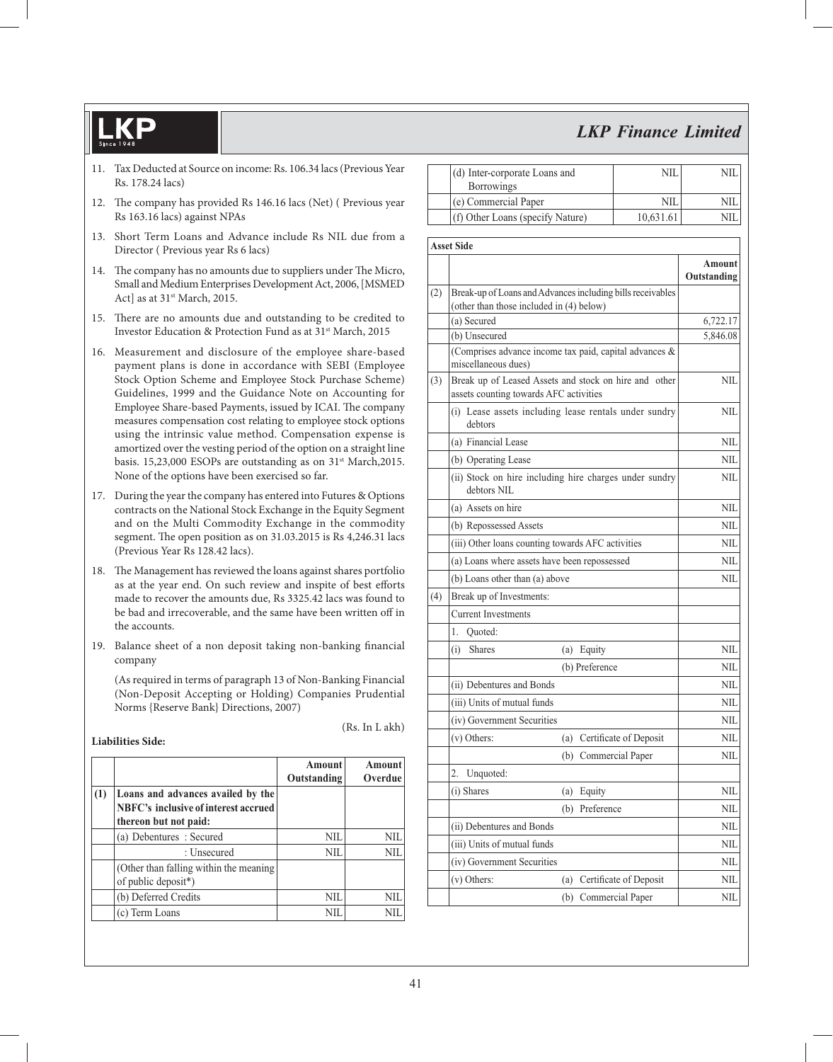11. Tax Deducted at Source on income: Rs. 106.34 lacs (Previous Year Rs. 178.24 lacs)
12. The company has provided Rs 146.16 lacs (Net) ( Previous year Rs 163.16 lacs) against NPAs
13. Short Term Loans and Advance include Rs NIL due from a Director ( Previous year Rs 6 lacs)
14. The company has no amounts due to suppliers under The Micro, Small and Medium Enterprises Development Act, 2006, [MSMED Act] as at 31st March, 2015.
15. There are no amounts due and outstanding to be credited to Investor Education & Protection Fund as at 31st March, 2015
16. Measurement and disclosure of the employee share-based payment plans is done in accordance with SEBI (Employee Stock Option Scheme and Employee Stock Purchase Scheme) Guidelines, 1999 and the Guidance Note on Accounting for Employee Share-based Payments, issued by ICAI. The company measures compensation cost relating to employee stock options using the intrinsic value method. Compensation expense is amortized over the vesting period of the option on a straight line basis. 15,23,000 ESOPs are outstanding as on 31st March,2015. None of the options have been exercised so far.
17. During the year the company has entered into Futures & Options contracts on the National Stock Exchange in the Equity Segment and on the Multi Commodity Exchange in the commodity segment. The open position as on 31.03.2015 is Rs 4,246.31 lacs (Previous Year Rs 128.42 lacs).
18. The Management has reviewed the loans against shares portfolio as at the year end. On such review and inspite of best efforts made to recover the amounts due, Rs 3325.42 lacs was found to be bad and irrecoverable, and the same have been written off in the accounts.
19. Balance sheet of a non deposit taking non-banking financial company

    (As required in terms of paragraph 13 of Non-Banking Financial (Non-Deposit Accepting or Holding) Companies Prudential Norms {Reserve Bank} Directions, 2007)

(Rs. In L akh)

**Liabilities Side:**

| | | Amount Outstanding | Amount Overdue |
|---|---|---|---|
| **(1)** | **Loans and advances availed by the NBFC's inclusive of interest accrued thereon but not paid:** | | |
| | (a) Debentures : Secured | NIL | NIL |
| | : Unsecured | NIL | NIL |
| | (Other than falling within the meaning of public deposit*) | | |
| | (b) Deferred Credits | NIL | NIL |
| | (c) Term Loans | NIL | NIL |
| | (d) Inter-corporate Loans and Borrowings | NIL | NIL |
| | (e) Commercial Paper | NIL | NIL |
| | (f) Other Loans (specify Nature) | 10,631.61 | NIL |

**Asset Side**

| | | | Amount Outstanding |
|---|---|---|---|
| (2) | Break-up of Loans and Advances including bills receivables (other than those included in (4) below) | | |
| | (a) Secured | | 6,722.17 |
| | (b) Unsecured | | 5,846.08 |
| | (Comprises advance income tax paid, capital advances & miscellaneous dues) | | |
| (3) | Break up of Leased Assets and stock on hire and other assets counting towards AFC activities | | NIL |
| | (i) Lease assets including lease rentals under sundry debtors | | NIL |
| | (a) Financial Lease | | NIL |
| | (b) Operating Lease | | NIL |
| | (ii) Stock on hire including hire charges under sundry debtors NIL | | NIL |
| | (a) Assets on hire | | NIL |
| | (b) Repossessed Assets | | NIL |
| | (iii) Other loans counting towards AFC activities | | NIL |
| | (a) Loans where assets have been repossessed | | NIL |
| | (b) Loans other than (a) above | | NIL |
| (4) | Break up of Investments: | | |
| | Current Investments | | |
| | 1. Quoted: | | |
| | (i) Shares | (a) Equity | NIL |
| | | (b) Preference | NIL |
| | (ii) Debentures and Bonds | | NIL |
| | (iii) Units of mutual funds | | NIL |
| | (iv) Government Securities | | NIL |
| | (v) Others: | (a) Certificate of Deposit | NIL |
| | | (b) Commercial Paper | NIL |
| | 2. Unquoted: | | |
| | (i) Shares | (a) Equity | NIL |
| | | (b) Preference | NIL |
| | (ii) Debentures and Bonds | | NIL |
| | (iii) Units of mutual funds | | NIL |
| | (iv) Government Securities | | NIL |
| | (v) Others: | (a) Certificate of Deposit | NIL |
| | | (b) Commercial Paper | NIL |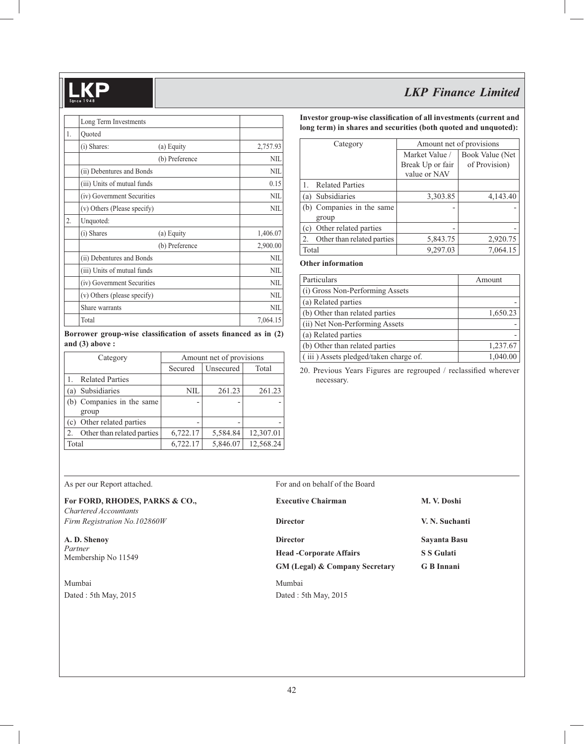| | Long Term Investments | | |
|---|---|---|---|
| 1. | Quoted | | |
| | (i) Shares: | (a) Equity | 2,757.93 |
| | | (b) Preference | NIL |
| | (ii) Debentures and Bonds | | NIL |
| | (iii) Units of mutual funds | | 0.15 |
| | (iv) Government Securities | | NIL |
| | (v) Others (Please specify) | | NIL |
| 2. | Unquoted: | | |
| | (i) Shares | (a) Equity | 1,406.07 |
| | | (b) Preference | 2,900.00 |
| | (ii) Debentures and Bonds | | NIL |
| | (iii) Units of mutual funds | | NIL |
| | (iv) Government Securities | | NIL |
| | (v) Others (please specify) | | NIL |
| | Share warrants | | NIL |
| | Total | | 7,064.15 |

**Borrower group-wise classification of assets financed as in (2) and (3) above :**

| Category | Amount net of provisions | | |
|---|---|---|---|
| | Secured | Unsecured | Total |
| 1. Related Parties | | | |
| (a) Subsidiaries | NIL | 261.23 | 261.23 |
| (b) Companies in the same group | - | - | - |
| (c) Other related parties | - | - | - |
| 2. Other than related parties | 6,722.17 | 5,584.84 | 12,307.01 |
| Total | 6,722.17 | 5,846.07 | 12,568.24 |

**Investor group-wise classification of all investments (current and long term) in shares and securities (both quoted and unquoted):**

| Category | Amount net of provisions | |
|---|---|---|
| | Market Value / Break Up or fair value or NAV | Book Value (Net of Provision) |
| 1. Related Parties | | |
| (a) Subsidiaries | 3,303.85 | 4,143.40 |
| (b) Companies in the same group | - | - |
| (c) Other related parties | - | - |
| 2. Other than related parties | 5,843.75 | 2,920.75 |
| Total | 9,297.03 | 7,064.15 |

**Other information**

| Particulars | Amount |
|---|---|
| (i) Gross Non-Performing Assets | |
| (a) Related parties | - |
| (b) Other than related parties | 1,650.23 |
| (ii) Net Non-Performing Assets | - |
| (a) Related parties | - |
| (b) Other than related parties | 1,237.67 |
| ( iii ) Assets pledged/taken charge of. | 1,040.00 |

20. Previous Years Figures are regrouped / reclassified wherever necessary.

As per our Report attached.

**For FORD, RHODES, PARKS & CO.,**
*Chartered Accountants*
*Firm Registration No.102860W*

**A. D. Shenoy**
*Partner*
Membership No 11549

Mumbai
Dated : 5th May, 2015

For and on behalf of the Board

| | |
|---|---|
| **Executive Chairman** | **M. V. Doshi** |
| **Director** | **V. N. Suchanti** |
| **Director** | **Sayanta Basu** |
| **Head -Corporate Affairs** | **S S Gulati** |
| **GM (Legal) & Company Secretary** | **G B Innani** |

Mumbai
Dated : 5th May, 2015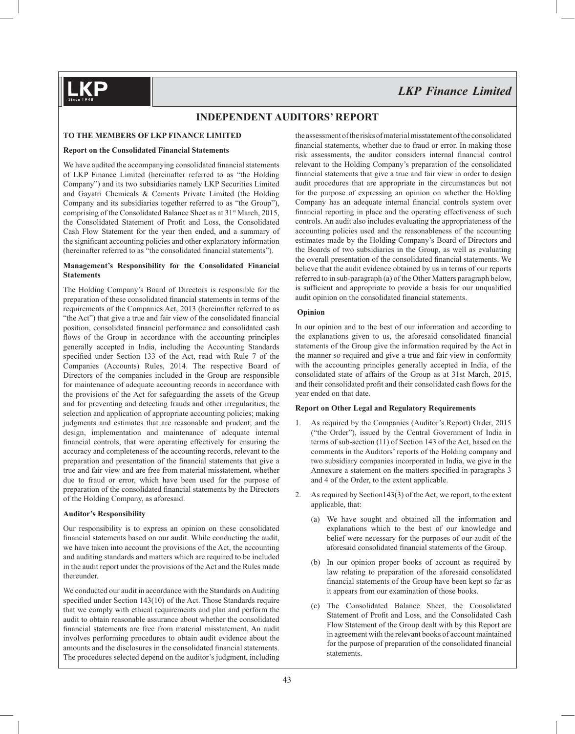# INDEPENDENT AUDITORS' REPORT

**TO THE MEMBERS OF LKP FINANCE LIMITED**

**Report on the Consolidated Financial Statements**

We have audited the accompanying consolidated financial statements of LKP Finance Limited (hereinafter referred to as "the Holding Company") and its two subsidiaries namely LKP Securities Limited and Gayatri Chemicals & Cements Private Limited (the Holding Company and its subsidiaries together referred to as "the Group"), comprising of the Consolidated Balance Sheet as at 31st March, 2015, the Consolidated Statement of Profit and Loss, the Consolidated Cash Flow Statement for the year then ended, and a summary of the significant accounting policies and other explanatory information (hereinafter referred to as "the consolidated financial statements").

**Management's Responsibility for the Consolidated Financial Statements**

The Holding Company's Board of Directors is responsible for the preparation of these consolidated financial statements in terms of the requirements of the Companies Act, 2013 (hereinafter referred to as "the Act") that give a true and fair view of the consolidated financial position, consolidated financial performance and consolidated cash flows of the Group in accordance with the accounting principles generally accepted in India, including the Accounting Standards specified under Section 133 of the Act, read with Rule 7 of the Companies (Accounts) Rules, 2014. The respective Board of Directors of the companies included in the Group are responsible for maintenance of adequate accounting records in accordance with the provisions of the Act for safeguarding the assets of the Group and for preventing and detecting frauds and other irregularities; the selection and application of appropriate accounting policies; making judgments and estimates that are reasonable and prudent; and the design, implementation and maintenance of adequate internal financial controls, that were operating effectively for ensuring the accuracy and completeness of the accounting records, relevant to the preparation and presentation of the financial statements that give a true and fair view and are free from material misstatement, whether due to fraud or error, which have been used for the purpose of preparation of the consolidated financial statements by the Directors of the Holding Company, as aforesaid.

**Auditor's Responsibility**

Our responsibility is to express an opinion on these consolidated financial statements based on our audit. While conducting the audit, we have taken into account the provisions of the Act, the accounting and auditing standards and matters which are required to be included in the audit report under the provisions of the Act and the Rules made thereunder.

We conducted our audit in accordance with the Standards on Auditing specified under Section 143(10) of the Act. Those Standards require that we comply with ethical requirements and plan and perform the audit to obtain reasonable assurance about whether the consolidated financial statements are free from material misstatement. An audit involves performing procedures to obtain audit evidence about the amounts and the disclosures in the consolidated financial statements. The procedures selected depend on the auditor's judgment, including the assessment of the risks of material misstatement of the consolidated financial statements, whether due to fraud or error. In making those risk assessments, the auditor considers internal financial control relevant to the Holding Company's preparation of the consolidated financial statements that give a true and fair view in order to design audit procedures that are appropriate in the circumstances but not for the purpose of expressing an opinion on whether the Holding Company has an adequate internal financial controls system over financial reporting in place and the operating effectiveness of such controls. An audit also includes evaluating the appropriateness of the accounting policies used and the reasonableness of the accounting estimates made by the Holding Company's Board of Directors and the Boards of two subsidiaries in the Group, as well as evaluating the overall presentation of the consolidated financial statements. We believe that the audit evidence obtained by us in terms of our reports referred to in sub-paragraph (a) of the Other Matters paragraph below, is sufficient and appropriate to provide a basis for our unqualified audit opinion on the consolidated financial statements.

**Opinion**

In our opinion and to the best of our information and according to the explanations given to us, the aforesaid consolidated financial statements of the Group give the information required by the Act in the manner so required and give a true and fair view in conformity with the accounting principles generally accepted in India, of the consolidated state of affairs of the Group as at 31st March, 2015, and their consolidated profit and their consolidated cash flows for the year ended on that date.

**Report on Other Legal and Regulatory Requirements**

1. As required by the Companies (Auditor's Report) Order, 2015 ("the Order"), issued by the Central Government of India in terms of sub-section (11) of Section 143 of the Act, based on the comments in the Auditors' reports of the Holding company and two subsidiary companies incorporated in India, we give in the Annexure a statement on the matters specified in paragraphs 3 and 4 of the Order, to the extent applicable.

2. As required by Section143(3) of the Act, we report, to the extent applicable, that:

   (a) We have sought and obtained all the information and explanations which to the best of our knowledge and belief were necessary for the purposes of our audit of the aforesaid consolidated financial statements of the Group.

   (b) In our opinion proper books of account as required by law relating to preparation of the aforesaid consolidated financial statements of the Group have been kept so far as it appears from our examination of those books.

   (c) The Consolidated Balance Sheet, the Consolidated Statement of Profit and Loss, and the Consolidated Cash Flow Statement of the Group dealt with by this Report are in agreement with the relevant books of account maintained for the purpose of preparation of the consolidated financial statements.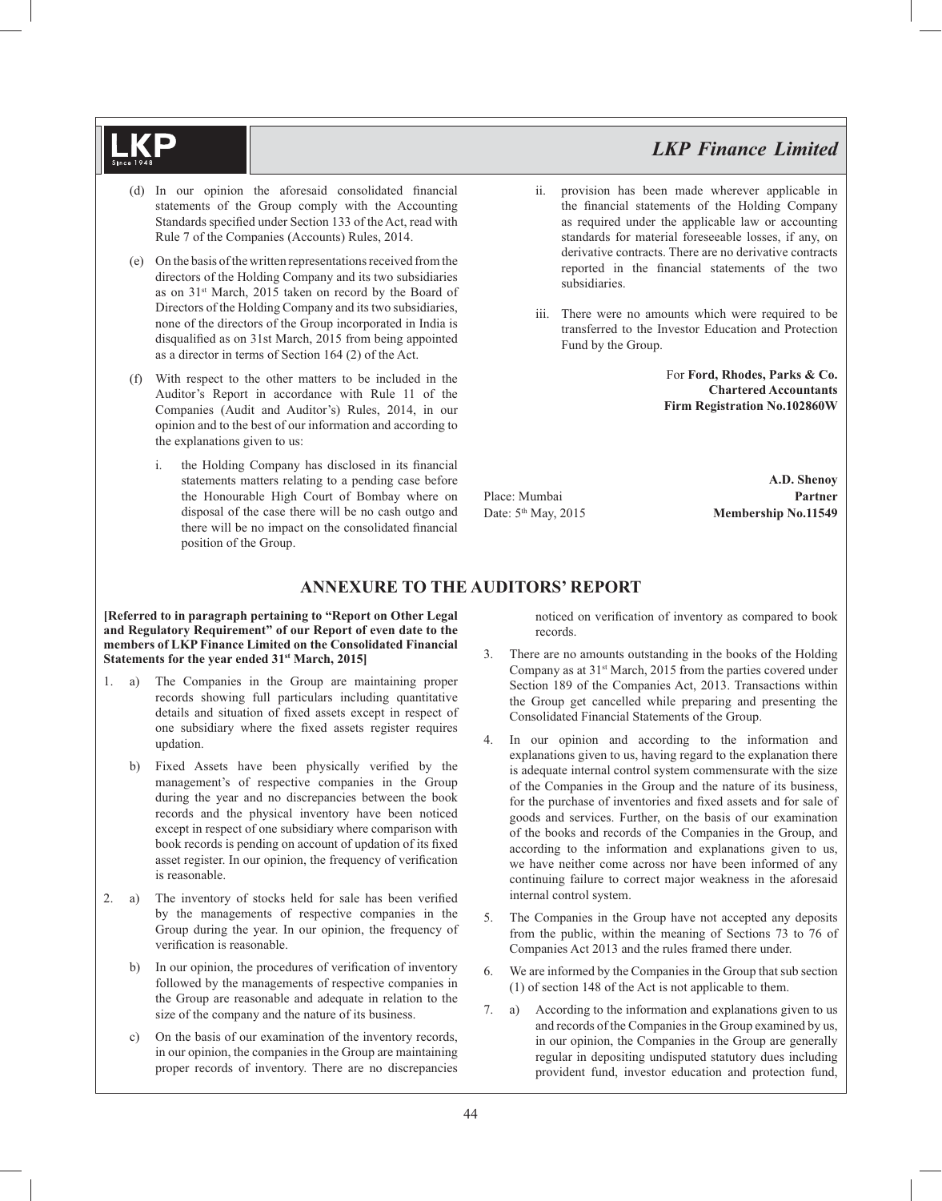(d) In our opinion the aforesaid consolidated financial statements of the Group comply with the Accounting Standards specified under Section 133 of the Act, read with Rule 7 of the Companies (Accounts) Rules, 2014.

(e) On the basis of the written representations received from the directors of the Holding Company and its two subsidiaries as on 31st March, 2015 taken on record by the Board of Directors of the Holding Company and its two subsidiaries, none of the directors of the Group incorporated in India is disqualified as on 31st March, 2015 from being appointed as a director in terms of Section 164 (2) of the Act.

(f) With respect to the other matters to be included in the Auditor's Report in accordance with Rule 11 of the Companies (Audit and Auditor's) Rules, 2014, in our opinion and to the best of our information and according to the explanations given to us:

i. the Holding Company has disclosed in its financial statements matters relating to a pending case before the Honourable High Court of Bombay where on disposal of the case there will be no cash outgo and there will be no impact on the consolidated financial position of the Group.

ii. provision has been made wherever applicable in the financial statements of the Holding Company as required under the applicable law or accounting standards for material foreseeable losses, if any, on derivative contracts. There are no derivative contracts reported in the financial statements of the two subsidiaries.

iii. There were no amounts which were required to be transferred to the Investor Education and Protection Fund by the Group.

For **Ford, Rhodes, Parks & Co.**
**Chartered Accountants**
**Firm Registration No.102860W**

**A.D. Shenoy**
**Partner**
**Membership No.11549**

Place: Mumbai
Date: 5th May, 2015

## ANNEXURE TO THE AUDITORS' REPORT

**[Referred to in paragraph pertaining to "Report on Other Legal and Regulatory Requirement" of our Report of even date to the members of LKP Finance Limited on the Consolidated Financial Statements for the year ended 31st March, 2015]**

1. a) The Companies in the Group are maintaining proper records showing full particulars including quantitative details and situation of fixed assets except in respect of one subsidiary where the fixed assets register requires updation.

   b) Fixed Assets have been physically verified by the management's of respective companies in the Group during the year and no discrepancies between the book records and the physical inventory have been noticed except in respect of one subsidiary where comparison with book records is pending on account of updation of its fixed asset register. In our opinion, the frequency of verification is reasonable.

2. a) The inventory of stocks held for sale has been verified by the managements of respective companies in the Group during the year. In our opinion, the frequency of verification is reasonable.

   b) In our opinion, the procedures of verification of inventory followed by the managements of respective companies in the Group are reasonable and adequate in relation to the size of the company and the nature of its business.

   c) On the basis of our examination of the inventory records, in our opinion, the companies in the Group are maintaining proper records of inventory. There are no discrepancies noticed on verification of inventory as compared to book records.

3. There are no amounts outstanding in the books of the Holding Company as at 31st March, 2015 from the parties covered under Section 189 of the Companies Act, 2013. Transactions within the Group get cancelled while preparing and presenting the Consolidated Financial Statements of the Group.

4. In our opinion and according to the information and explanations given to us, having regard to the explanation there is adequate internal control system commensurate with the size of the Companies in the Group and the nature of its business, for the purchase of inventories and fixed assets and for sale of goods and services. Further, on the basis of our examination of the books and records of the Companies in the Group, and according to the information and explanations given to us, we have neither come across nor have been informed of any continuing failure to correct major weakness in the aforesaid internal control system.

5. The Companies in the Group have not accepted any deposits from the public, within the meaning of Sections 73 to 76 of Companies Act 2013 and the rules framed there under.

6. We are informed by the Companies in the Group that sub section (1) of section 148 of the Act is not applicable to them.

7. a) According to the information and explanations given to us and records of the Companies in the Group examined by us, in our opinion, the Companies in the Group are generally regular in depositing undisputed statutory dues including provident fund, investor education and protection fund,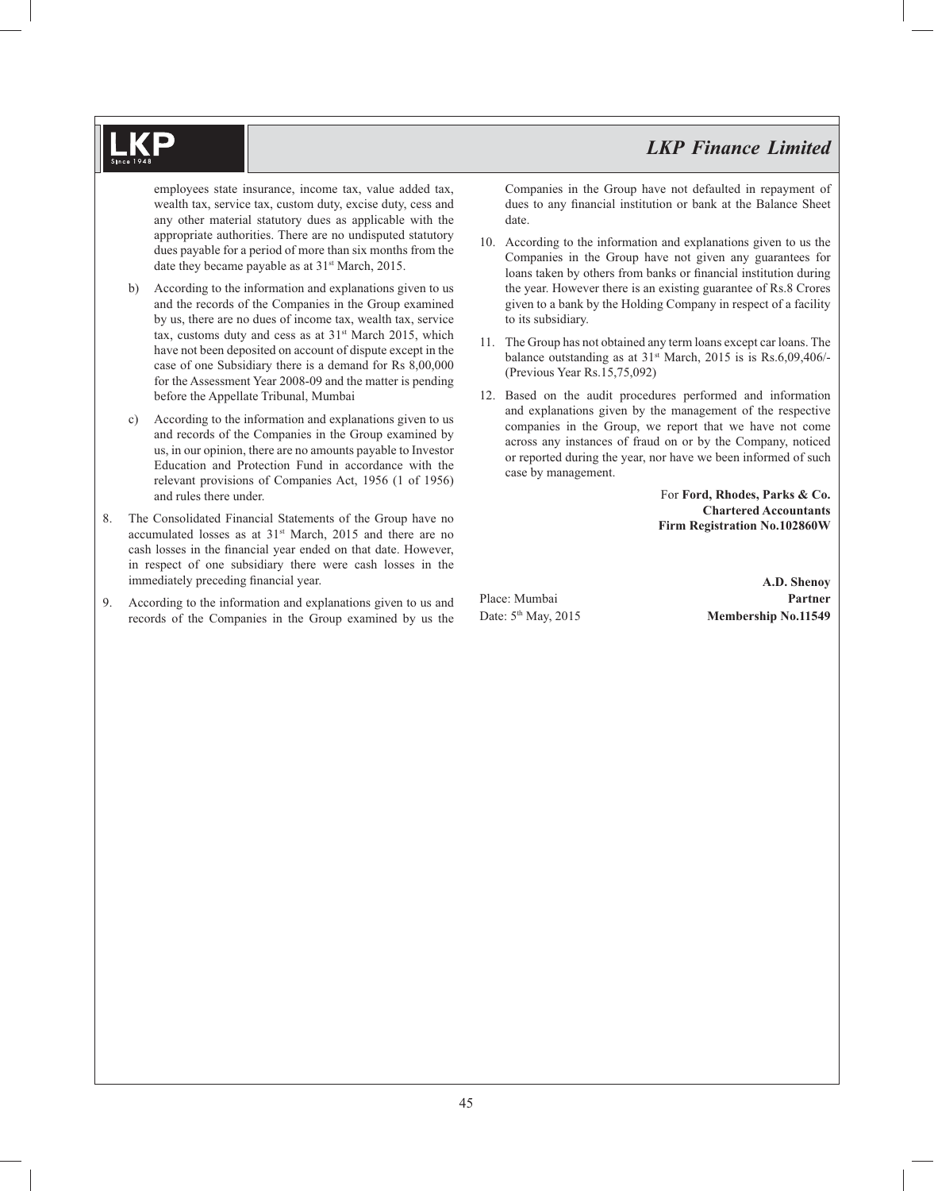employees state insurance, income tax, value added tax, wealth tax, service tax, custom duty, excise duty, cess and any other material statutory dues as applicable with the appropriate authorities. There are no undisputed statutory dues payable for a period of more than six months from the date they became payable as at 31st March, 2015.

b) According to the information and explanations given to us and the records of the Companies in the Group examined by us, there are no dues of income tax, wealth tax, service tax, customs duty and cess as at 31st March 2015, which have not been deposited on account of dispute except in the case of one Subsidiary there is a demand for Rs 8,00,000 for the Assessment Year 2008-09 and the matter is pending before the Appellate Tribunal, Mumbai

c) According to the information and explanations given to us and records of the Companies in the Group examined by us, in our opinion, there are no amounts payable to Investor Education and Protection Fund in accordance with the relevant provisions of Companies Act, 1956 (1 of 1956) and rules there under.

8. The Consolidated Financial Statements of the Group have no accumulated losses as at 31st March, 2015 and there are no cash losses in the financial year ended on that date. However, in respect of one subsidiary there were cash losses in the immediately preceding financial year.

9. According to the information and explanations given to us and records of the Companies in the Group examined by us the Companies in the Group have not defaulted in repayment of dues to any financial institution or bank at the Balance Sheet date.

10. According to the information and explanations given to us the Companies in the Group have not given any guarantees for loans taken by others from banks or financial institution during the year. However there is an existing guarantee of Rs.8 Crores given to a bank by the Holding Company in respect of a facility to its subsidiary.

11. The Group has not obtained any term loans except car loans. The balance outstanding as at 31st March, 2015 is is Rs.6,09,406/- (Previous Year Rs.15,75,092)

12. Based on the audit procedures performed and information and explanations given by the management of the respective companies in the Group, we report that we have not come across any instances of fraud on or by the Company, noticed or reported during the year, nor have we been informed of such case by management.

For **Ford, Rhodes, Parks & Co.**
**Chartered Accountants**
**Firm Registration No.102860W**

**A.D. Shenoy**
**Partner**
**Membership No.11549**

Place: Mumbai
Date: 5th May, 2015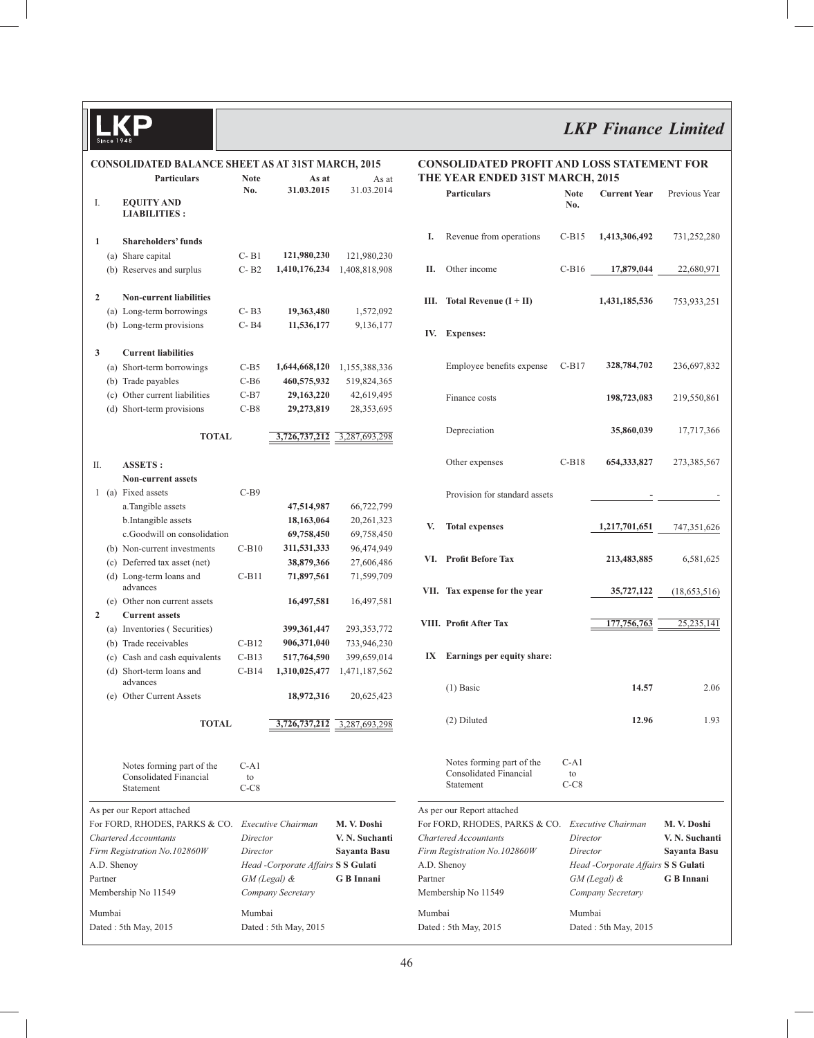# LKP Finance Limited

## CONSOLIDATED BALANCE SHEET AS AT 31ST MARCH, 2015

| | | Particulars | Note No. | As at 31.03.2015 | As at 31.03.2014 |
|---|---|---|---|---|---|
| I. | | **EQUITY AND LIABILITIES :** | | | |
| **1** | | **Shareholders' funds** | | | |
| | (a) | Share capital | C- B1 | **121,980,230** | 121,980,230 |
| | (b) | Reserves and surplus | C- B2 | **1,410,176,234** | 1,408,818,908 |
| **2** | | **Non-current liabilities** | | | |
| | (a) | Long-term borrowings | C- B3 | **19,363,480** | 1,572,092 |
| | (b) | Long-term provisions | C- B4 | **11,536,177** | 9,136,177 |
| **3** | | **Current liabilities** | | | |
| | (a) | Short-term borrowings | C-B5 | **1,644,668,120** | 1,155,388,336 |
| | (b) | Trade payables | C-B6 | **460,575,932** | 519,824,365 |
| | (c) | Other current liabilities | C-B7 | **29,163,220** | 42,619,495 |
| | (d) | Short-term provisions | C-B8 | **29,273,819** | 28,353,695 |
| | | **TOTAL** | | **3,726,737,212** | 3,287,693,298 |
| II. | | **ASSETS :** | | | |
| | | **Non-current assets** | | | |
| 1 | (a) | Fixed assets | C-B9 | | |
| | | a.Tangible assets | | **47,514,987** | 66,722,799 |
| | | b.Intangible assets | | **18,163,064** | 20,261,323 |
| | | c.Goodwill on consolidation | | **69,758,450** | 69,758,450 |
| | (b) | Non-current investments | C-B10 | **311,531,333** | 96,474,949 |
| | (c) | Deferred tax asset (net) | | **38,879,366** | 27,606,486 |
| | (d) | Long-term loans and advances | C-B11 | **71,897,561** | 71,599,709 |
| | (e) | Other non current assets | | **16,497,581** | 16,497,581 |
| **2** | | **Current assets** | | | |
| | (a) | Inventories ( Securities) | | **399,361,447** | 293,353,772 |
| | (b) | Trade receivables | C-B12 | **906,371,040** | 733,946,230 |
| | (c) | Cash and cash equivalents | C-B13 | **517,764,590** | 399,659,014 |
| | (d) | Short-term loans and advances | C-B14 | **1,310,025,477** | 1,471,187,562 |
| | (e) | Other Current Assets | | **18,972,316** | 20,625,423 |
| | | **TOTAL** | | **3,726,737,212** | 3,287,693,298 |
| | | Notes forming part of the Consolidated Financial Statement | C-A1 to C-C8 | | |

As per our Report attached
For FORD, RHODES, PARKS & CO.
*Chartered Accountants*
*Firm Registration No.102860W*
A.D. Shenoy
Partner
Membership No 11549

Mumbai
Dated : 5th May, 2015

*Executive Chairman* **M. V. Doshi**
*Director* **V. N. Suchanti**
*Director* **Sayanta Basu**
*Head -Corporate Affairs* **S S Gulati**
*GM (Legal) & Company Secretary* **G B Innani**

Mumbai
Dated : 5th May, 2015

## CONSOLIDATED PROFIT AND LOSS STATEMENT FOR THE YEAR ENDED 31ST MARCH, 2015

| | Particulars | Note No. | Current Year | Previous Year |
|---|---|---|---|---|
| I. | Revenue from operations | C-B15 | **1,413,306,492** | 731,252,280 |
| II. | Other income | C-B16 | **17,879,044** | 22,680,971 |
| III. | **Total Revenue (I + II)** | | **1,431,185,536** | 753,933,251 |
| IV. | **Expenses:** | | | |
| | Employee benefits expense | C-B17 | **328,784,702** | 236,697,832 |
| | Finance costs | | **198,723,083** | 219,550,861 |
| | Depreciation | | **35,860,039** | 17,717,366 |
| | Other expenses | C-B18 | **654,333,827** | 273,385,567 |
| | Provision for standard assets | | **-** | - |
| V. | **Total expenses** | | **1,217,701,651** | 747,351,626 |
| VI. | **Profit Before Tax** | | **213,483,885** | 6,581,625 |
| VII. | **Tax expense for the year** | | **35,727,122** | (18,653,516) |
| VIII. | **Profit After Tax** | | **177,756,763** | 25,235,141 |
| IX | **Earnings per equity share:** | | | |
| | (1) Basic | | **14.57** | 2.06 |
| | (2) Diluted | | **12.96** | 1.93 |
| | Notes forming part of the Consolidated Financial Statement | C-A1 to C-C8 | | |

As per our Report attached
For FORD, RHODES, PARKS & CO.
*Chartered Accountants*
*Firm Registration No.102860W*
A.D. Shenoy
Partner
Membership No 11549

Mumbai
Dated : 5th May, 2015

*Executive Chairman* **M. V. Doshi**
*Director* **V. N. Suchanti**
*Director* **Sayanta Basu**
*Head -Corporate Affairs* **S S Gulati**
*GM (Legal) & Company Secretary* **G B Innani**

Mumbai
Dated : 5th May, 2015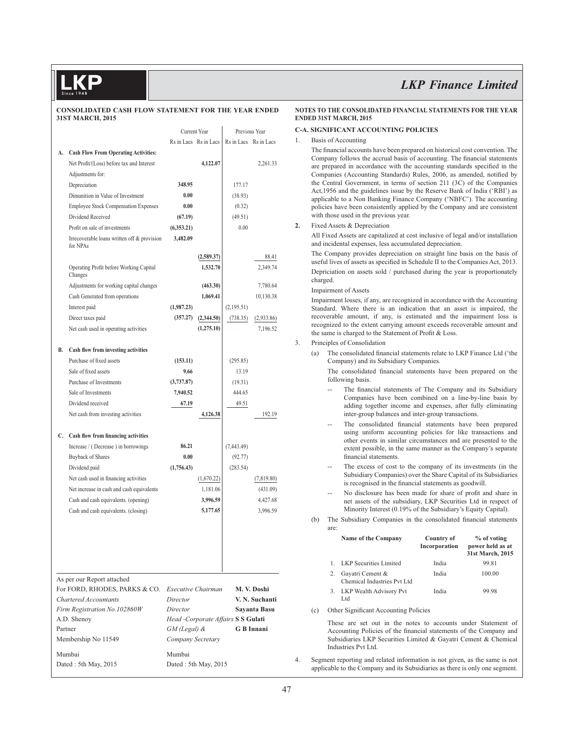## CONSOLIDATED CASH FLOW STATEMENT FOR THE YEAR ENDED 31ST MARCH, 2015

| | | Current Year | | Previous Year | |
|---|---|---|---|---|---|
| | | Rs in Lacs | Rs in Lacs | Rs in Lacs | Rs in Lacs |
| **A.** | **Cash Flow From Operating Activities:** | | | | |
| | Net Profit/(Loss) before tax and Interest | | **4,122.07** | | 2,261.33 |
| | Adjustments for: | | | | |
| | Depreciation | **348.95** | | 177.17 | |
| | Dimunition in Value of Investment | **0.00** | | (38.93) | |
| | Employee Stock Compensation Expenses | **0.00** | | (0.32) | |
| | Dividend Received | **(67.19)** | | (49.51) | |
| | Profit on sale of investments | **(6,353.21)** | | 0.00 | |
| | Irrecoverable loans written off & provision for NPAs | **3,482.09** | | | |
| | | | **(2,589.37)** | | 88.41 |
| | Operating Profit before Working Capital Changes | | **1,532.70** | | 2,349.74 |
| | Adjustments for working capital changes | | **(463.30)** | | 7,780.64 |
| | Cash Generated from operations | | **1,069.41** | | 10,130.38 |
| | Interest paid | **(1,987.23)** | | (2,195.51) | |
| | Direct taxes paid | **(357.27)** | **(2,344.50)** | (738.35) | (2,933.86) |
| | Net cash used in operating activities | | **(1,275.10)** | | 7,196.52 |
| **B.** | **Cash flow from investing activities** | | | | |
| | Purchase of fixed assets | **(153.11)** | | (295.85) | |
| | Sale of fixed assets | **9.66** | | 13.19 | |
| | Purchase of Investments | **(3,737.87)** | | (19.31) | |
| | Sale of Investments | **7,940.52** | | 444.65 | |
| | Dividend received | **67.19** | | 49.51 | |
| | Net cash from investing activities | | **4,126.38** | | 192.19 |
| **C.** | **Cash flow from financing activities** | | | | |
| | Increase / ( Decrease ) in borrowings | **86.21** | | (7,443.49) | |
| | Buyback of Shares | **0.00** | | (92.77) | |
| | Dividend paid | **(1,756.43)** | | (283.54) | |
| | Net cash used in financing activities | | (1,670.22) | | (7,819.80) |
| | Net increase in cash and cash equivalents | | 1,181.06 | | (431.09) |
| | Cash and cash equivalents. (opening) | | **3,996.59** | | 4,427.68 |
| | Cash and cash equivalents. (closing) | | **5,177.65** | | 3,996.59 |

As per our Report attached

| | | |
|---|---|---|
| For FORD, RHODES, PARKS & CO. | *Executive Chairman* | **M. V. Doshi** |
| *Chartered Accountants* | *Director* | **V. N. Suchanti** |
| *Firm Registration No.102860W* | *Director* | **Sayanta Basu** |
| A.D. Shenoy | *Head -Corporate Affairs* | **S S Gulati** |
| Partner | *GM (Legal) &* | **G B Innani** |
| Membership No 11549 | *Company Secretary* | |
| Mumbai | Mumbai | |
| Dated : 5th May, 2015 | Dated : 5th May, 2015 | |

## NOTES TO THE CONSOLIDATED FINANCIAL STATEMENTS FOR THE YEAR ENDED 31ST MARCH, 2015

### C-A. SIGNIFICANT ACCOUNTING POLICIES

1. Basis of Accounting

   The financial accounts have been prepared on historical cost convention. The Company follows the accrual basis of accounting. The financial statements are prepared in accordance with the accounting standards specified in the Companies (Accounting Standards) Rules, 2006, as amended, notified by the Central Government, in terms of section 211 (3C) of the Companies Act,1956 and the guidelines issue by the Reserve Bank of India ('RBI') as applicable to a Non Banking Finance Company ('NBFC'). The accounting policies have been consistently applied by the Company and are consistent with those used in the previous year.

2. Fixed Assets & Depreciation

   All Fixed Assets are capitalized at cost inclusive of legal and/or installation and incidental expenses, less accumulated depreciation.

   The Company provides depreciation on straight line basis on the basis of useful lives of assets as specified in Schedule II to the Companies Act, 2013.

   Depreciation on assets sold / purchased during the year is proportionately charged.

   Impairment of Assets

   Impairment losses, if any, are recognized in accordance with the Accounting Standard. Where there is an indication that an asset is impaired, the recoverable amount, if any, is estimated and the impairment loss is recognized to the extent carrying amount exceeds recoverable amount and the same is charged to the Statement of Profit & Loss.

3. Principles of Consolidation

   (a) The consolidated financial statements relate to LKP Finance Ltd ('the Company) and its Subsidiary Companies.

   The consolidated financial statements have been prepared on the following basis.

   -- The financial statements of The Company and its Subsidiary Companies have been combined on a line-by-line basis by adding together income and expenses, after fully eliminating inter-group balances and inter-group transactions.

   -- The consolidated financial statements have been prepared using uniform accounting policies for like transactions and other events in similar circumstances and are presented to the extent possible, in the same manner as the Company's separate financial statements.

   -- The excess of cost to the company of its investments (in the Subsidiary Companies) over the Share Capital of its Subsidiaries is recognised in the financial statements as goodwill.

   -- No disclosure has been made for share of profit and share in net assets of the subsidiary, LKP Securities Ltd in respect of Minority Interest (0.19% of the Subsidiary's Equity Capital).

   (b) The Subsidiary Companies in the consolidated financial statements are:

| | Name of the Company | Country of Incorporation | % of voting power held as at 31st March, 2015 |
|---|---|---|---|
| 1. | LKP Securities Limited | India | 99.81 |
| 2. | Gayatri Cement & Chemical Industries Pvt Ltd | India | 100.00 |
| 3. | LKP Wealth Advisory Pvt Ltd | India | 99.98 |

   (c) Other Significant Accounting Policies

   These are set out in the notes to accounts under Statement of Accounting Policies of the financial statements of the Company and Subsidiaries LKP Securities Limited & Gayatri Cement & Chemical Industries Pvt Ltd.

4. Segment reporting and related information is not given, as the same is not applicable to the Company and its Subsidiaries as there is only one segment.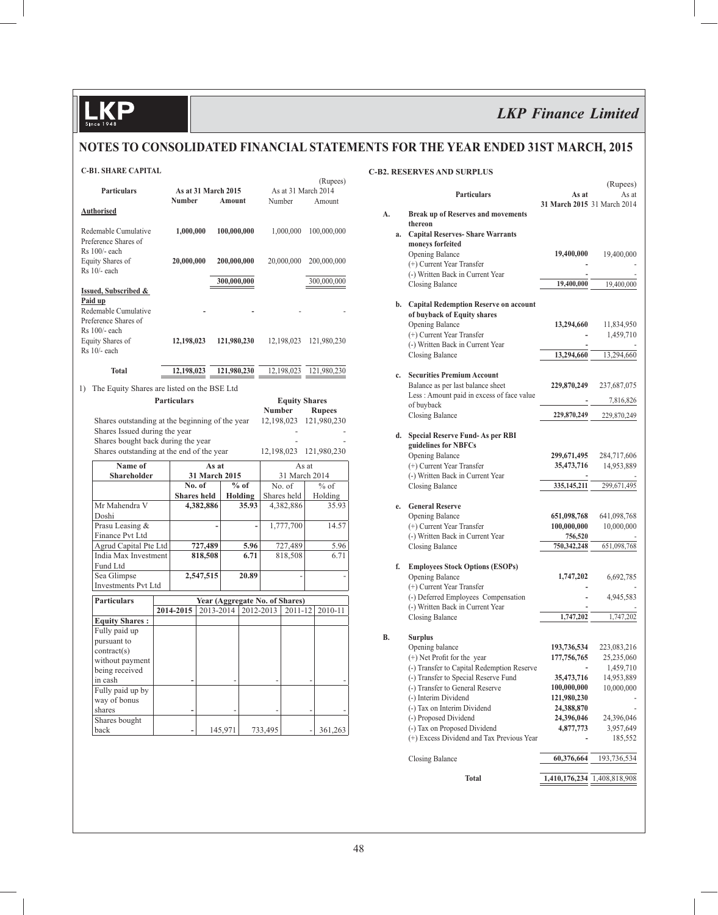# NOTES TO CONSOLIDATED FINANCIAL STATEMENTS FOR THE YEAR ENDED 31ST MARCH, 2015

## C-B1. SHARE CAPITAL

(Rupees)

| Particulars | As at 31 March 2015 | | As at 31 March 2014 | |
|---|---|---|---|---|
| | Number | Amount | Number | Amount |
| **Authorised** | | | | |
| Redemable Cumulative Preference Shares of Rs 100/- each | 1,000,000 | 100,000,000 | 1,000,000 | 100,000,000 |
| Equity Shares of Rs 10/- each | 20,000,000 | 200,000,000 | 20,000,000 | 200,000,000 |
| | | 300,000,000 | | 300,000,000 |
| **Issued, Subscribed & Paid up** | | | | |
| Redemable Cumulative Preference Shares of Rs 100/- each | - | - | - | - |
| Equity Shares of Rs 10/- each | 12,198,023 | 121,980,230 | 12,198,023 | 121,980,230 |
| **Total** | 12,198,023 | 121,980,230 | 12,198,023 | 121,980,230 |

1) The Equity Shares are listed on the BSE Ltd

| Particulars | Equity Shares | |
|---|---|---|
| | Number | Rupees |
| Shares outstanding at the beginning of the year | 12,198,023 | 121,980,230 |
| Shares Issued during the year | - | - |
| Shares bought back during the year | - | - |
| Shares outstanding at the end of the year | 12,198,023 | 121,980,230 |

| Name of Shareholder | As at 31 March 2015 | | As at 31 March 2014 | |
|---|---|---|---|---|
| | No. of Shares held | % of Holding | No. of Shares held | % of Holding |
| Mr Mahendra V Doshi | 4,382,886 | 35.93 | 4,382,886 | 35.93 |
| Prasu Leasing & Finance Pvt Ltd | - | - | 1,777,700 | 14.57 |
| Agrud Capital Pte Ltd | 727,489 | 5.96 | 727,489 | 5.96 |
| India Max Investment Fund Ltd | 818,508 | 6.71 | 818,508 | 6.71 |
| Sea Glimpse Investments Pvt Ltd | 2,547,515 | 20.89 | - | - |

| Particulars | Year (Aggregate No. of Shares) | | | | |
|---|---|---|---|---|---|
| | 2014-2015 | 2013-2014 | 2012-2013 | 2011-12 | 2010-11 |
| **Equity Shares :** | | | | | |
| Fully paid up pursuant to contract(s) without payment being received in cash | - | - | - | - | - |
| Fully paid up by way of bonus shares | - | - | - | - | - |
| Shares bought back | - | 145,971 | 733,495 | - | 361,263 |

## C-B2. RESERVES AND SURPLUS

(Rupees)

| | Particulars | As at 31 March 2015 | As at 31 March 2014 |
|---|---|---|---|
| **A.** | **Break up of Reserves and movements thereon** | | |
| **a.** | **Capital Reserves- Share Warrants moneys forfeited** | | |
| | Opening Balance | 19,400,000 | 19,400,000 |
| | (+) Current Year Transfer | - | - |
| | (-) Written Back in Current Year | - | - |
| | Closing Balance | 19,400,000 | 19,400,000 |
| **b.** | **Capital Redemption Reserve on account of buyback of Equity shares** | | |
| | Opening Balance | 13,294,660 | 11,834,950 |
| | (+) Current Year Transfer | - | 1,459,710 |
| | (-) Written Back in Current Year | - | - |
| | Closing Balance | 13,294,660 | 13,294,660 |
| **c.** | **Securities Premium Account** | | |
| | Balance as per last balance sheet | 229,870,249 | 237,687,075 |
| | Less : Amount paid in excess of face value of buyback | - | 7,816,826 |
| | Closing Balance | 229,870,249 | 229,870,249 |
| **d.** | **Special Reserve Fund- As per RBI guidelines for NBFCs** | | |
| | Opening Balance | 299,671,495 | 284,717,606 |
| | (+) Current Year Transfer | 35,473,716 | 14,953,889 |
| | (-) Written Back in Current Year | - | - |
| | Closing Balance | 335,145,211 | 299,671,495 |
| **e.** | **General Reserve** | | |
| | Opening Balance | 651,098,768 | 641,098,768 |
| | (+) Current Year Transfer | 100,000,000 | 10,000,000 |
| | (-) Written Back in Current Year | 756,520 | - |
| | Closing Balance | 750,342,248 | 651,098,768 |
| **f.** | **Employees Stock Options (ESOPs)** | | |
| | Opening Balance | 1,747,202 | 6,692,785 |
| | (+) Current Year Transfer | - | - |
| | (-) Deferred Employees Compensation | - | 4,945,583 |
| | (-) Written Back in Current Year | - | - |
| | Closing Balance | 1,747,202 | 1,747,202 |
| **B.** | **Surplus** | | |
| | Opening balance | 193,736,534 | 223,083,216 |
| | (+) Net Profit for the year | 177,756,765 | 25,235,060 |
| | (-) Transfer to Capital Redemption Reserve | - | 1,459,710 |
| | (-) Transfer to Special Reserve Fund | 35,473,716 | 14,953,889 |
| | (-) Transfer to General Reserve | 100,000,000 | 10,000,000 |
| | (-) Interim Dividend | 121,980,230 | - |
| | (-) Tax on Interim Dividend | 24,388,870 | - |
| | (-) Proposed Dividend | 24,396,046 | 24,396,046 |
| | (-) Tax on Proposed Dividend | 4,877,773 | 3,957,649 |
| | (+) Excess Dividend and Tax Previous Year | - | 185,552 |
| | Closing Balance | 60,376,664 | 193,736,534 |
| | **Total** | 1,410,176,234 | 1,408,818,908 |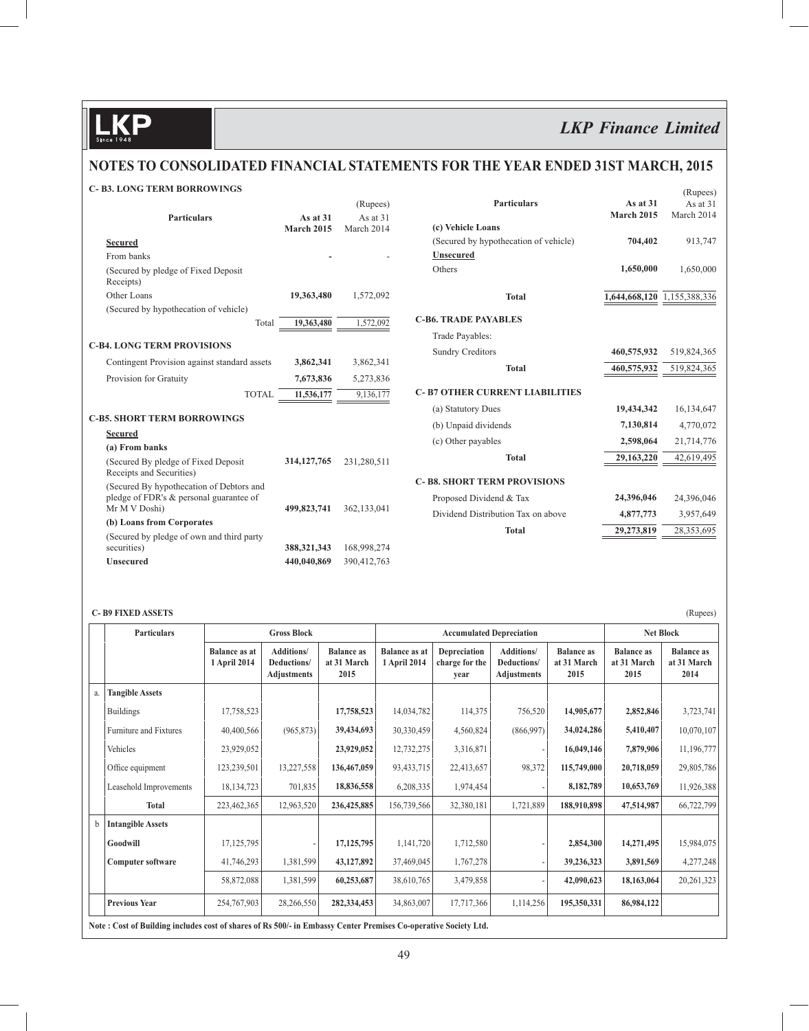# NOTES TO CONSOLIDATED FINANCIAL STATEMENTS FOR THE YEAR ENDED 31ST MARCH, 2015

### C- B3. LONG TERM BORROWINGS

(Rupees)

| Particulars | As at 31 March 2015 | As at 31 March 2014 |
|---|---|---|
| **Secured** | | |
| From banks | - | - |
| (Secured by pledge of Fixed Deposit Receipts) | | |
| Other Loans | **19,363,480** | 1,572,092 |
| (Secured by hypothecation of vehicle) | | |
| Total | **19,363,480** | 1,572,092 |

### C-B4. LONG TERM PROVISIONS

| Particulars | As at 31 March 2015 | As at 31 March 2014 |
|---|---|---|
| Contingent Provision against standard assets | **3,862,341** | 3,862,341 |
| Provision for Gratuity | **7,673,836** | 5,273,836 |
| TOTAL | **11,536,177** | 9,136,177 |

### C-B5. SHORT TERM BORROWINGS

| Particulars | As at 31 March 2015 | As at 31 March 2014 |
|---|---|---|
| **Secured** | | |
| **(a) From banks** | | |
| (Secured By pledge of Fixed Deposit Receipts and Securities) | **314,127,765** | 231,280,511 |
| (Secured By hypothecation of Debtors and pledge of FDR's & personal guarantee of Mr M V Doshi) | **499,823,741** | 362,133,041 |
| **(b) Loans from Corporates** | | |
| (Secured by pledge of own and third party securities) | **388,321,343** | 168,998,274 |
| **Unsecured** | **440,040,869** | 390,412,763 |
| **(c) Vehicle Loans** | | |
| (Secured by hypothecation of vehicle) | **704,402** | 913,747 |
| **Unsecured** | | |
| Others | **1,650,000** | 1,650,000 |
| **Total** | **1,644,668,120** | 1,155,388,336 |

### C-B6. TRADE PAYABLES

| Particulars | As at 31 March 2015 | As at 31 March 2014 |
|---|---|---|
| Trade Payables: | | |
| Sundry Creditors | **460,575,932** | 519,824,365 |
| **Total** | **460,575,932** | 519,824,365 |

### C- B7 OTHER CURRENT LIABILITIES

| Particulars | As at 31 March 2015 | As at 31 March 2014 |
|---|---|---|
| (a) Statutory Dues | **19,434,342** | 16,134,647 |
| (b) Unpaid dividends | **7,130,814** | 4,770,072 |
| (c) Other payables | **2,598,064** | 21,714,776 |
| **Total** | **29,163,220** | 42,619,495 |

### C- B8. SHORT TERM PROVISIONS

| Particulars | As at 31 March 2015 | As at 31 March 2014 |
|---|---|---|
| Proposed Dividend & Tax | **24,396,046** | 24,396,046 |
| Dividend Distribution Tax on above | **4,877,773** | 3,957,649 |
| **Total** | **29,273,819** | 28,353,695 |

### C- B9 FIXED ASSETS

(Rupees)

| | Particulars | Gross Block | | | Accumulated Depreciation | | | | Net Block | |
|---|---|---|---|---|---|---|---|---|---|---|
| | | Balance as at 1 April 2014 | Additions/ Deductions/ Adjustments | Balance as at 31 March 2015 | Balance as at 1 April 2014 | Depreciation charge for the year | Additions/ Deductions/ Adjustments | Balance as at 31 March 2015 | Balance as at 31 March 2015 | Balance as at 31 March 2014 |
| a. | **Tangible Assets** | | | | | | | | | |
| | Buildings | 17,758,523 | | **17,758,523** | 14,034,782 | 114,375 | 756,520 | **14,905,677** | **2,852,846** | 3,723,741 |
| | Furniture and Fixtures | 40,400,566 | (965,873) | **39,434,693** | 30,330,459 | 4,560,824 | (866,997) | **34,024,286** | **5,410,407** | 10,070,107 |
| | Vehicles | 23,929,052 | | **23,929,052** | 12,732,275 | 3,316,871 | - | **16,049,146** | **7,879,906** | 11,196,777 |
| | Office equipment | 123,239,501 | 13,227,558 | **136,467,059** | 93,433,715 | 22,413,657 | 98,372 | **115,749,000** | **20,718,059** | 29,805,786 |
| | Leasehold Improvements | 18,134,723 | 701,835 | **18,836,558** | 6,208,335 | 1,974,454 | - | **8,182,789** | **10,653,769** | 11,926,388 |
| | **Total** | 223,462,365 | 12,963,520 | **236,425,885** | 156,739,566 | 32,380,181 | 1,721,889 | **188,910,898** | **47,514,987** | 66,722,799 |
| b | **Intangible Assets** | | | | | | | | | |
| | **Goodwill** | 17,125,795 | - | **17,125,795** | 1,141,720 | 1,712,580 | - | **2,854,300** | **14,271,495** | 15,984,075 |
| | **Computer software** | 41,746,293 | 1,381,599 | **43,127,892** | 37,469,045 | 1,767,278 | - | **39,236,323** | **3,891,569** | 4,277,248 |
| | | 58,872,088 | 1,381,599 | **60,253,687** | 38,610,765 | 3,479,858 | - | **42,090,623** | **18,163,064** | 20,261,323 |
| | **Previous Year** | 254,767,903 | 28,266,550 | **282,334,453** | 34,863,007 | 17,717,366 | 1,114,256 | **195,350,331** | **86,984,122** | |

**Note : Cost of Building includes cost of shares of Rs 500/- in Embassy Center Premises Co-operative Society Ltd.**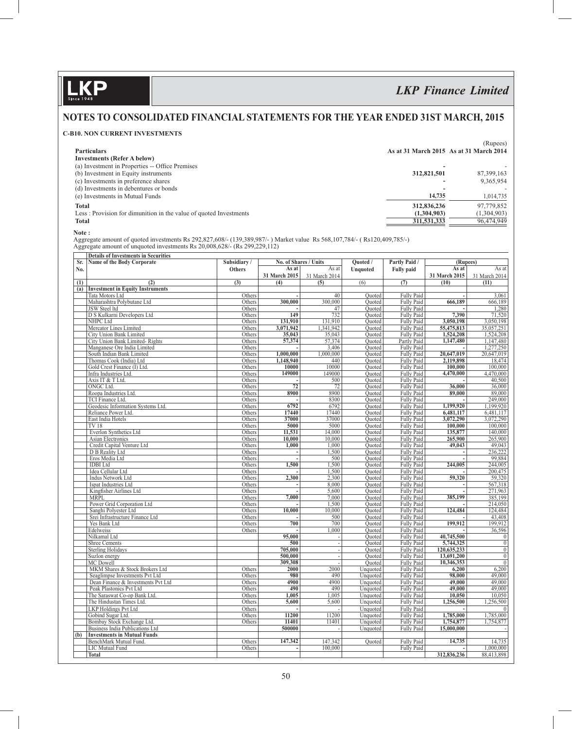## NOTES TO CONSOLIDATED FINANCIAL STATEMENTS FOR THE YEAR ENDED 31ST MARCH, 2015

### C-B10. NON CURRENT INVESTMENTS

(Rupees)

| Particulars | As at 31 March 2015 | As at 31 March 2014 |
|---|---|---|
| **Investments (Refer A below)** | | |
| (a) Investment in Properties -- Office Premises | - | - |
| (b) Investment in Equity instruments | 312,821,501 | 87,399,163 |
| (c) Investments in preference shares | - | 9,365,954 |
| (d) Investments in debentures or bonds | - | - |
| (e) Investments in Mutual Funds | 14,735 | 1,014,735 |
| **Total** | 312,836,236 | 97,779,852 |
| Less : Provision for dimunition in the value of quoted Investments | (1,304,903) | (1,304,903) |
| **Total** | 311,531,333 | 96,474,949 |

**Note :**

Aggregate amount of quoted investments Rs 292,827,608/- (139,389,987/- ) Market value Rs 568,107,784/- ( Rs120,409,785/-)
Aggregate amount of unquoted investments Rs 20,008,628/- (Rs 299,229,112)

**Details of Investments in Securities**

| Sr. No. | Name of the Body Corporate | Subsidiary / Others | No. of Shares / Units As at 31 March 2015 | No. of Shares / Units As at 31 March 2014 | Quoted / Unquoted | Partly Paid / Fully paid | (Rupees) As at 31 March 2015 | (Rupees) As at 31 March 2014 |
|---|---|---|---|---|---|---|---|---|
| (1) | (2) | (3) | (4) | (5) | (6) | (7) | (10) | (11) |
| (a) | **Investment in Equity Instruments** | | | | | | | |
| | Tata Motors Ltd | Others | - | 40 | Quoted | Fully Paid | - | 3,061 |
| | Maharashtra Polybutane Ltd | Others | 300,000 | 300,000 | Quoted | Fully Paid | 666,189 | 666,189 |
| | JSW Steel ltd | Others | - | 47 | Quoted | Fully Paid | - | 1,280 |
| | D S Kulkarni Developers Ltd | Others | 149 | 732 | Quoted | Fully Paid | 7,390 | 71,520 |
| | NHPC Ltd | Others | 131,910 | 131,910 | Quoted | Fully Paid | 3,050,198 | 3,050,198 |
| | Mercator Lines Limited | Others | 3,071,942 | 1,341,942 | Quoted | Fully Paid | 55,475,813 | 35,057,251 |
| | City Union Bank Limited | Others | 35,043 | 35,043 | Quoted | Fully Paid | 1,524,208 | 1,524,208 |
| | City Union Bank Limited- Rights | Others | 57,374 | 57,374 | Quoted | Partly Paid | 1,147,480 | 1,147,480 |
| | Manganese Ore India Limited | Others | - | 3,406 | Quoted | Fully Paid | - | 1,277,250 |
| | South Indian Bank Limited | Others | 1,000,000 | 1,000,000 | Quoted | Fully Paid | 20,647,019 | 20,647,019 |
| | Thomas Cook (India) Ltd | Others | 1,148,940 | 440 | Quoted | Fully Paid | 2,119,898 | 18,474 |
| | Gold Crest Finance (I) Ltd. | Others | 10000 | 10000 | Quoted | Fully Paid | 100,000 | 100,000 |
| | Infra Industries Ltd. | Others | 149000 | 149000 | Quoted | Fully Paid | 4,470,000 | 4,470,000 |
| | Axis IT & T Ltd. | Others | - | 500 | Quoted | Fully Paid | - | 40,500 |
| | ONGC Ltd. | Others | 72 | 72 | Quoted | Fully Paid | 36,000 | 36,000 |
| | Roopa Industries Ltd. | Others | 8900 | 8900 | Quoted | Fully Paid | 89,000 | 89,000 |
| | TCI Finance Ltd. | Others | - | 8300 | Quoted | Fully Paid | - | 249,000 |
| | Geodesic Information Systems Ltd. | Others | 6792 | 6792 | Quoted | Fully Paid | 1,199,920 | 1,199,920 |
| | Reliance Power Ltd. | Others | 17440 | 17440 | Quoted | Fully Paid | 6,481,117 | 6,481,117 |
| | East India Hotels | Others | 37000 | 37000 | Quoted | Fully Paid | 3,072,290 | 3,072,290 |
| | TV 18 | Others | 5000 | 5000 | Quoted | Fully Paid | 100,000 | 100,000 |
| | Everlon Synthetics Ltd | Others | 11,531 | 14,000 | Quoted | Fully Paid | 135,877 | 140,000 |
| | Asian Electronics | Others | 10,000 | 10,000 | Quoted | Fully Paid | 265,900 | 265,900 |
| | Credit Capital Venture Ltd | Others | 1,000 | 1,000 | Quoted | Fully Paid | 49,043 | 49,043 |
| | D B Reality Ltd | Others | - | 1,500 | Quoted | Fully Paid | - | 236,222 |
| | Eros Media Ltd | Others | - | 500 | Quoted | Fully Paid | - | 99,884 |
| | IDBI Ltd | Others | 1,500 | 1,500 | Quoted | Fully Paid | 244,005 | 244,005 |
| | Idea Cellular Ltd | Others | - | 1,500 | Quoted | Fully Paid | - | 200,475 |
| | Indus Network Ltd | Others | 2,300 | 2,300 | Quoted | Fully Paid | 59,320 | 59,320 |
| | Ispat Industries Ltd | Others | - | 8,000 | Quoted | Fully Paid | - | 567,318 |
| | Kingfisher Airlines Ltd | Others | - | 5,600 | Quoted | Fully Paid | - | 271,963 |
| | MRPL | Others | 7,000 | 7,000 | Quoted | Fully Paid | 385,199 | 385,199 |
| | Power Grid Corporation Ltd | Others | - | 1,500 | Quoted | Fully Paid | - | 214,050 |
| | Sanghi Polyester Ltd | Others | 10,000 | 10,000 | Quoted | Fully Paid | 124,484 | 124,484 |
| | Srei Infrastructure Finance Ltd | Others | - | 500 | Quoted | Fully Paid | - | 43,408 |
| | Yes Bank Ltd | Others | 700 | 700 | Quoted | Fully Paid | 199,912 | 199,912 |
| | Edelweiss | Others | - | 1,000 | Quoted | Fully Paid | - | 36,596 |
| | Nilkamal Ltd | | 95,000 | - | Quoted | Fully Paid | 40,745,500 | 0 |
| | Shree Cements | | 500 | - | Quoted | Fully Paid | 5,744,325 | 0 |
| | Sterling Holidays | | 705,000 | - | Quoted | Fully Paid | 120,635,233 | 0 |
| | Suzlon energy | | 500,000 | - | Quoted | Fully Paid | 13,691,200 | 0 |
| | MC Dowell | | 309,308 | - | Quoted | Fully Paid | 10,346,353 | 0 |
| | MKM Shares & Stock Brokers Ltd | Others | 2000 | 2000 | Unquoted | Fully Paid | 6,200 | 6,200 |
| | Seaglimpse Investments Pvt Ltd | Others | 980 | 490 | Unquoted | Fully Paid | 98,000 | 49,000 |
| | Dean Finance & Investments Pvt Ltd | Others | 4900 | 4900 | Unquoted | Fully Paid | 49,000 | 49,000 |
| | Peak Plastonics Pvt Ltd | Others | 490 | 490 | Unquoted | Fully Paid | 49,000 | 49,000 |
| | The Saraswat Co-op Bank Ltd. | Others | 1,005 | 1,005 | Unquoted | Fully Paid | 10,050 | 10,050 |
| | The Hindustan Times Ltd. | Others | 5,600 | 5,600 | Unquoted | Fully Paid | 1,256,500 | 1,256,500 |
| | LKP Holdings Pvt Ltd | Others | - | - | Unquoted | Fully Paid | - | 0 |
| | Gobind Sugar Ltd. | Others | 11200 | 11200 | Unquoted | Fully Paid | 1,785,000 | 1,785,000 |
| | Bombay Stock Exchange Ltd. | Others | 11401 | 11401 | Unquoted | Fully Paid | 1,754,877 | 1,754,877 |
| | Business India Publications Ltd | | 500000 | - | Unquoted | Fully Paid | 15,000,000 | - |
| (b) | **Investments in Mutual Funds** | | | | | | | |
| | BenchMark Mutual Fund. | Others | 147.342 | 147.342 | Quoted | Fully Paid | 14,735 | 14,735 |
| | LIC Mutual Fund | Others | - | 100,000 | | Fully Paid | - | 1,000,000 |
| | **Total** | | | | | | 312,836,236 | 88,413,898 |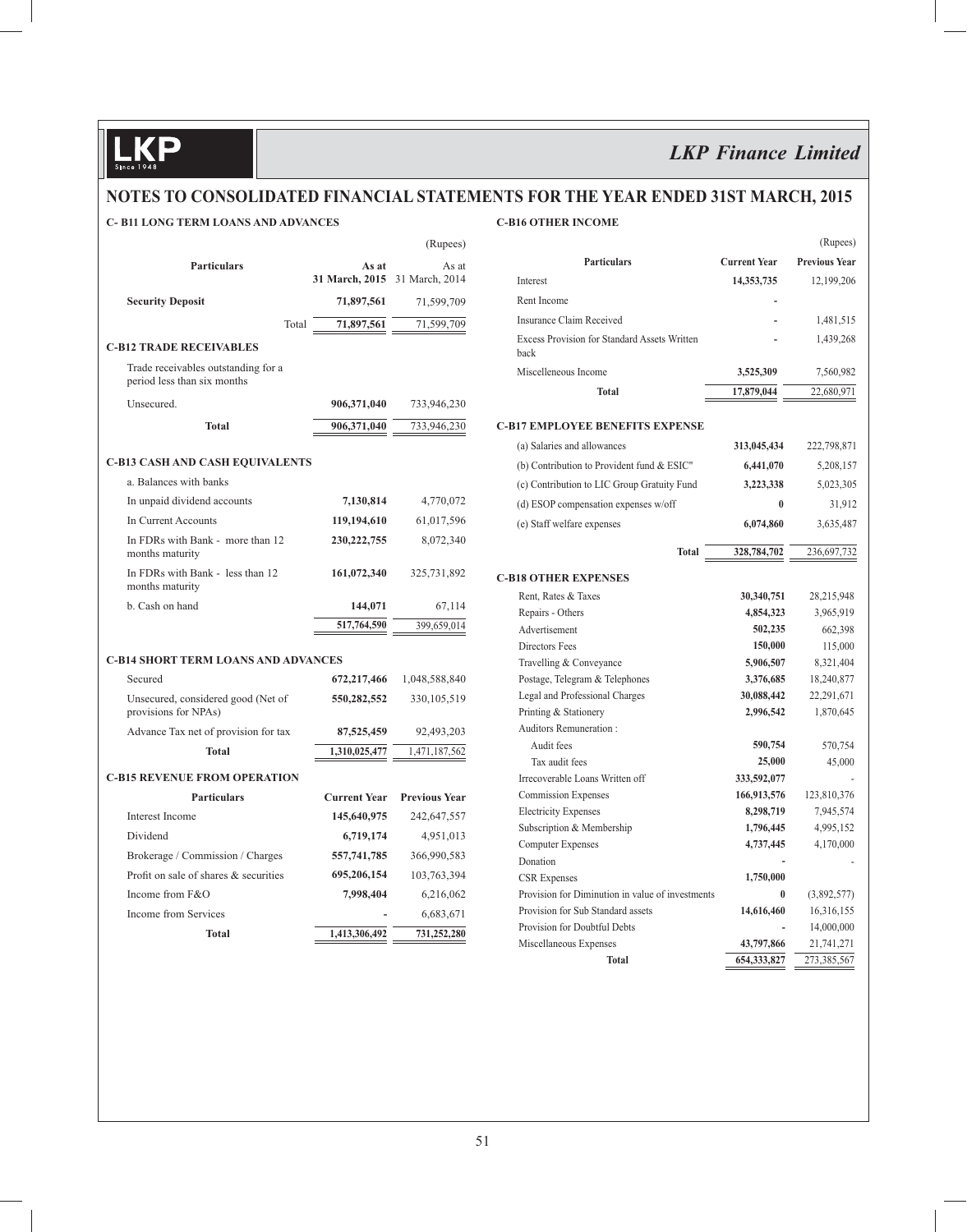## NOTES TO CONSOLIDATED FINANCIAL STATEMENTS FOR THE YEAR ENDED 31ST MARCH, 2015

### C- B11 LONG TERM LOANS AND ADVANCES

(Rupees)

| Particulars | As at 31 March, 2015 | As at 31 March, 2014 |
|---|---|---|
| **Security Deposit** | **71,897,561** | 71,599,709 |
| Total | **71,897,561** | 71,599,709 |

### C-B12 TRADE RECEIVABLES

| Particulars | As at 31 March, 2015 | As at 31 March, 2014 |
|---|---|---|
| Trade receivables outstanding for a period less than six months | | |
| Unsecured. | **906,371,040** | 733,946,230 |
| **Total** | **906,371,040** | 733,946,230 |

### C-B13 CASH AND CASH EQUIVALENTS

| Particulars | As at 31 March, 2015 | As at 31 March, 2014 |
|---|---|---|
| a. Balances with banks | | |
| In unpaid dividend accounts | **7,130,814** | 4,770,072 |
| In Current Accounts | **119,194,610** | 61,017,596 |
| In FDRs with Bank - more than 12 months maturity | **230,222,755** | 8,072,340 |
| In FDRs with Bank - less than 12 months maturity | **161,072,340** | 325,731,892 |
| b. Cash on hand | **144,071** | 67,114 |
| | **517,764,590** | 399,659,014 |

### C-B14 SHORT TERM LOANS AND ADVANCES

| Particulars | As at 31 March, 2015 | As at 31 March, 2014 |
|---|---|---|
| Secured | **672,217,466** | 1,048,588,840 |
| Unsecured, considered good (Net of provisions for NPAs) | **550,282,552** | 330,105,519 |
| Advance Tax net of provision for tax | **87,525,459** | 92,493,203 |
| **Total** | **1,310,025,477** | 1,471,187,562 |

### C-B15 REVENUE FROM OPERATION

| Particulars | Current Year | Previous Year |
|---|---|---|
| Interest Income | **145,640,975** | 242,647,557 |
| Dividend | **6,719,174** | 4,951,013 |
| Brokerage / Commission / Charges | **557,741,785** | 366,990,583 |
| Profit on sale of shares & securities | **695,206,154** | 103,763,394 |
| Income from F&O | **7,998,404** | 6,216,062 |
| Income from Services | **-** | 6,683,671 |
| **Total** | **1,413,306,492** | 731,252,280 |

### C-B16 OTHER INCOME

(Rupees)

| Particulars | Current Year | Previous Year |
|---|---|---|
| Interest | **14,353,735** | 12,199,206 |
| Rent Income | **-** | |
| Insurance Claim Received | **-** | 1,481,515 |
| Excess Provision for Standard Assets Written back | **-** | 1,439,268 |
| Miscelleneous Income | **3,525,309** | 7,560,982 |
| **Total** | **17,879,044** | 22,680,971 |

### C-B17 EMPLOYEE BENEFITS EXPENSE

| Particulars | Current Year | Previous Year |
|---|---|---|
| (a) Salaries and allowances | **313,045,434** | 222,798,871 |
| (b) Contribution to Provident fund & ESIC" | **6,441,070** | 5,208,157 |
| (c) Contribution to LIC Group Gratuity Fund | **3,223,338** | 5,023,305 |
| (d) ESOP compensation expenses w/off | **0** | 31,912 |
| (e) Staff welfare expenses | **6,074,860** | 3,635,487 |
| **Total** | **328,784,702** | 236,697,732 |

### C-B18 OTHER EXPENSES

| Particulars | Current Year | Previous Year |
|---|---|---|
| Rent, Rates & Taxes | **30,340,751** | 28,215,948 |
| Repairs - Others | **4,854,323** | 3,965,919 |
| Advertisement | **502,235** | 662,398 |
| Directors Fees | **150,000** | 115,000 |
| Travelling & Conveyance | **5,906,507** | 8,321,404 |
| Postage, Telegram & Telephones | **3,376,685** | 18,240,877 |
| Legal and Professional Charges | **30,088,442** | 22,291,671 |
| Printing & Stationery | **2,996,542** | 1,870,645 |
| Auditors Remuneration : | | |
| Audit fees | **590,754** | 570,754 |
| Tax audit fees | **25,000** | 45,000 |
| Irrecoverable Loans Written off | **333,592,077** | - |
| Commission Expenses | **166,913,576** | 123,810,376 |
| Electricity Expenses | **8,298,719** | 7,945,574 |
| Subscription & Membership | **1,796,445** | 4,995,152 |
| Computer Expenses | **4,737,445** | 4,170,000 |
| Donation | **-** | - |
| CSR Expenses | **1,750,000** | |
| Provision for Diminution in value of investments | **0** | (3,892,577) |
| Provision for Sub Standard assets | **14,616,460** | 16,316,155 |
| Provision for Doubtful Debts | **-** | 14,000,000 |
| Miscellaneous Expenses | **43,797,866** | 21,741,271 |
| **Total** | **654,333,827** | 273,385,567 |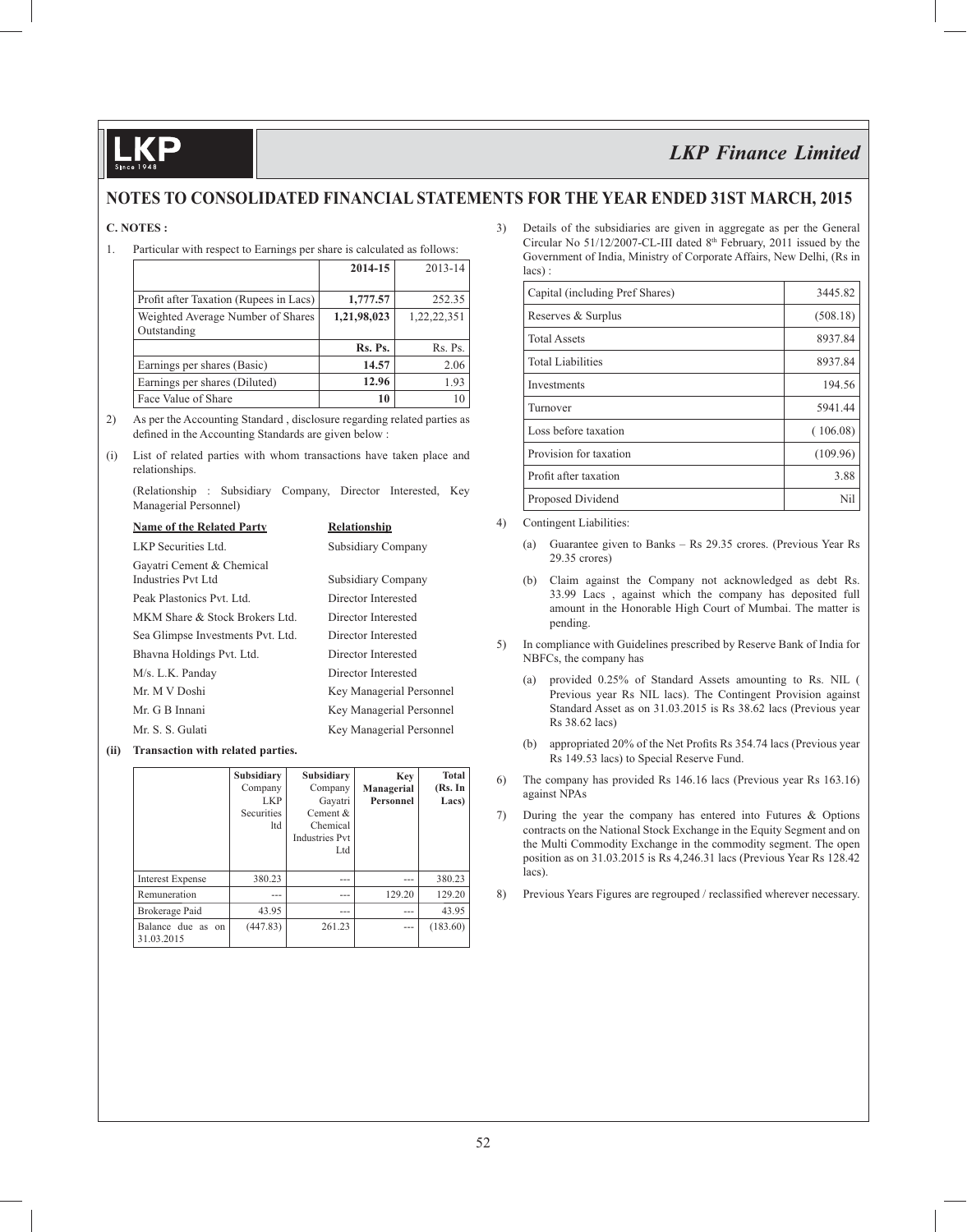# NOTES TO CONSOLIDATED FINANCIAL STATEMENTS FOR THE YEAR ENDED 31ST MARCH, 2015

**C. NOTES :**

1. Particular with respect to Earnings per share is calculated as follows:

| | **2014-15** | 2013-14 |
|---|---|---|
| Profit after Taxation (Rupees in Lacs) | **1,777.57** | 252.35 |
| Weighted Average Number of Shares Outstanding | **1,21,98,023** | 1,22,22,351 |
| | **Rs. Ps.** | Rs. Ps. |
| Earnings per shares (Basic) | **14.57** | 2.06 |
| Earnings per shares (Diluted) | **12.96** | 1.93 |
| Face Value of Share | **10** | 10 |

2) As per the Accounting Standard , disclosure regarding related parties as defined in the Accounting Standards are given below :

(i) List of related parties with whom transactions have taken place and relationships.

(Relationship : Subsidiary Company, Director Interested, Key Managerial Personnel)

| **Name of the Related Party** | **Relationship** |
|---|---|
| LKP Securities Ltd. | Subsidiary Company |
| Gayatri Cement & Chemical Industries Pvt Ltd | Subsidiary Company |
| Peak Plastonics Pvt. Ltd. | Director Interested |
| MKM Share & Stock Brokers Ltd. | Director Interested |
| Sea Glimpse Investments Pvt. Ltd. | Director Interested |
| Bhavna Holdings Pvt. Ltd. | Director Interested |
| M/s. L.K. Panday | Director Interested |
| Mr. M V Doshi | Key Managerial Personnel |
| Mr. G B Innani | Key Managerial Personnel |
| Mr. S. S. Gulati | Key Managerial Personnel |

**(ii) Transaction with related parties.**

| | **Subsidiary** Company LKP Securities ltd | **Subsidiary** Company Gayatri Cement & Chemical Industries Pvt Ltd | **Key Managerial Personnel** | **Total (Rs. In Lacs)** |
|---|---|---|---|---|
| Interest Expense | 380.23 | --- | --- | 380.23 |
| Remuneration | --- | --- | 129.20 | 129.20 |
| Brokerage Paid | 43.95 | --- | --- | 43.95 |
| Balance due as on 31.03.2015 | (447.83) | 261.23 | --- | (183.60) |

3) Details of the subsidiaries are given in aggregate as per the General Circular No 51/12/2007-CL-III dated 8th February, 2011 issued by the Government of India, Ministry of Corporate Affairs, New Delhi, (Rs in lacs) :

| | |
|---|---|
| Capital (including Pref Shares) | 3445.82 |
| Reserves & Surplus | (508.18) |
| Total Assets | 8937.84 |
| Total Liabilities | 8937.84 |
| Investments | 194.56 |
| Turnover | 5941.44 |
| Loss before taxation | ( 106.08) |
| Provision for taxation | (109.96) |
| Profit after taxation | 3.88 |
| Proposed Dividend | Nil |

4) Contingent Liabilities:

(a) Guarantee given to Banks – Rs 29.35 crores. (Previous Year Rs 29.35 crores)

(b) Claim against the Company not acknowledged as debt Rs. 33.99 Lacs , against which the company has deposited full amount in the Honorable High Court of Mumbai. The matter is pending.

5) In compliance with Guidelines prescribed by Reserve Bank of India for NBFCs, the company has

(a) provided 0.25% of Standard Assets amounting to Rs. NIL ( Previous year Rs NIL lacs). The Contingent Provision against Standard Asset as on 31.03.2015 is Rs 38.62 lacs (Previous year Rs 38.62 lacs)

(b) appropriated 20% of the Net Profits Rs 354.74 lacs (Previous year Rs 149.53 lacs) to Special Reserve Fund.

6) The company has provided Rs 146.16 lacs (Previous year Rs 163.16) against NPAs

7) During the year the company has entered into Futures & Options contracts on the National Stock Exchange in the Equity Segment and on the Multi Commodity Exchange in the commodity segment. The open position as on 31.03.2015 is Rs 4,246.31 lacs (Previous Year Rs 128.42 lacs).

8) Previous Years Figures are regrouped / reclassified wherever necessary.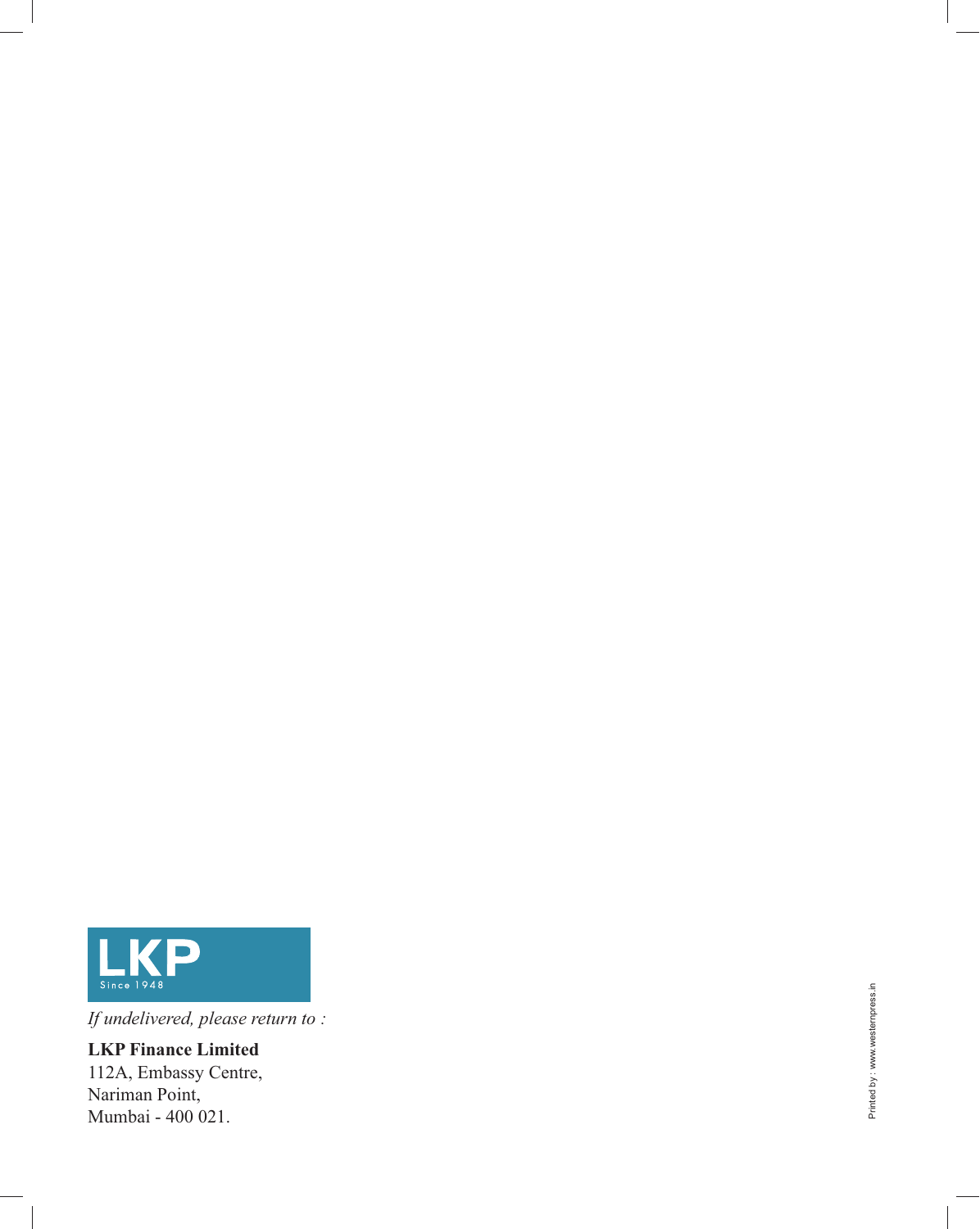LKP

Since 1948

*If undelivered, please return to :*

**LKP Finance Limited**
112A, Embassy Centre,
Nariman Point,
Mumbai - 400 021.

Printed by : www.westernpress.in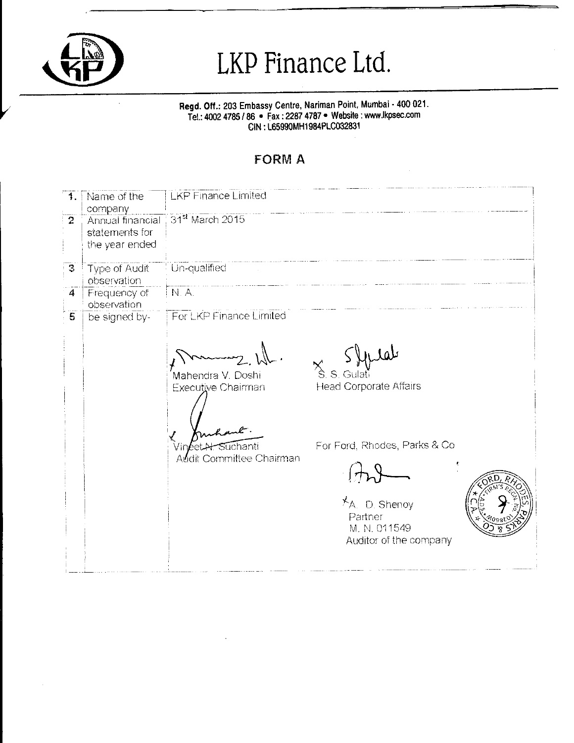# LKP Finance Ltd.

**Regd. Off.: 203 Embassy Centre, Nariman Point, Mumbai - 400 021.**
**Tel.: 4002 4785 / 86 • Fax : 2287 4787 • Website : www.lkpsec.com**
**CIN : L65990MH1984PLC032831**

## FORM A

| | | |
|---|---|---|
| 1. | Name of the company | LKP Finance Limited |
| 2 | Annual financial statements for the year ended | 31st March 2015 |
| 3 | Type of Audit observation | Un-qualified |
| 4 | Frequency of observation | N. A. |
| 5 | be signed by- | For LKP Finance Limited<br><br>Mahendra V. Doshi<br>Executive Chairman<br><br>S. S. Gulati<br>Head Corporate Affairs<br><br>Vineet N. Suchanti<br>Audit Committee Chairman<br><br>For Ford, Rhodes, Parks & Co<br><br>A. D. Shenoy<br>Partner<br>M. N. 011549<br>Auditor of the company |